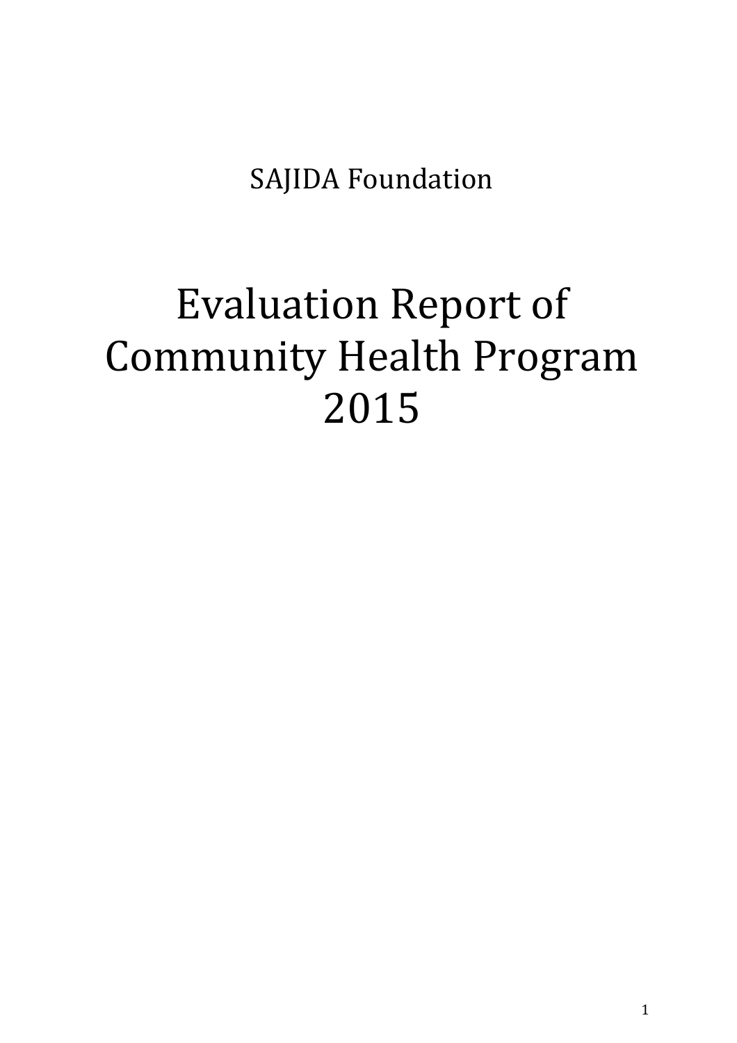SAJIDA Foundation

# Evaluation Report of Community Health Program 2015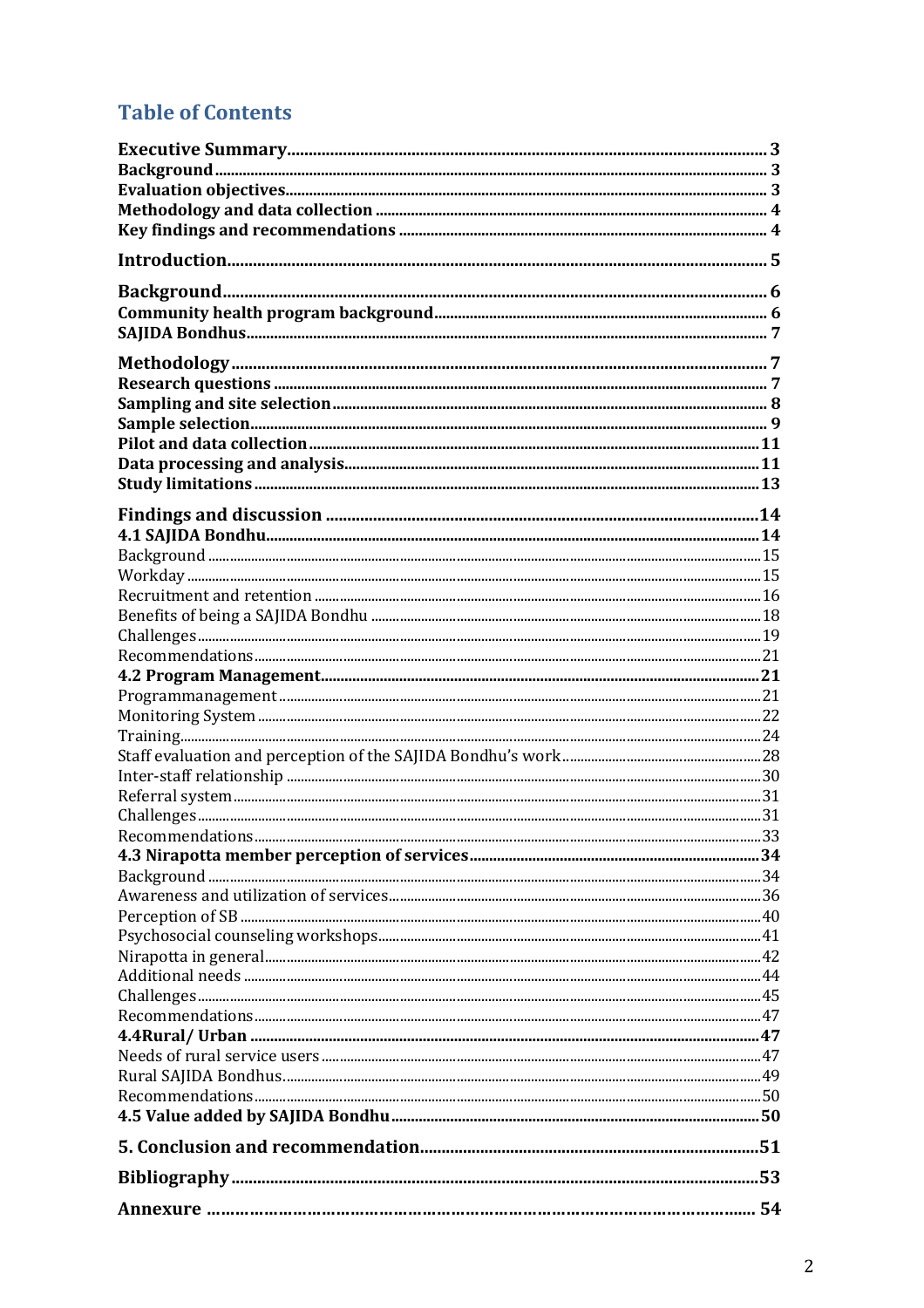## Table of Contents

| | |
|---|---|
| **Executive Summary** | **3** |
| **Background** | **3** |
| **Evaluation objectives** | **3** |
| **Methodology and data collection** | **4** |
| **Key findings and recommendations** | **4** |
| **Introduction** | **5** |
| **Background** | **6** |
| **Community health program background** | **6** |
| **SAJIDA Bondhus** | **7** |
| **Methodology** | **7** |
| **Research questions** | **7** |
| **Sampling and site selection** | **8** |
| **Sample selection** | **9** |
| **Pilot and data collection** | **11** |
| **Data processing and analysis** | **11** |
| **Study limitations** | **13** |
| **Findings and discussion** | **14** |
| **4.1 SAJIDA Bondhu** | **14** |
| Background | 15 |
| Workday | 15 |
| Recruitment and retention | 16 |
| Benefits of being a SAJIDA Bondhu | 18 |
| Challenges | 19 |
| Recommendations | 21 |
| **4.2 Program Management** | **21** |
| Programmanagement | 21 |
| Monitoring System | 22 |
| Training | 24 |
| Staff evaluation and perception of the SAJIDA Bondhu's work | 28 |
| Inter-staff relationship | 30 |
| Referral system | 31 |
| Challenges | 31 |
| Recommendations | 33 |
| **4.3 Nirapotta member perception of services** | **34** |
| Background | 34 |
| Awareness and utilization of services | 36 |
| Perception of SB | 40 |
| Psychosocial counseling workshops | 41 |
| Nirapotta in general | 42 |
| Additional needs | 44 |
| Challenges | 45 |
| Recommendations | 47 |
| **4.4Rural/ Urban** | **47** |
| Needs of rural service users | 47 |
| Rural SAJIDA Bondhus | 49 |
| Recommendations | 50 |
| **4.5 Value added by SAJIDA Bondhu** | **50** |
| **5. Conclusion and recommendation** | **51** |
| **Bibliography** | **53** |
| **Annexure** | **54** |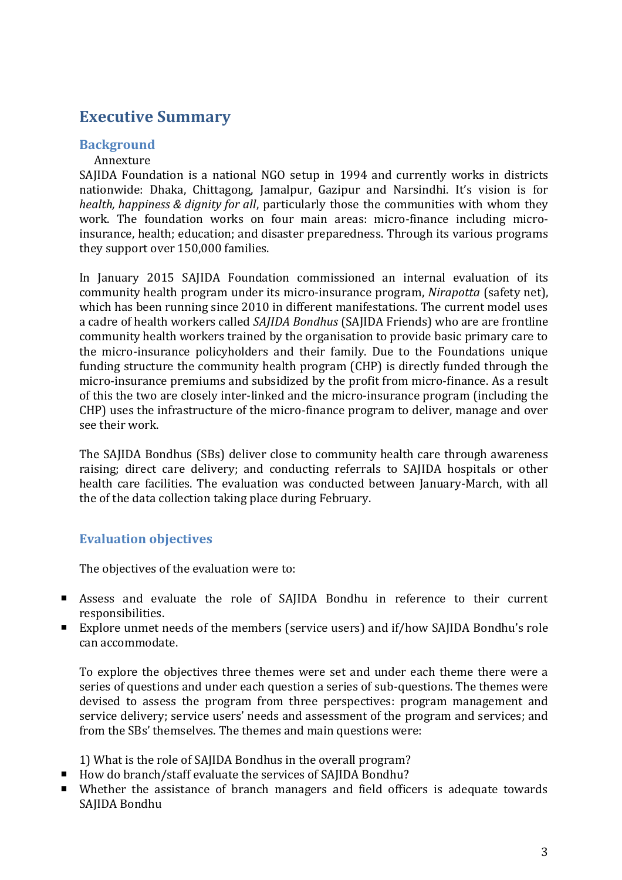# Executive Summary

## Background

Annexture

SAJIDA Foundation is a national NGO setup in 1994 and currently works in districts nationwide: Dhaka, Chittagong, Jamalpur, Gazipur and Narsindhi. It's vision is for *health, happiness & dignity for all*, particularly those the communities with whom they work. The foundation works on four main areas: micro-finance including micro-insurance, health; education; and disaster preparedness. Through its various programs they support over 150,000 families.

In January 2015 SAJIDA Foundation commissioned an internal evaluation of its community health program under its micro-insurance program, *Nirapotta* (safety net), which has been running since 2010 in different manifestations. The current model uses a cadre of health workers called *SAJIDA Bondhus* (SAJIDA Friends) who are are frontline community health workers trained by the organisation to provide basic primary care to the micro-insurance policyholders and their family. Due to the Foundations unique funding structure the community health program (CHP) is directly funded through the micro-insurance premiums and subsidized by the profit from micro-finance. As a result of this the two are closely inter-linked and the micro-insurance program (including the CHP) uses the infrastructure of the micro-finance program to deliver, manage and over see their work.

The SAJIDA Bondhus (SBs) deliver close to community health care through awareness raising; direct care delivery; and conducting referrals to SAJIDA hospitals or other health care facilities. The evaluation was conducted between January-March, with all the of the data collection taking place during February.

## Evaluation objectives

The objectives of the evaluation were to:

- Assess and evaluate the role of SAJIDA Bondhu in reference to their current responsibilities.
- Explore unmet needs of the members (service users) and if/how SAJIDA Bondhu's role can accommodate.

To explore the objectives three themes were set and under each theme there were a series of questions and under each question a series of sub-questions. The themes were devised to assess the program from three perspectives: program management and service delivery; service users' needs and assessment of the program and services; and from the SBs' themselves. The themes and main questions were:

1) What is the role of SAJIDA Bondhus in the overall program?

- How do branch/staff evaluate the services of SAJIDA Bondhu?
- Whether the assistance of branch managers and field officers is adequate towards SAJIDA Bondhu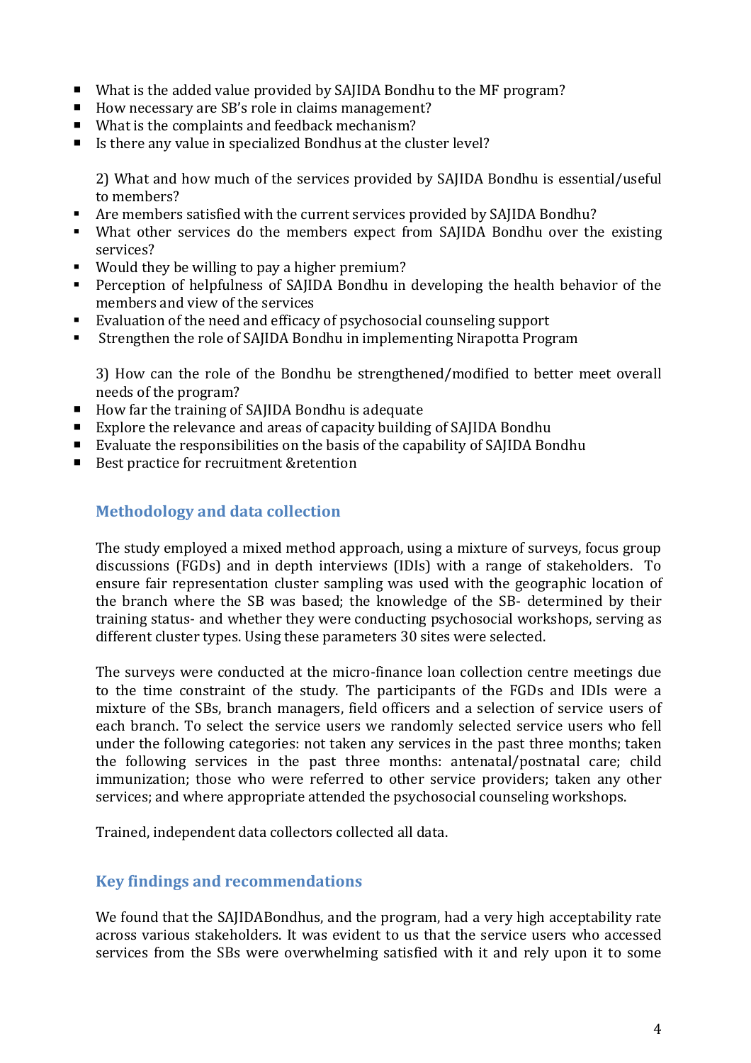- What is the added value provided by SAJIDA Bondhu to the MF program?
- How necessary are SB's role in claims management?
- What is the complaints and feedback mechanism?
- Is there any value in specialized Bondhus at the cluster level?

2) What and how much of the services provided by SAJIDA Bondhu is essential/useful to members?

- Are members satisfied with the current services provided by SAJIDA Bondhu?
- What other services do the members expect from SAJIDA Bondhu over the existing services?
- Would they be willing to pay a higher premium?
- Perception of helpfulness of SAJIDA Bondhu in developing the health behavior of the members and view of the services
- Evaluation of the need and efficacy of psychosocial counseling support
- Strengthen the role of SAJIDA Bondhu in implementing Nirapotta Program

3) How can the role of the Bondhu be strengthened/modified to better meet overall needs of the program?

- How far the training of SAJIDA Bondhu is adequate
- Explore the relevance and areas of capacity building of SAJIDA Bondhu
- Evaluate the responsibilities on the basis of the capability of SAJIDA Bondhu
- Best practice for recruitment &retention

## Methodology and data collection

The study employed a mixed method approach, using a mixture of surveys, focus group discussions (FGDs) and in depth interviews (IDIs) with a range of stakeholders. To ensure fair representation cluster sampling was used with the geographic location of the branch where the SB was based; the knowledge of the SB- determined by their training status- and whether they were conducting psychosocial workshops, serving as different cluster types. Using these parameters 30 sites were selected.

The surveys were conducted at the micro-finance loan collection centre meetings due to the time constraint of the study. The participants of the FGDs and IDIs were a mixture of the SBs, branch managers, field officers and a selection of service users of each branch. To select the service users we randomly selected service users who fell under the following categories: not taken any services in the past three months; taken the following services in the past three months: antenatal/postnatal care; child immunization; those who were referred to other service providers; taken any other services; and where appropriate attended the psychosocial counseling workshops.

Trained, independent data collectors collected all data.

## Key findings and recommendations

We found that the SAJIDABondhus, and the program, had a very high acceptability rate across various stakeholders. It was evident to us that the service users who accessed services from the SBs were overwhelming satisfied with it and rely upon it to some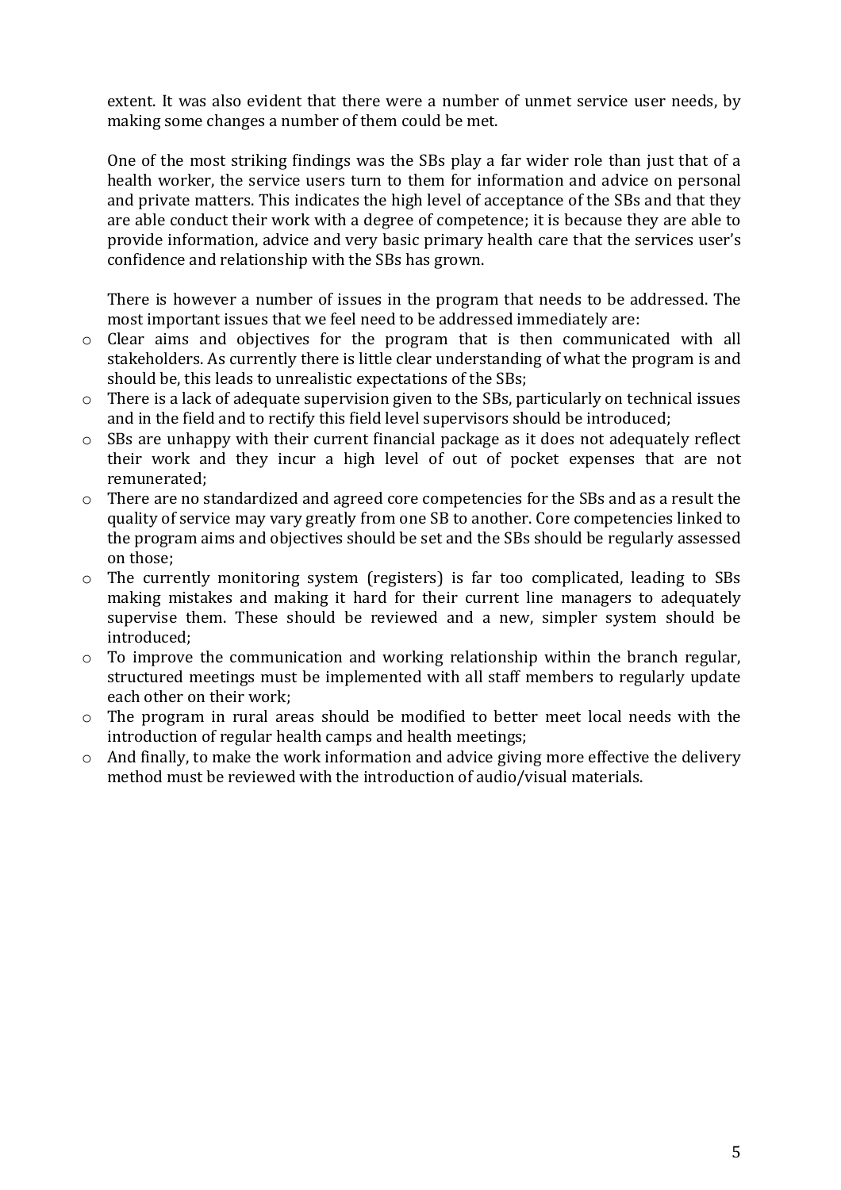extent. It was also evident that there were a number of unmet service user needs, by making some changes a number of them could be met.

One of the most striking findings was the SBs play a far wider role than just that of a health worker, the service users turn to them for information and advice on personal and private matters. This indicates the high level of acceptance of the SBs and that they are able conduct their work with a degree of competence; it is because they are able to provide information, advice and very basic primary health care that the services user's confidence and relationship with the SBs has grown.

There is however a number of issues in the program that needs to be addressed. The most important issues that we feel need to be addressed immediately are:

- Clear aims and objectives for the program that is then communicated with all stakeholders. As currently there is little clear understanding of what the program is and should be, this leads to unrealistic expectations of the SBs;
- There is a lack of adequate supervision given to the SBs, particularly on technical issues and in the field and to rectify this field level supervisors should be introduced;
- SBs are unhappy with their current financial package as it does not adequately reflect their work and they incur a high level of out of pocket expenses that are not remunerated;
- There are no standardized and agreed core competencies for the SBs and as a result the quality of service may vary greatly from one SB to another. Core competencies linked to the program aims and objectives should be set and the SBs should be regularly assessed on those;
- The currently monitoring system (registers) is far too complicated, leading to SBs making mistakes and making it hard for their current line managers to adequately supervise them. These should be reviewed and a new, simpler system should be introduced;
- To improve the communication and working relationship within the branch regular, structured meetings must be implemented with all staff members to regularly update each other on their work;
- The program in rural areas should be modified to better meet local needs with the introduction of regular health camps and health meetings;
- And finally, to make the work information and advice giving more effective the delivery method must be reviewed with the introduction of audio/visual materials.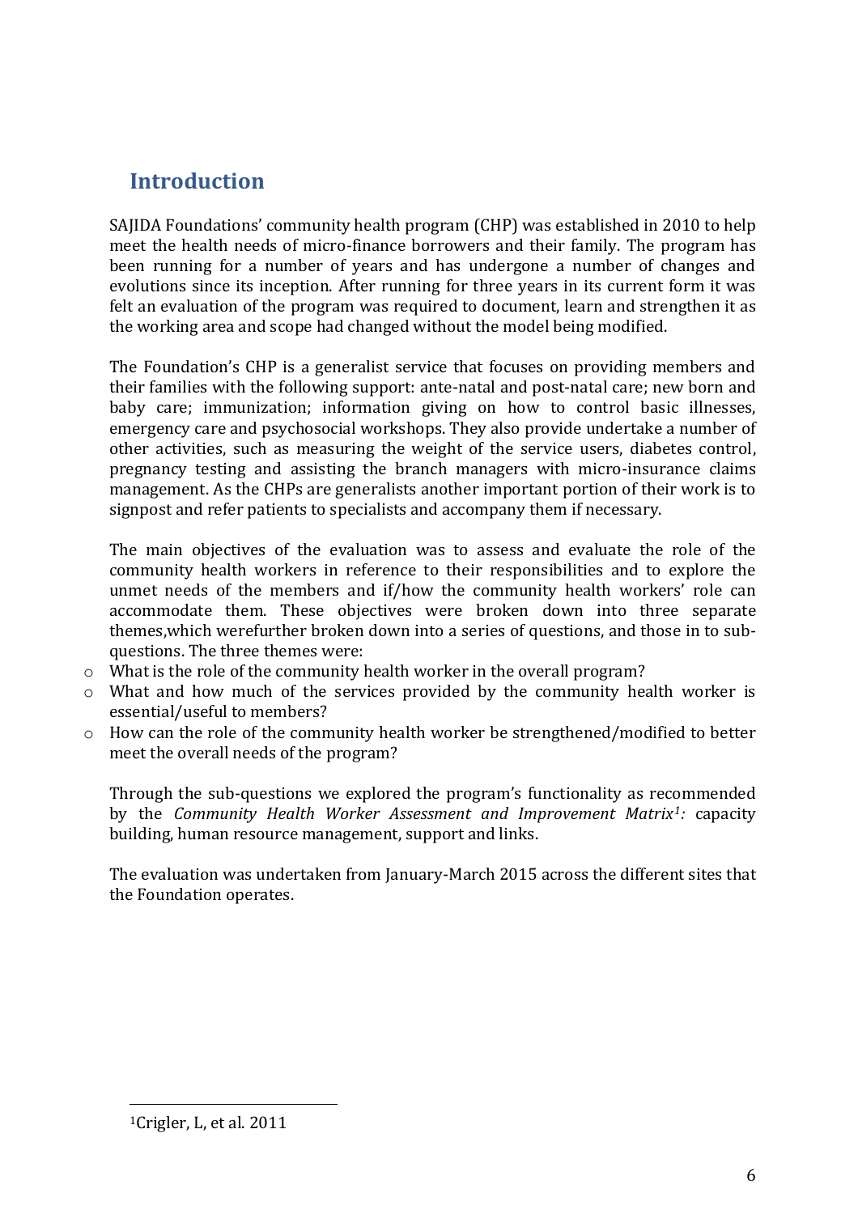## Introduction

SAJIDA Foundations' community health program (CHP) was established in 2010 to help meet the health needs of micro-finance borrowers and their family. The program has been running for a number of years and has undergone a number of changes and evolutions since its inception. After running for three years in its current form it was felt an evaluation of the program was required to document, learn and strengthen it as the working area and scope had changed without the model being modified.

The Foundation's CHP is a generalist service that focuses on providing members and their families with the following support: ante-natal and post-natal care; new born and baby care; immunization; information giving on how to control basic illnesses, emergency care and psychosocial workshops. They also provide undertake a number of other activities, such as measuring the weight of the service users, diabetes control, pregnancy testing and assisting the branch managers with micro-insurance claims management. As the CHPs are generalists another important portion of their work is to signpost and refer patients to specialists and accompany them if necessary.

The main objectives of the evaluation was to assess and evaluate the role of the community health workers in reference to their responsibilities and to explore the unmet needs of the members and if/how the community health workers' role can accommodate them. These objectives were broken down into three separate themes,which werefurther broken down into a series of questions, and those in to sub-questions. The three themes were:

- What is the role of the community health worker in the overall program?
- What and how much of the services provided by the community health worker is essential/useful to members?
- How can the role of the community health worker be strengthened/modified to better meet the overall needs of the program?

Through the sub-questions we explored the program's functionality as recommended by the *Community Health Worker Assessment and Improvement Matrix*[1]*:* capacity building, human resource management, support and links.

The evaluation was undertaken from January-March 2015 across the different sites that the Foundation operates.

[1]Crigler, L, et al. 2011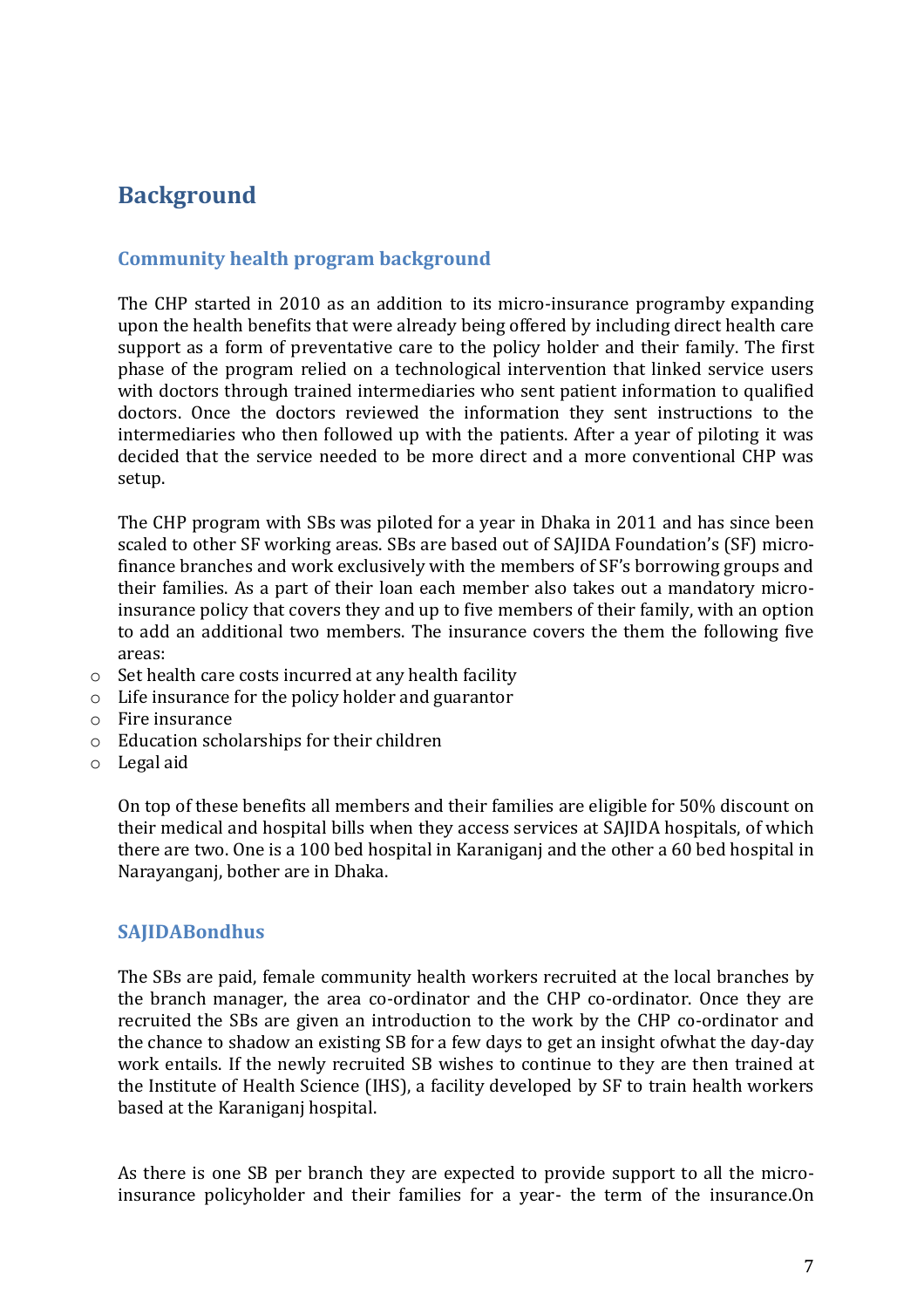## Background

### Community health program background

The CHP started in 2010 as an addition to its micro-insurance programby expanding upon the health benefits that were already being offered by including direct health care support as a form of preventative care to the policy holder and their family. The first phase of the program relied on a technological intervention that linked service users with doctors through trained intermediaries who sent patient information to qualified doctors. Once the doctors reviewed the information they sent instructions to the intermediaries who then followed up with the patients. After a year of piloting it was decided that the service needed to be more direct and a more conventional CHP was setup.

The CHP program with SBs was piloted for a year in Dhaka in 2011 and has since been scaled to other SF working areas. SBs are based out of SAJIDA Foundation's (SF) micro-finance branches and work exclusively with the members of SF's borrowing groups and their families. As a part of their loan each member also takes out a mandatory micro-insurance policy that covers they and up to five members of their family, with an option to add an additional two members. The insurance covers the them the following five areas:

- Set health care costs incurred at any health facility
- Life insurance for the policy holder and guarantor
- Fire insurance
- Education scholarships for their children
- Legal aid

On top of these benefits all members and their families are eligible for 50% discount on their medical and hospital bills when they access services at SAJIDA hospitals, of which there are two. One is a 100 bed hospital in Karaniganj and the other a 60 bed hospital in Narayanganj, bother are in Dhaka.

### SAJIDABondhus

The SBs are paid, female community health workers recruited at the local branches by the branch manager, the area co-ordinator and the CHP co-ordinator. Once they are recruited the SBs are given an introduction to the work by the CHP co-ordinator and the chance to shadow an existing SB for a few days to get an insight ofwhat the day-day work entails. If the newly recruited SB wishes to continue to they are then trained at the Institute of Health Science (IHS), a facility developed by SF to train health workers based at the Karaniganj hospital.

As there is one SB per branch they are expected to provide support to all the micro-insurance policyholder and their families for a year- the term of the insurance.On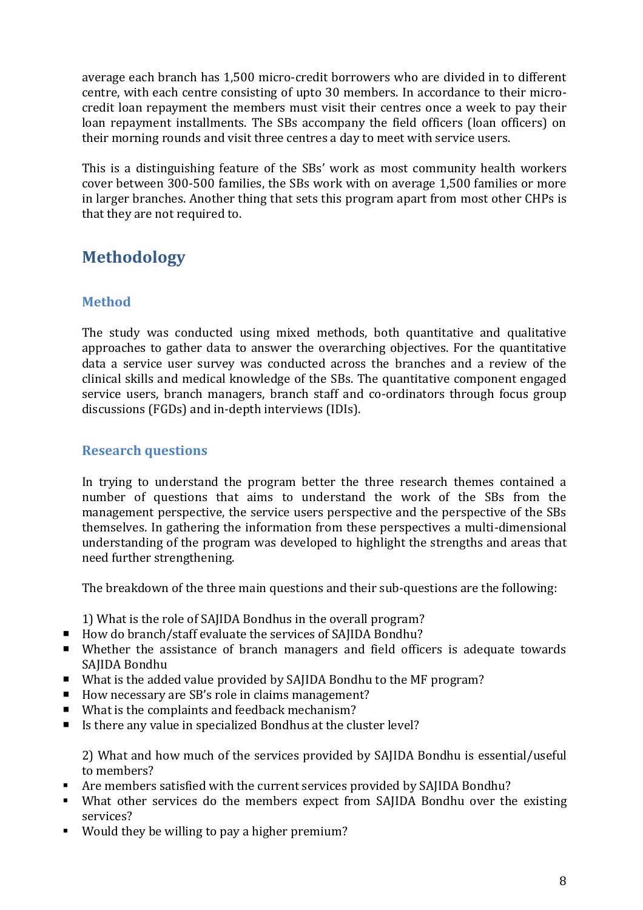average each branch has 1,500 micro-credit borrowers who are divided in to different centre, with each centre consisting of upto 30 members. In accordance to their micro-credit loan repayment the members must visit their centres once a week to pay their loan repayment installments. The SBs accompany the field officers (loan officers) on their morning rounds and visit three centres a day to meet with service users.

This is a distinguishing feature of the SBs' work as most community health workers cover between 300-500 families, the SBs work with on average 1,500 families or more in larger branches. Another thing that sets this program apart from most other CHPs is that they are not required to.

# Methodology

## Method

The study was conducted using mixed methods, both quantitative and qualitative approaches to gather data to answer the overarching objectives. For the quantitative data a service user survey was conducted across the branches and a review of the clinical skills and medical knowledge of the SBs. The quantitative component engaged service users, branch managers, branch staff and co-ordinators through focus group discussions (FGDs) and in-depth interviews (IDIs).

## Research questions

In trying to understand the program better the three research themes contained a number of questions that aims to understand the work of the SBs from the management perspective, the service users perspective and the perspective of the SBs themselves. In gathering the information from these perspectives a multi-dimensional understanding of the program was developed to highlight the strengths and areas that need further strengthening.

The breakdown of the three main questions and their sub-questions are the following:

1) What is the role of SAJIDA Bondhus in the overall program?

- How do branch/staff evaluate the services of SAJIDA Bondhu?
- Whether the assistance of branch managers and field officers is adequate towards SAJIDA Bondhu
- What is the added value provided by SAJIDA Bondhu to the MF program?
- How necessary are SB's role in claims management?
- What is the complaints and feedback mechanism?
- Is there any value in specialized Bondhus at the cluster level?

2) What and how much of the services provided by SAJIDA Bondhu is essential/useful to members?

- Are members satisfied with the current services provided by SAJIDA Bondhu?
- What other services do the members expect from SAJIDA Bondhu over the existing services?
- Would they be willing to pay a higher premium?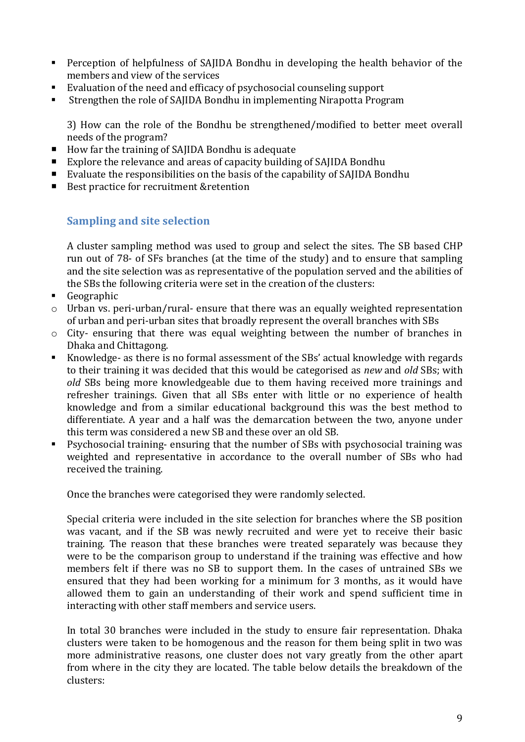- Perception of helpfulness of SAJIDA Bondhu in developing the health behavior of the members and view of the services
- Evaluation of the need and efficacy of psychosocial counseling support
- Strengthen the role of SAJIDA Bondhu in implementing Nirapotta Program

3) How can the role of the Bondhu be strengthened/modified to better meet overall needs of the program?

- How far the training of SAJIDA Bondhu is adequate
- Explore the relevance and areas of capacity building of SAJIDA Bondhu
- Evaluate the responsibilities on the basis of the capability of SAJIDA Bondhu
- Best practice for recruitment &retention

## Sampling and site selection

A cluster sampling method was used to group and select the sites. The SB based CHP run out of 78- of SFs branches (at the time of the study) and to ensure that sampling and the site selection was as representative of the population served and the abilities of the SBs the following criteria were set in the creation of the clusters:

- Geographic
  - Urban vs. peri-urban/rural- ensure that there was an equally weighted representation of urban and peri-urban sites that broadly represent the overall branches with SBs
  - City- ensuring that there was equal weighting between the number of branches in Dhaka and Chittagong.
- Knowledge- as there is no formal assessment of the SBs' actual knowledge with regards to their training it was decided that this would be categorised as *new* and *old* SBs; with *old* SBs being more knowledgeable due to them having received more trainings and refresher trainings. Given that all SBs enter with little or no experience of health knowledge and from a similar educational background this was the best method to differentiate. A year and a half was the demarcation between the two, anyone under this term was considered a new SB and these over an old SB.
- Psychosocial training- ensuring that the number of SBs with psychosocial training was weighted and representative in accordance to the overall number of SBs who had received the training.

Once the branches were categorised they were randomly selected.

Special criteria were included in the site selection for branches where the SB position was vacant, and if the SB was newly recruited and were yet to receive their basic training. The reason that these branches were treated separately was because they were to be the comparison group to understand if the training was effective and how members felt if there was no SB to support them. In the cases of untrained SBs we ensured that they had been working for a minimum for 3 months, as it would have allowed them to gain an understanding of their work and spend sufficient time in interacting with other staff members and service users.

In total 30 branches were included in the study to ensure fair representation. Dhaka clusters were taken to be homogenous and the reason for them being split in two was more administrative reasons, one cluster does not vary greatly from the other apart from where in the city they are located. The table below details the breakdown of the clusters: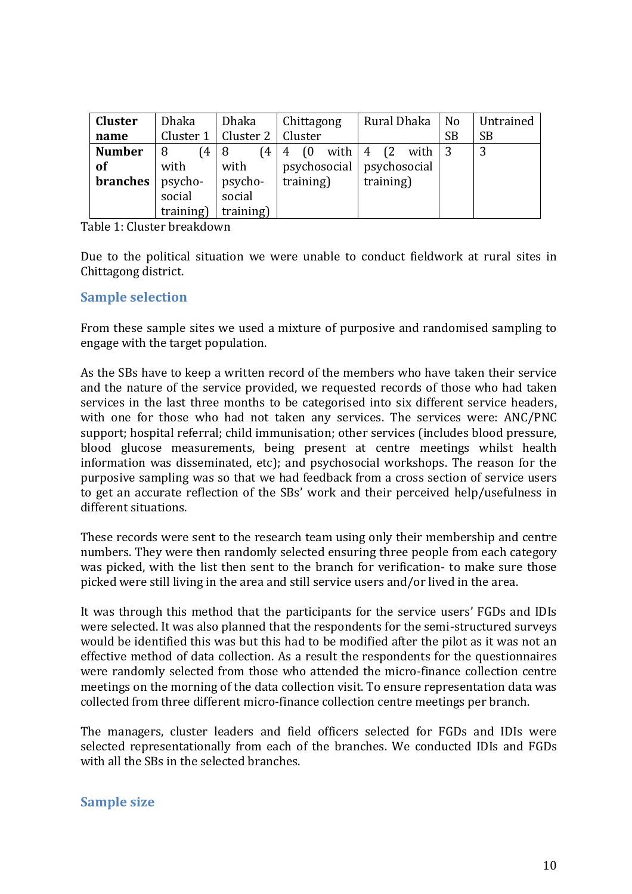| Cluster name | Dhaka Cluster 1 | Dhaka Cluster 2 | Chittagong Cluster | Rural Dhaka | No SB | Untrained SB |
| --- | --- | --- | --- | --- | --- | --- |
| Number of branches | 8 (4 with psycho-social training) | 8 (4 with psycho-social training) | 4 (0 with psychosocial training) | 4 (2 with psychosocial training) | 3 | 3 |

Table 1: Cluster breakdown

Due to the political situation we were unable to conduct fieldwork at rural sites in Chittagong district.

## Sample selection

From these sample sites we used a mixture of purposive and randomised sampling to engage with the target population.

As the SBs have to keep a written record of the members who have taken their service and the nature of the service provided, we requested records of those who had taken services in the last three months to be categorised into six different service headers, with one for those who had not taken any services. The services were: ANC/PNC support; hospital referral; child immunisation; other services (includes blood pressure, blood glucose measurements, being present at centre meetings whilst health information was disseminated, etc); and psychosocial workshops. The reason for the purposive sampling was so that we had feedback from a cross section of service users to get an accurate reflection of the SBs' work and their perceived help/usefulness in different situations.

These records were sent to the research team using only their membership and centre numbers. They were then randomly selected ensuring three people from each category was picked, with the list then sent to the branch for verification- to make sure those picked were still living in the area and still service users and/or lived in the area.

It was through this method that the participants for the service users' FGDs and IDIs were selected. It was also planned that the respondents for the semi-structured surveys would be identified this was but this had to be modified after the pilot as it was not an effective method of data collection. As a result the respondents for the questionnaires were randomly selected from those who attended the micro-finance collection centre meetings on the morning of the data collection visit. To ensure representation data was collected from three different micro-finance collection centre meetings per branch.

The managers, cluster leaders and field officers selected for FGDs and IDIs were selected representationally from each of the branches. We conducted IDIs and FGDs with all the SBs in the selected branches.

## Sample size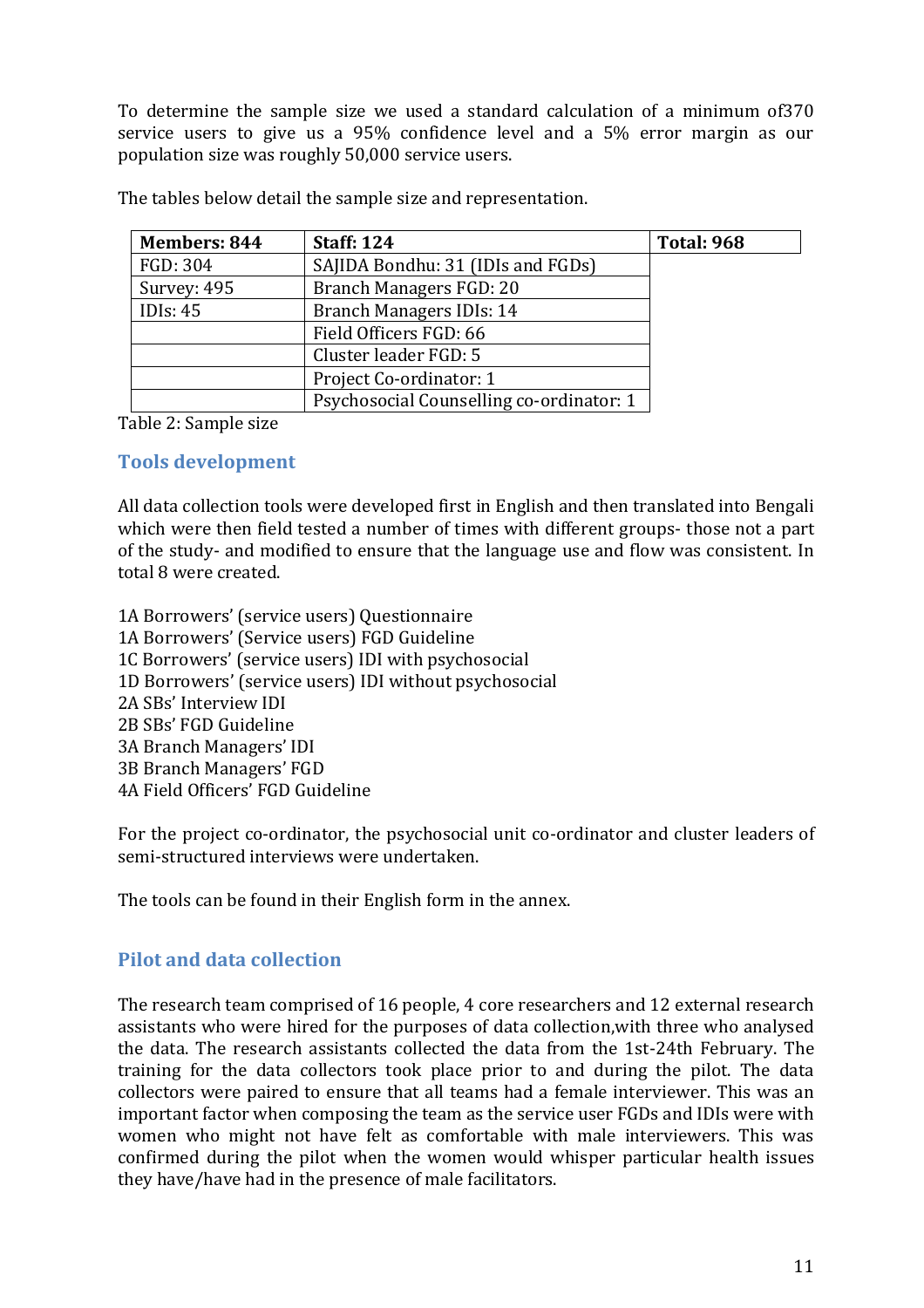To determine the sample size we used a standard calculation of a minimum of370 service users to give us a 95% confidence level and a 5% error margin as our population size was roughly 50,000 service users.

The tables below detail the sample size and representation.

| Members: 844 | Staff: 124 | Total: 968 |
|---|---|---|
| FGD: 304 | SAJIDA Bondhu: 31 (IDIs and FGDs) | |
| Survey: 495 | Branch Managers FGD: 20 | |
| IDIs: 45 | Branch Managers IDIs: 14 | |
| | Field Officers FGD: 66 | |
| | Cluster leader FGD: 5 | |
| | Project Co-ordinator: 1 | |
| | Psychosocial Counselling co-ordinator: 1 | |

Table 2: Sample size

## Tools development

All data collection tools were developed first in English and then translated into Bengali which were then field tested a number of times with different groups- those not a part of the study- and modified to ensure that the language use and flow was consistent. In total 8 were created.

1A Borrowers' (service users) Questionnaire
1A Borrowers' (Service users) FGD Guideline
1C Borrowers' (service users) IDI with psychosocial
1D Borrowers' (service users) IDI without psychosocial
2A SBs' Interview IDI
2B SBs' FGD Guideline
3A Branch Managers' IDI
3B Branch Managers' FGD
4A Field Officers' FGD Guideline

For the project co-ordinator, the psychosocial unit co-ordinator and cluster leaders of semi-structured interviews were undertaken.

The tools can be found in their English form in the annex.

## Pilot and data collection

The research team comprised of 16 people, 4 core researchers and 12 external research assistants who were hired for the purposes of data collection,with three who analysed the data. The research assistants collected the data from the 1st-24th February. The training for the data collectors took place prior to and during the pilot. The data collectors were paired to ensure that all teams had a female interviewer. This was an important factor when composing the team as the service user FGDs and IDIs were with women who might not have felt as comfortable with male interviewers. This was confirmed during the pilot when the women would whisper particular health issues they have/have had in the presence of male facilitators.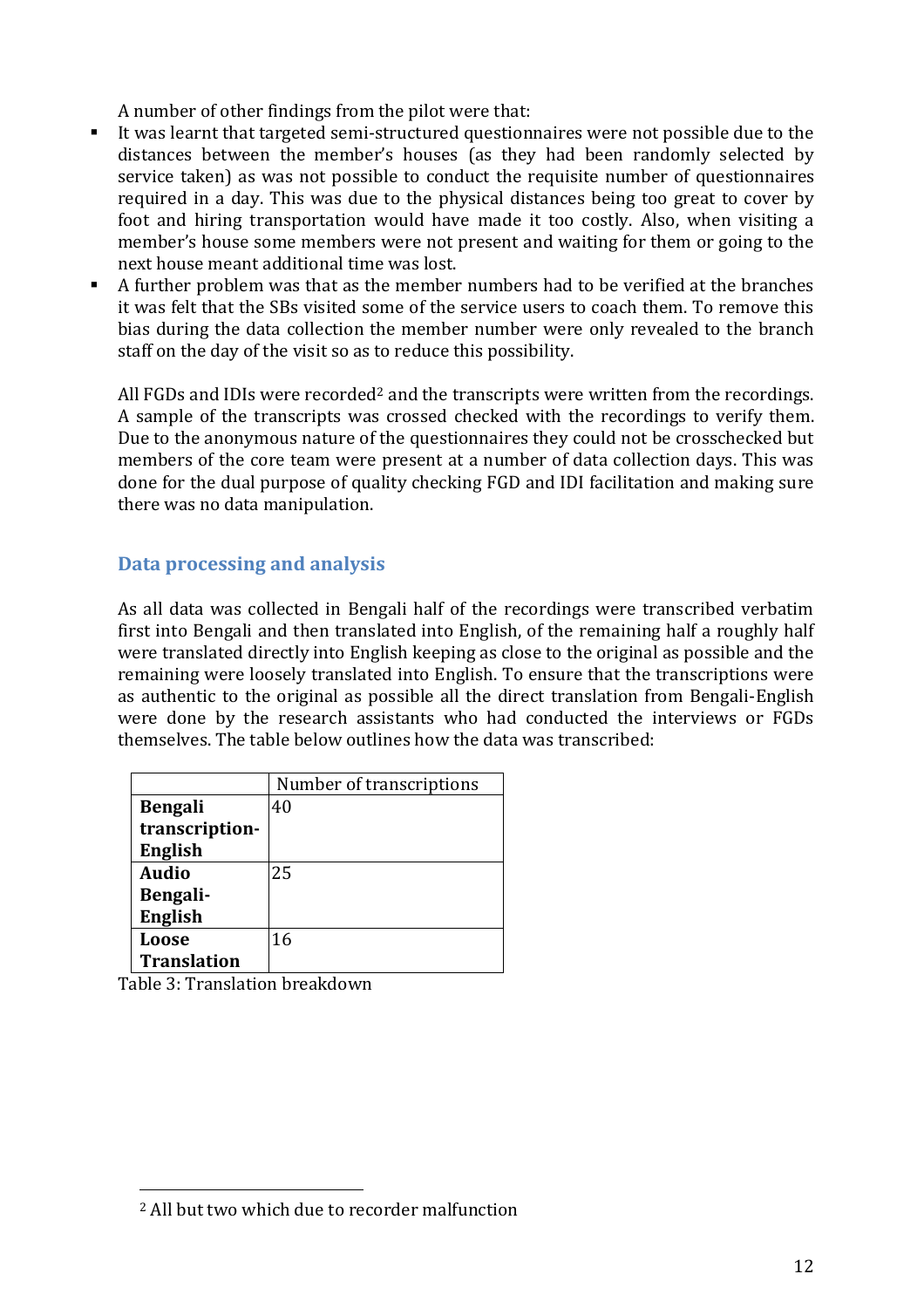A number of other findings from the pilot were that:

- It was learnt that targeted semi-structured questionnaires were not possible due to the distances between the member's houses (as they had been randomly selected by service taken) as was not possible to conduct the requisite number of questionnaires required in a day. This was due to the physical distances being too great to cover by foot and hiring transportation would have made it too costly. Also, when visiting a member's house some members were not present and waiting for them or going to the next house meant additional time was lost.
- A further problem was that as the member numbers had to be verified at the branches it was felt that the SBs visited some of the service users to coach them. To remove this bias during the data collection the member number were only revealed to the branch staff on the day of the visit so as to reduce this possibility.

All FGDs and IDIs were recorded[2] and the transcripts were written from the recordings. A sample of the transcripts was crossed checked with the recordings to verify them. Due to the anonymous nature of the questionnaires they could not be crosschecked but members of the core team were present at a number of data collection days. This was done for the dual purpose of quality checking FGD and IDI facilitation and making sure there was no data manipulation.

## Data processing and analysis

As all data was collected in Bengali half of the recordings were transcribed verbatim first into Bengali and then translated into English, of the remaining half a roughly half were translated directly into English keeping as close to the original as possible and the remaining were loosely translated into English. To ensure that the transcriptions were as authentic to the original as possible all the direct translation from Bengali-English were done by the research assistants who had conducted the interviews or FGDs themselves. The table below outlines how the data was transcribed:

| | Number of transcriptions |
|---|---|
| **Bengali transcription-English** | 40 |
| **Audio Bengali-English** | 25 |
| **Loose Translation** | 16 |

Table 3: Translation breakdown

[2] All but two which due to recorder malfunction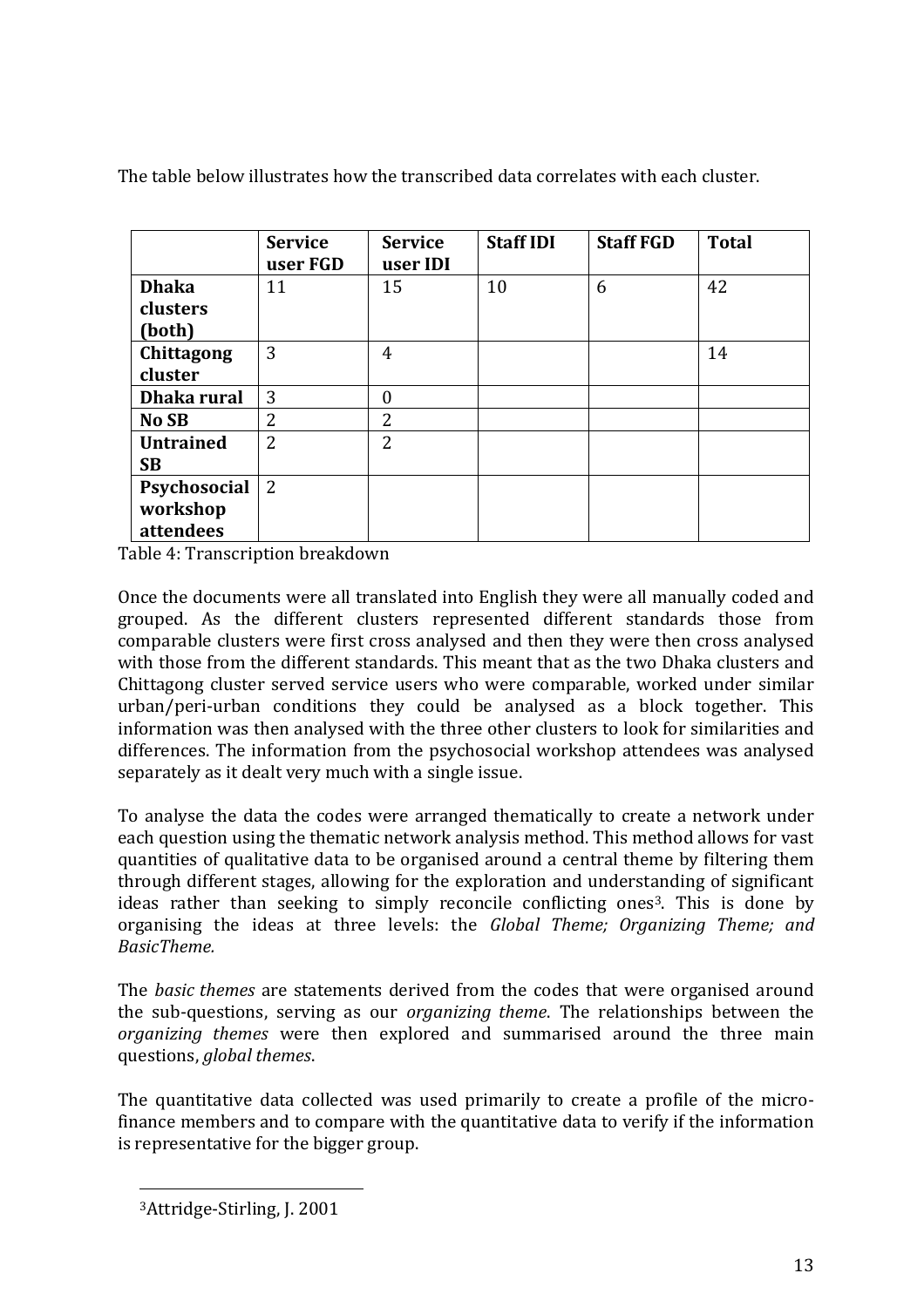The table below illustrates how the transcribed data correlates with each cluster.

| | Service user FGD | Service user IDI | Staff IDI | Staff FGD | Total |
|---|---|---|---|---|---|
| **Dhaka clusters (both)** | 11 | 15 | 10 | 6 | 42 |
| **Chittagong cluster** | 3 | 4 | | | 14 |
| **Dhaka rural** | 3 | 0 | | | |
| **No SB** | 2 | 2 | | | |
| **Untrained SB** | 2 | 2 | | | |
| **Psychosocial workshop attendees** | 2 | | | | |

Table 4: Transcription breakdown

Once the documents were all translated into English they were all manually coded and grouped. As the different clusters represented different standards those from comparable clusters were first cross analysed and then they were then cross analysed with those from the different standards. This meant that as the two Dhaka clusters and Chittagong cluster served service users who were comparable, worked under similar urban/peri-urban conditions they could be analysed as a block together. This information was then analysed with the three other clusters to look for similarities and differences. The information from the psychosocial workshop attendees was analysed separately as it dealt very much with a single issue.

To analyse the data the codes were arranged thematically to create a network under each question using the thematic network analysis method. This method allows for vast quantities of qualitative data to be organised around a central theme by filtering them through different stages, allowing for the exploration and understanding of significant ideas rather than seeking to simply reconcile conflicting ones[3]. This is done by organising the ideas at three levels: the *Global Theme; Organizing Theme; and BasicTheme.*

The *basic themes* are statements derived from the codes that were organised around the sub-questions, serving as our *organizing theme*. The relationships between the *organizing themes* were then explored and summarised around the three main questions, *global themes*.

The quantitative data collected was used primarily to create a profile of the micro-finance members and to compare with the quantitative data to verify if the information is representative for the bigger group.

[3]Attridge-Stirling, J. 2001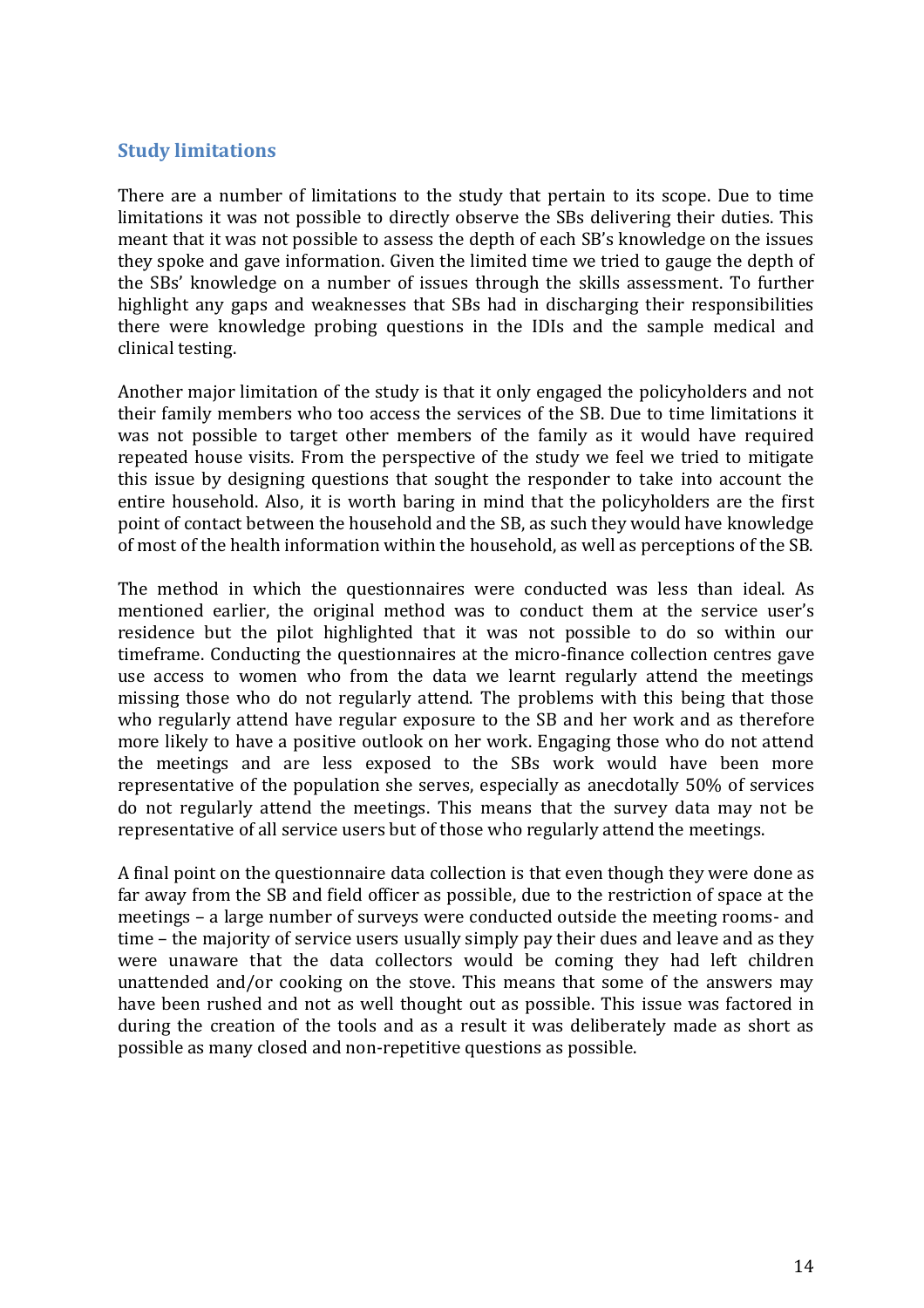## Study limitations

There are a number of limitations to the study that pertain to its scope. Due to time limitations it was not possible to directly observe the SBs delivering their duties. This meant that it was not possible to assess the depth of each SB's knowledge on the issues they spoke and gave information. Given the limited time we tried to gauge the depth of the SBs' knowledge on a number of issues through the skills assessment. To further highlight any gaps and weaknesses that SBs had in discharging their responsibilities there were knowledge probing questions in the IDIs and the sample medical and clinical testing.

Another major limitation of the study is that it only engaged the policyholders and not their family members who too access the services of the SB. Due to time limitations it was not possible to target other members of the family as it would have required repeated house visits. From the perspective of the study we feel we tried to mitigate this issue by designing questions that sought the responder to take into account the entire household. Also, it is worth baring in mind that the policyholders are the first point of contact between the household and the SB, as such they would have knowledge of most of the health information within the household, as well as perceptions of the SB.

The method in which the questionnaires were conducted was less than ideal. As mentioned earlier, the original method was to conduct them at the service user's residence but the pilot highlighted that it was not possible to do so within our timeframe. Conducting the questionnaires at the micro-finance collection centres gave use access to women who from the data we learnt regularly attend the meetings missing those who do not regularly attend. The problems with this being that those who regularly attend have regular exposure to the SB and her work and as therefore more likely to have a positive outlook on her work. Engaging those who do not attend the meetings and are less exposed to the SBs work would have been more representative of the population she serves, especially as anecdotally 50% of services do not regularly attend the meetings. This means that the survey data may not be representative of all service users but of those who regularly attend the meetings.

A final point on the questionnaire data collection is that even though they were done as far away from the SB and field officer as possible, due to the restriction of space at the meetings – a large number of surveys were conducted outside the meeting rooms- and time – the majority of service users usually simply pay their dues and leave and as they were unaware that the data collectors would be coming they had left children unattended and/or cooking on the stove. This means that some of the answers may have been rushed and not as well thought out as possible. This issue was factored in during the creation of the tools and as a result it was deliberately made as short as possible as many closed and non-repetitive questions as possible.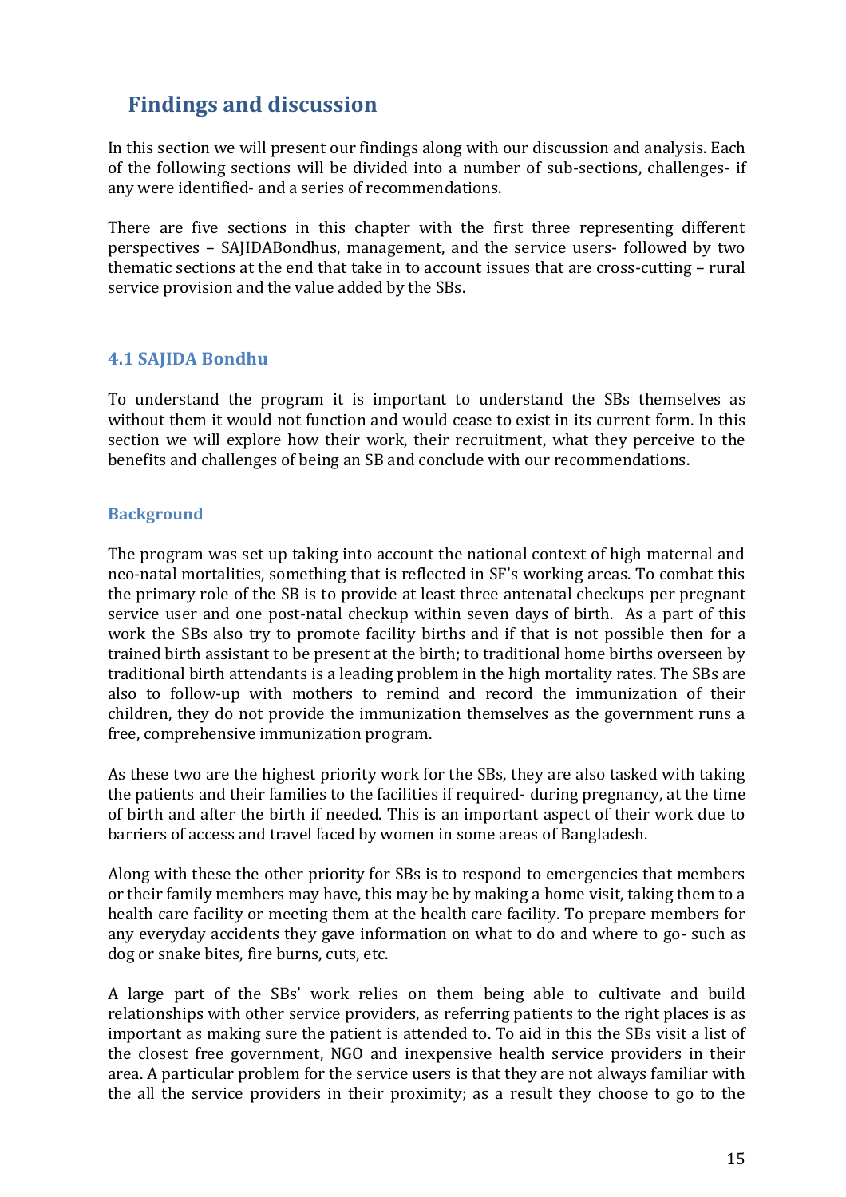# Findings and discussion

In this section we will present our findings along with our discussion and analysis. Each of the following sections will be divided into a number of sub-sections, challenges- if any were identified- and a series of recommendations.

There are five sections in this chapter with the first three representing different perspectives – SAJIDABondhus, management, and the service users- followed by two thematic sections at the end that take in to account issues that are cross-cutting – rural service provision and the value added by the SBs.

## 4.1 SAJIDA Bondhu

To understand the program it is important to understand the SBs themselves as without them it would not function and would cease to exist in its current form. In this section we will explore how their work, their recruitment, what they perceive to the benefits and challenges of being an SB and conclude with our recommendations.

### Background

The program was set up taking into account the national context of high maternal and neo-natal mortalities, something that is reflected in SF's working areas. To combat this the primary role of the SB is to provide at least three antenatal checkups per pregnant service user and one post-natal checkup within seven days of birth. As a part of this work the SBs also try to promote facility births and if that is not possible then for a trained birth assistant to be present at the birth; to traditional home births overseen by traditional birth attendants is a leading problem in the high mortality rates. The SBs are also to follow-up with mothers to remind and record the immunization of their children, they do not provide the immunization themselves as the government runs a free, comprehensive immunization program.

As these two are the highest priority work for the SBs, they are also tasked with taking the patients and their families to the facilities if required- during pregnancy, at the time of birth and after the birth if needed. This is an important aspect of their work due to barriers of access and travel faced by women in some areas of Bangladesh.

Along with these the other priority for SBs is to respond to emergencies that members or their family members may have, this may be by making a home visit, taking them to a health care facility or meeting them at the health care facility. To prepare members for any everyday accidents they gave information on what to do and where to go- such as dog or snake bites, fire burns, cuts, etc.

A large part of the SBs' work relies on them being able to cultivate and build relationships with other service providers, as referring patients to the right places is as important as making sure the patient is attended to. To aid in this the SBs visit a list of the closest free government, NGO and inexpensive health service providers in their area. A particular problem for the service users is that they are not always familiar with the all the service providers in their proximity; as a result they choose to go to the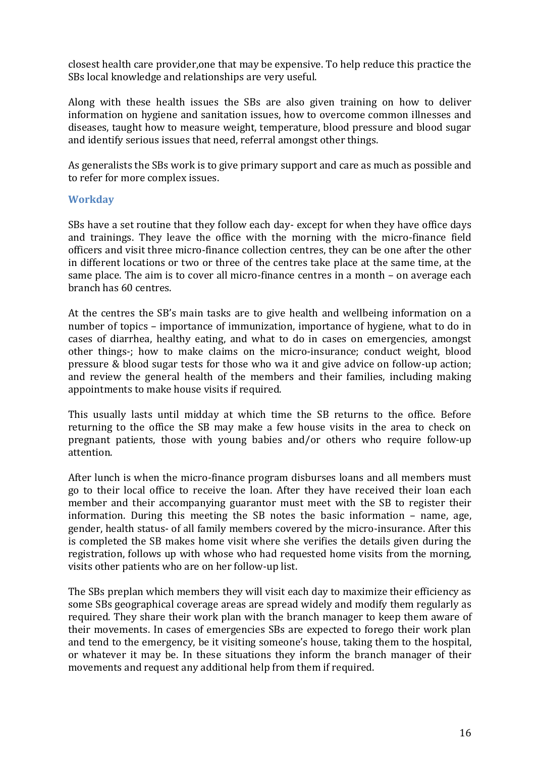closest health care provider,one that may be expensive. To help reduce this practice the SBs local knowledge and relationships are very useful.

Along with these health issues the SBs are also given training on how to deliver information on hygiene and sanitation issues, how to overcome common illnesses and diseases, taught how to measure weight, temperature, blood pressure and blood sugar and identify serious issues that need, referral amongst other things.

As generalists the SBs work is to give primary support and care as much as possible and to refer for more complex issues.

### Workday

SBs have a set routine that they follow each day- except for when they have office days and trainings. They leave the office with the morning with the micro-finance field officers and visit three micro-finance collection centres, they can be one after the other in different locations or two or three of the centres take place at the same time, at the same place. The aim is to cover all micro-finance centres in a month – on average each branch has 60 centres.

At the centres the SB's main tasks are to give health and wellbeing information on a number of topics – importance of immunization, importance of hygiene, what to do in cases of diarrhea, healthy eating, and what to do in cases on emergencies, amongst other things-; how to make claims on the micro-insurance; conduct weight, blood pressure & blood sugar tests for those who wa it and give advice on follow-up action; and review the general health of the members and their families, including making appointments to make house visits if required.

This usually lasts until midday at which time the SB returns to the office. Before returning to the office the SB may make a few house visits in the area to check on pregnant patients, those with young babies and/or others who require follow-up attention.

After lunch is when the micro-finance program disburses loans and all members must go to their local office to receive the loan. After they have received their loan each member and their accompanying guarantor must meet with the SB to register their information. During this meeting the SB notes the basic information – name, age, gender, health status- of all family members covered by the micro-insurance. After this is completed the SB makes home visit where she verifies the details given during the registration, follows up with whose who had requested home visits from the morning, visits other patients who are on her follow-up list.

The SBs preplan which members they will visit each day to maximize their efficiency as some SBs geographical coverage areas are spread widely and modify them regularly as required. They share their work plan with the branch manager to keep them aware of their movements. In cases of emergencies SBs are expected to forego their work plan and tend to the emergency, be it visiting someone's house, taking them to the hospital, or whatever it may be. In these situations they inform the branch manager of their movements and request any additional help from them if required.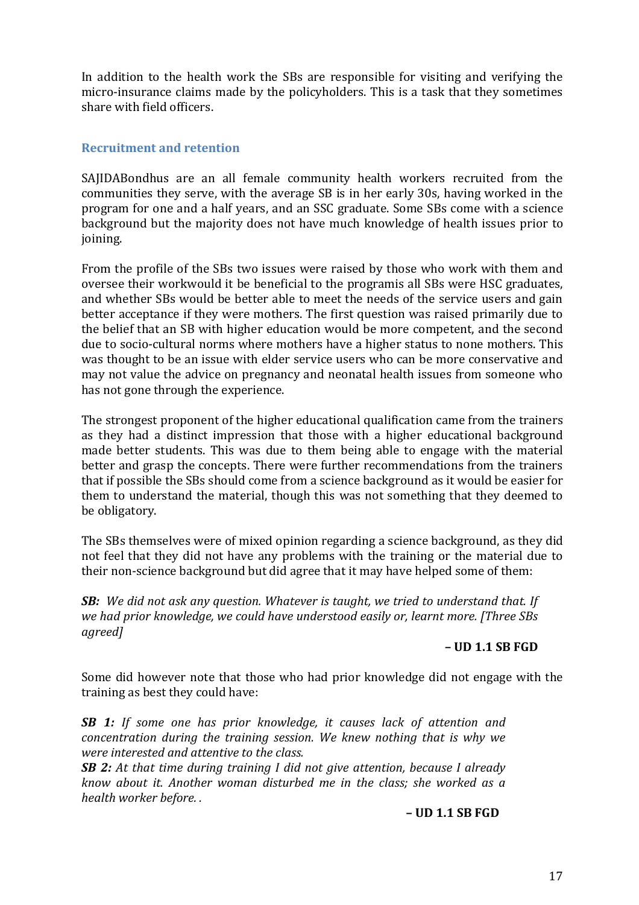In addition to the health work the SBs are responsible for visiting and verifying the micro-insurance claims made by the policyholders. This is a task that they sometimes share with field officers.

### Recruitment and retention

SAJIDABondhus are an all female community health workers recruited from the communities they serve, with the average SB is in her early 30s, having worked in the program for one and a half years, and an SSC graduate. Some SBs come with a science background but the majority does not have much knowledge of health issues prior to joining.

From the profile of the SBs two issues were raised by those who work with them and oversee their workwould it be beneficial to the programis all SBs were HSC graduates, and whether SBs would be better able to meet the needs of the service users and gain better acceptance if they were mothers. The first question was raised primarily due to the belief that an SB with higher education would be more competent, and the second due to socio-cultural norms where mothers have a higher status to none mothers. This was thought to be an issue with elder service users who can be more conservative and may not value the advice on pregnancy and neonatal health issues from someone who has not gone through the experience.

The strongest proponent of the higher educational qualification came from the trainers as they had a distinct impression that those with a higher educational background made better students. This was due to them being able to engage with the material better and grasp the concepts. There were further recommendations from the trainers that if possible the SBs should come from a science background as it would be easier for them to understand the material, though this was not something that they deemed to be obligatory.

The SBs themselves were of mixed opinion regarding a science background, as they did not feel that they did not have any problems with the training or the material due to their non-science background but did agree that it may have helped some of them:

> ***SB:*** *We did not ask any question. Whatever is taught, we tried to understand that. If we had prior knowledge, we could have understood easily or, learnt more. [Three SBs agreed]*
>
> **– UD 1.1 SB FGD**

Some did however note that those who had prior knowledge did not engage with the training as best they could have:

> ***SB 1:*** *If some one has prior knowledge, it causes lack of attention and concentration during the training session. We knew nothing that is why we were interested and attentive to the class.*
>
> ***SB 2:*** *At that time during training I did not give attention, because I already know about it. Another woman disturbed me in the class; she worked as a health worker before. .*
>
> **– UD 1.1 SB FGD**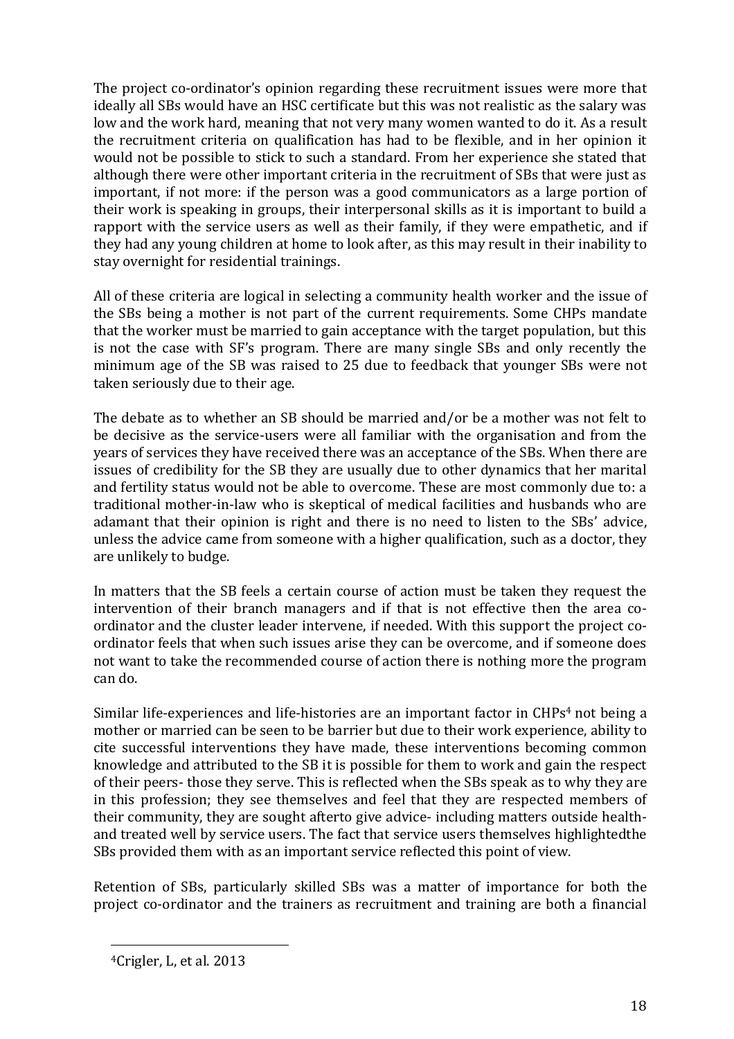The project co-ordinator's opinion regarding these recruitment issues were more that ideally all SBs would have an HSC certificate but this was not realistic as the salary was low and the work hard, meaning that not very many women wanted to do it. As a result the recruitment criteria on qualification has had to be flexible, and in her opinion it would not be possible to stick to such a standard. From her experience she stated that although there were other important criteria in the recruitment of SBs that were just as important, if not more: if the person was a good communicators as a large portion of their work is speaking in groups, their interpersonal skills as it is important to build a rapport with the service users as well as their family, if they were empathetic, and if they had any young children at home to look after, as this may result in their inability to stay overnight for residential trainings.

All of these criteria are logical in selecting a community health worker and the issue of the SBs being a mother is not part of the current requirements. Some CHPs mandate that the worker must be married to gain acceptance with the target population, but this is not the case with SF's program. There are many single SBs and only recently the minimum age of the SB was raised to 25 due to feedback that younger SBs were not taken seriously due to their age.

The debate as to whether an SB should be married and/or be a mother was not felt to be decisive as the service-users were all familiar with the organisation and from the years of services they have received there was an acceptance of the SBs. When there are issues of credibility for the SB they are usually due to other dynamics that her marital and fertility status would not be able to overcome. These are most commonly due to: a traditional mother-in-law who is skeptical of medical facilities and husbands who are adamant that their opinion is right and there is no need to listen to the SBs' advice, unless the advice came from someone with a higher qualification, such as a doctor, they are unlikely to budge.

In matters that the SB feels a certain course of action must be taken they request the intervention of their branch managers and if that is not effective then the area co-ordinator and the cluster leader intervene, if needed. With this support the project co-ordinator feels that when such issues arise they can be overcome, and if someone does not want to take the recommended course of action there is nothing more the program can do.

Similar life-experiences and life-histories are an important factor in CHPs[4] not being a mother or married can be seen to be barrier but due to their work experience, ability to cite successful interventions they have made, these interventions becoming common knowledge and attributed to the SB it is possible for them to work and gain the respect of their peers- those they serve. This is reflected when the SBs speak as to why they are in this profession; they see themselves and feel that they are respected members of their community, they are sought afterto give advice- including matters outside health- and treated well by service users. The fact that service users themselves highlightedthe SBs provided them with as an important service reflected this point of view.

Retention of SBs, particularly skilled SBs was a matter of importance for both the project co-ordinator and the trainers as recruitment and training are both a financial

[4] Crigler, L, et al. 2013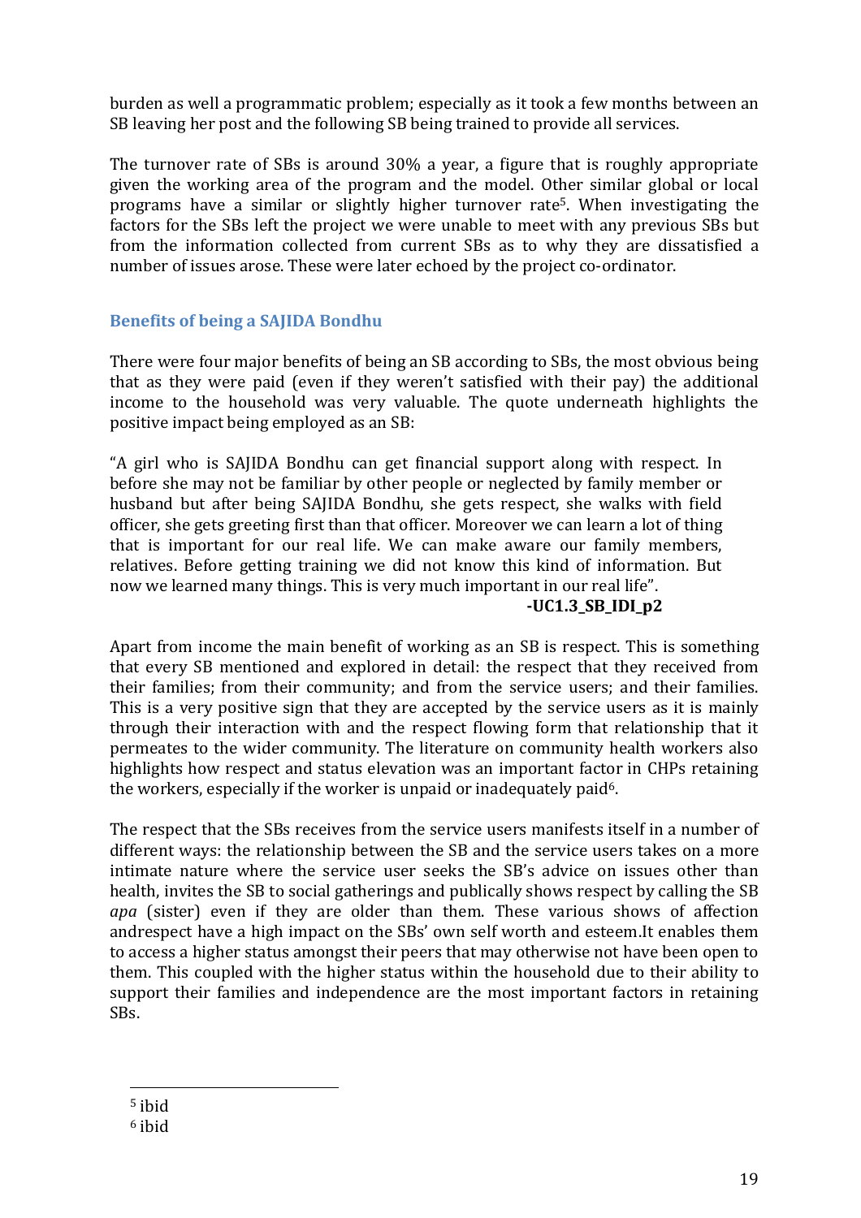burden as well a programmatic problem; especially as it took a few months between an SB leaving her post and the following SB being trained to provide all services.

The turnover rate of SBs is around 30% a year, a figure that is roughly appropriate given the working area of the program and the model. Other similar global or local programs have a similar or slightly higher turnover rate[5]. When investigating the factors for the SBs left the project we were unable to meet with any previous SBs but from the information collected from current SBs as to why they are dissatisfied a number of issues arose. These were later echoed by the project co-ordinator.

### Benefits of being a SAJIDA Bondhu

There were four major benefits of being an SB according to SBs, the most obvious being that as they were paid (even if they weren't satisfied with their pay) the additional income to the household was very valuable. The quote underneath highlights the positive impact being employed as an SB:

> "A girl who is SAJIDA Bondhu can get financial support along with respect. In before she may not be familiar by other people or neglected by family member or husband but after being SAJIDA Bondhu, she gets respect, she walks with field officer, she gets greeting first than that officer. Moreover we can learn a lot of thing that is important for our real life. We can make aware our family members, relatives. Before getting training we did not know this kind of information. But now we learned many things. This is very much important in our real life".
>
> **-UC1.3_SB_IDI_p2**

Apart from income the main benefit of working as an SB is respect. This is something that every SB mentioned and explored in detail: the respect that they received from their families; from their community; and from the service users; and their families. This is a very positive sign that they are accepted by the service users as it is mainly through their interaction with and the respect flowing form that relationship that it permeates to the wider community. The literature on community health workers also highlights how respect and status elevation was an important factor in CHPs retaining the workers, especially if the worker is unpaid or inadequately paid[6].

The respect that the SBs receives from the service users manifests itself in a number of different ways: the relationship between the SB and the service users takes on a more intimate nature where the service user seeks the SB's advice on issues other than health, invites the SB to social gatherings and publically shows respect by calling the SB *apa* (sister) even if they are older than them. These various shows of affection andrespect have a high impact on the SBs' own self worth and esteem.It enables them to access a higher status amongst their peers that may otherwise not have been open to them. This coupled with the higher status within the household due to their ability to support their families and independence are the most important factors in retaining SBs.

---

[5] ibid

[6] ibid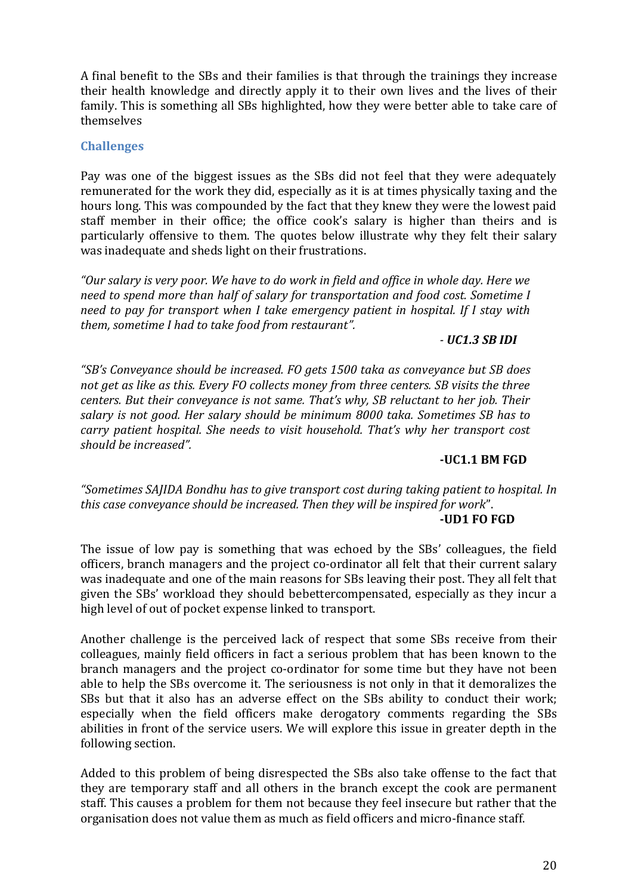A final benefit to the SBs and their families is that through the trainings they increase their health knowledge and directly apply it to their own lives and the lives of their family. This is something all SBs highlighted, how they were better able to take care of themselves

### Challenges

Pay was one of the biggest issues as the SBs did not feel that they were adequately remunerated for the work they did, especially as it is at times physically taxing and the hours long. This was compounded by the fact that they knew they were the lowest paid staff member in their office; the office cook's salary is higher than theirs and is particularly offensive to them. The quotes below illustrate why they felt their salary was inadequate and sheds light on their frustrations.

*"Our salary is very poor. We have to do work in field and office in whole day. Here we need to spend more than half of salary for transportation and food cost. Sometime I need to pay for transport when I take emergency patient in hospital. If I stay with them, sometime I had to take food from restaurant".*

- ***UC1.3 SB IDI***

*"SB's Conveyance should be increased. FO gets 1500 taka as conveyance but SB does not get as like as this. Every FO collects money from three centers. SB visits the three centers. But their conveyance is not same. That's why, SB reluctant to her job. Their salary is not good. Her salary should be minimum 8000 taka. Sometimes SB has to carry patient hospital. She needs to visit household. That's why her transport cost should be increased".*

**-UC1.1 BM FGD**

*"Sometimes SAJIDA Bondhu has to give transport cost during taking patient to hospital. In this case conveyance should be increased. Then they will be inspired for work*".

**-UD1 FO FGD**

The issue of low pay is something that was echoed by the SBs' colleagues, the field officers, branch managers and the project co-ordinator all felt that their current salary was inadequate and one of the main reasons for SBs leaving their post. They all felt that given the SBs' workload they should bebettercompensated, especially as they incur a high level of out of pocket expense linked to transport.

Another challenge is the perceived lack of respect that some SBs receive from their colleagues, mainly field officers in fact a serious problem that has been known to the branch managers and the project co-ordinator for some time but they have not been able to help the SBs overcome it. The seriousness is not only in that it demoralizes the SBs but that it also has an adverse effect on the SBs ability to conduct their work; especially when the field officers make derogatory comments regarding the SBs abilities in front of the service users. We will explore this issue in greater depth in the following section.

Added to this problem of being disrespected the SBs also take offense to the fact that they are temporary staff and all others in the branch except the cook are permanent staff. This causes a problem for them not because they feel insecure but rather that the organisation does not value them as much as field officers and micro-finance staff.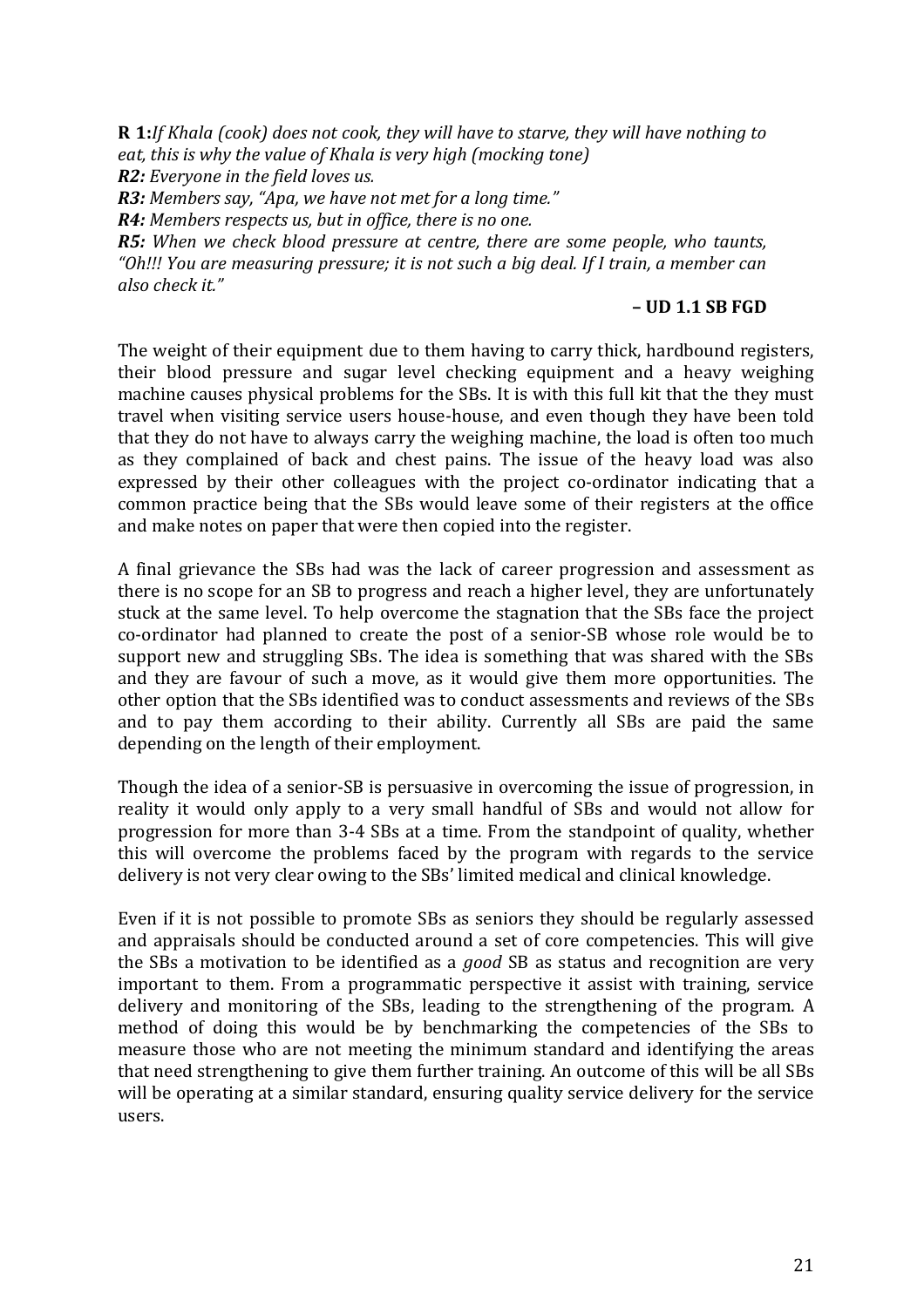**R 1:***If Khala (cook) does not cook, they will have to starve, they will have nothing to eat, this is why the value of Khala is very high (mocking tone)*

***R2:*** *Everyone in the field loves us.*

***R3:*** *Members say, "Apa, we have not met for a long time."*

***R4:*** *Members respects us, but in office, there is no one.*

***R5:*** *When we check blood pressure at centre, there are some people, who taunts, "Oh!!! You are measuring pressure; it is not such a big deal. If I train, a member can also check it."*

**– UD 1.1 SB FGD**

The weight of their equipment due to them having to carry thick, hardbound registers, their blood pressure and sugar level checking equipment and a heavy weighing machine causes physical problems for the SBs. It is with this full kit that the they must travel when visiting service users house-house, and even though they have been told that they do not have to always carry the weighing machine, the load is often too much as they complained of back and chest pains. The issue of the heavy load was also expressed by their other colleagues with the project co-ordinator indicating that a common practice being that the SBs would leave some of their registers at the office and make notes on paper that were then copied into the register.

A final grievance the SBs had was the lack of career progression and assessment as there is no scope for an SB to progress and reach a higher level, they are unfortunately stuck at the same level. To help overcome the stagnation that the SBs face the project co-ordinator had planned to create the post of a senior-SB whose role would be to support new and struggling SBs. The idea is something that was shared with the SBs and they are favour of such a move, as it would give them more opportunities. The other option that the SBs identified was to conduct assessments and reviews of the SBs and to pay them according to their ability. Currently all SBs are paid the same depending on the length of their employment.

Though the idea of a senior-SB is persuasive in overcoming the issue of progression, in reality it would only apply to a very small handful of SBs and would not allow for progression for more than 3-4 SBs at a time. From the standpoint of quality, whether this will overcome the problems faced by the program with regards to the service delivery is not very clear owing to the SBs' limited medical and clinical knowledge.

Even if it is not possible to promote SBs as seniors they should be regularly assessed and appraisals should be conducted around a set of core competencies. This will give the SBs a motivation to be identified as a *good* SB as status and recognition are very important to them. From a programmatic perspective it assist with training, service delivery and monitoring of the SBs, leading to the strengthening of the program. A method of doing this would be by benchmarking the competencies of the SBs to measure those who are not meeting the minimum standard and identifying the areas that need strengthening to give them further training. An outcome of this will be all SBs will be operating at a similar standard, ensuring quality service delivery for the service users.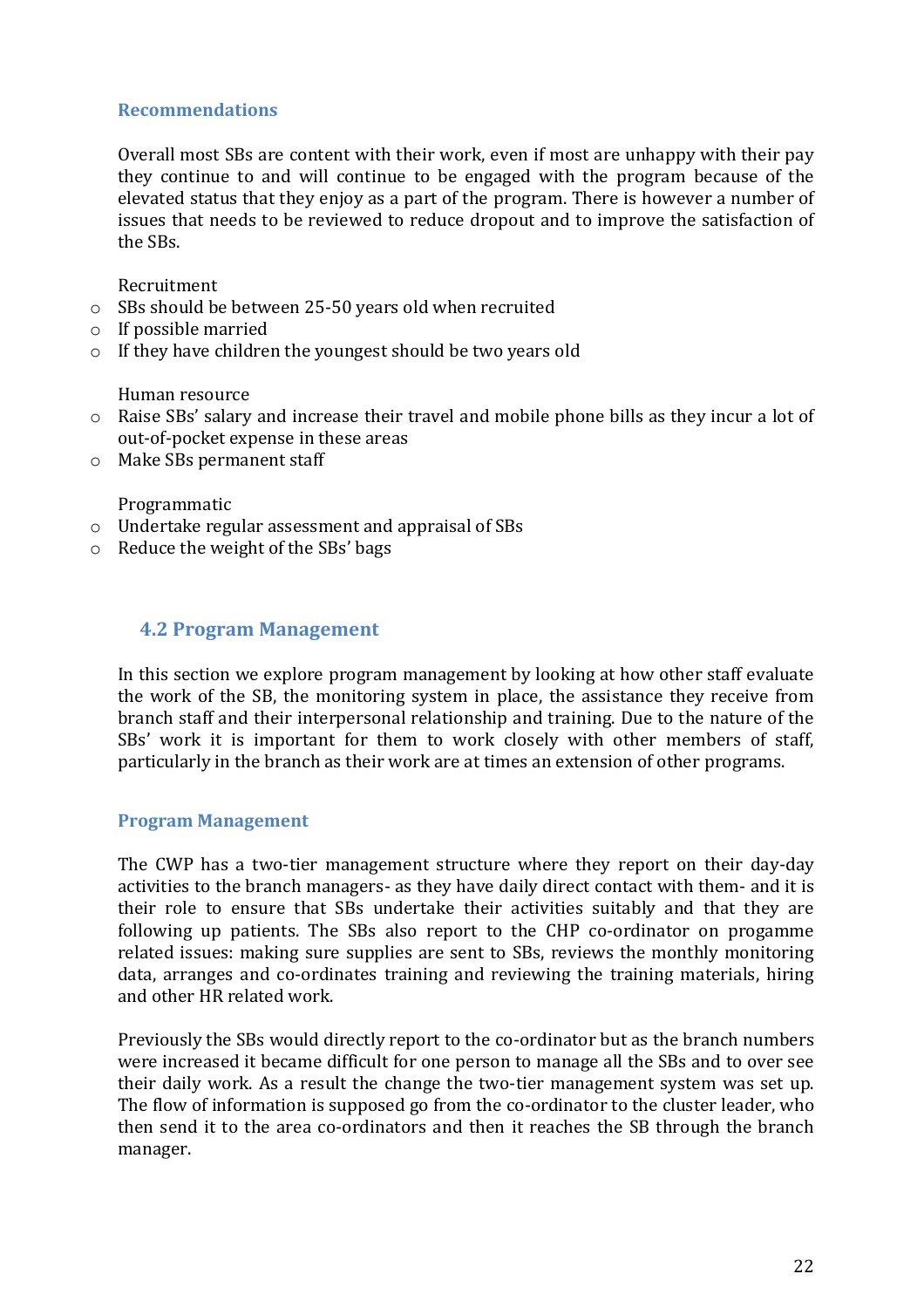### Recommendations

Overall most SBs are content with their work, even if most are unhappy with their pay they continue to and will continue to be engaged with the program because of the elevated status that they enjoy as a part of the program. There is however a number of issues that needs to be reviewed to reduce dropout and to improve the satisfaction of the SBs.

Recruitment

- SBs should be between 25-50 years old when recruited
- If possible married
- If they have children the youngest should be two years old

Human resource

- Raise SBs' salary and increase their travel and mobile phone bills as they incur a lot of out-of-pocket expense in these areas
- Make SBs permanent staff

Programmatic

- Undertake regular assessment and appraisal of SBs
- Reduce the weight of the SBs' bags

## 4.2 Program Management

In this section we explore program management by looking at how other staff evaluate the work of the SB, the monitoring system in place, the assistance they receive from branch staff and their interpersonal relationship and training. Due to the nature of the SBs' work it is important for them to work closely with other members of staff, particularly in the branch as their work are at times an extension of other programs.

### Program Management

The CWP has a two-tier management structure where they report on their day-day activities to the branch managers- as they have daily direct contact with them- and it is their role to ensure that SBs undertake their activities suitably and that they are following up patients. The SBs also report to the CHP co-ordinator on progamme related issues: making sure supplies are sent to SBs, reviews the monthly monitoring data, arranges and co-ordinates training and reviewing the training materials, hiring and other HR related work.

Previously the SBs would directly report to the co-ordinator but as the branch numbers were increased it became difficult for one person to manage all the SBs and to over see their daily work. As a result the change the two-tier management system was set up. The flow of information is supposed go from the co-ordinator to the cluster leader, who then send it to the area co-ordinators and then it reaches the SB through the branch manager.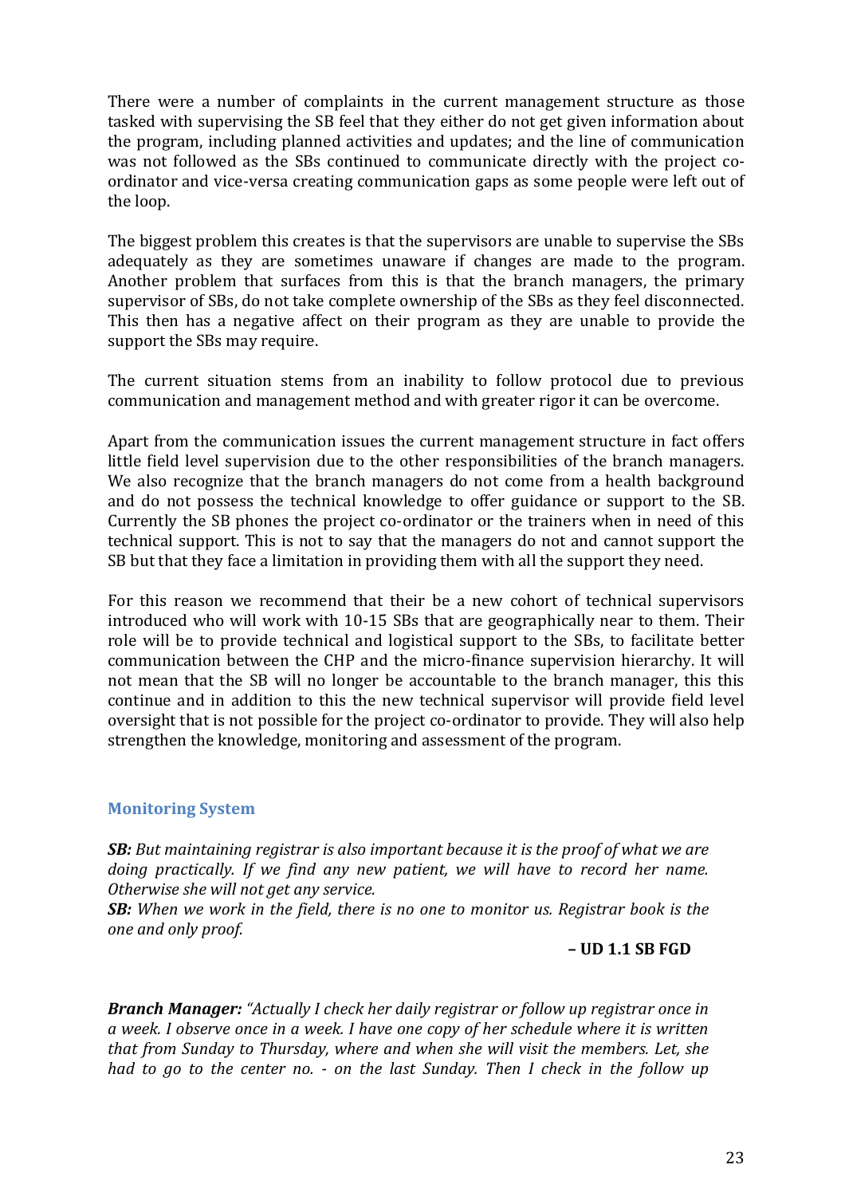There were a number of complaints in the current management structure as those tasked with supervising the SB feel that they either do not get given information about the program, including planned activities and updates; and the line of communication was not followed as the SBs continued to communicate directly with the project co-ordinator and vice-versa creating communication gaps as some people were left out of the loop.

The biggest problem this creates is that the supervisors are unable to supervise the SBs adequately as they are sometimes unaware if changes are made to the program. Another problem that surfaces from this is that the branch managers, the primary supervisor of SBs, do not take complete ownership of the SBs as they feel disconnected. This then has a negative affect on their program as they are unable to provide the support the SBs may require.

The current situation stems from an inability to follow protocol due to previous communication and management method and with greater rigor it can be overcome.

Apart from the communication issues the current management structure in fact offers little field level supervision due to the other responsibilities of the branch managers. We also recognize that the branch managers do not come from a health background and do not possess the technical knowledge to offer guidance or support to the SB. Currently the SB phones the project co-ordinator or the trainers when in need of this technical support. This is not to say that the managers do not and cannot support the SB but that they face a limitation in providing them with all the support they need.

For this reason we recommend that their be a new cohort of technical supervisors introduced who will work with 10-15 SBs that are geographically near to them. Their role will be to provide technical and logistical support to the SBs, to facilitate better communication between the CHP and the micro-finance supervision hierarchy. It will not mean that the SB will no longer be accountable to the branch manager, this this continue and in addition to this the new technical supervisor will provide field level oversight that is not possible for the project co-ordinator to provide. They will also help strengthen the knowledge, monitoring and assessment of the program.

### Monitoring System

***SB:*** *But maintaining registrar is also important because it is the proof of what we are doing practically. If we find any new patient, we will have to record her name. Otherwise she will not get any service.*
***SB:*** *When we work in the field, there is no one to monitor us. Registrar book is the one and only proof.*

**– UD 1.1 SB FGD**

***Branch Manager:*** *"Actually I check her daily registrar or follow up registrar once in a week. I observe once in a week. I have one copy of her schedule where it is written that from Sunday to Thursday, where and when she will visit the members. Let, she had to go to the center no. - on the last Sunday. Then I check in the follow up*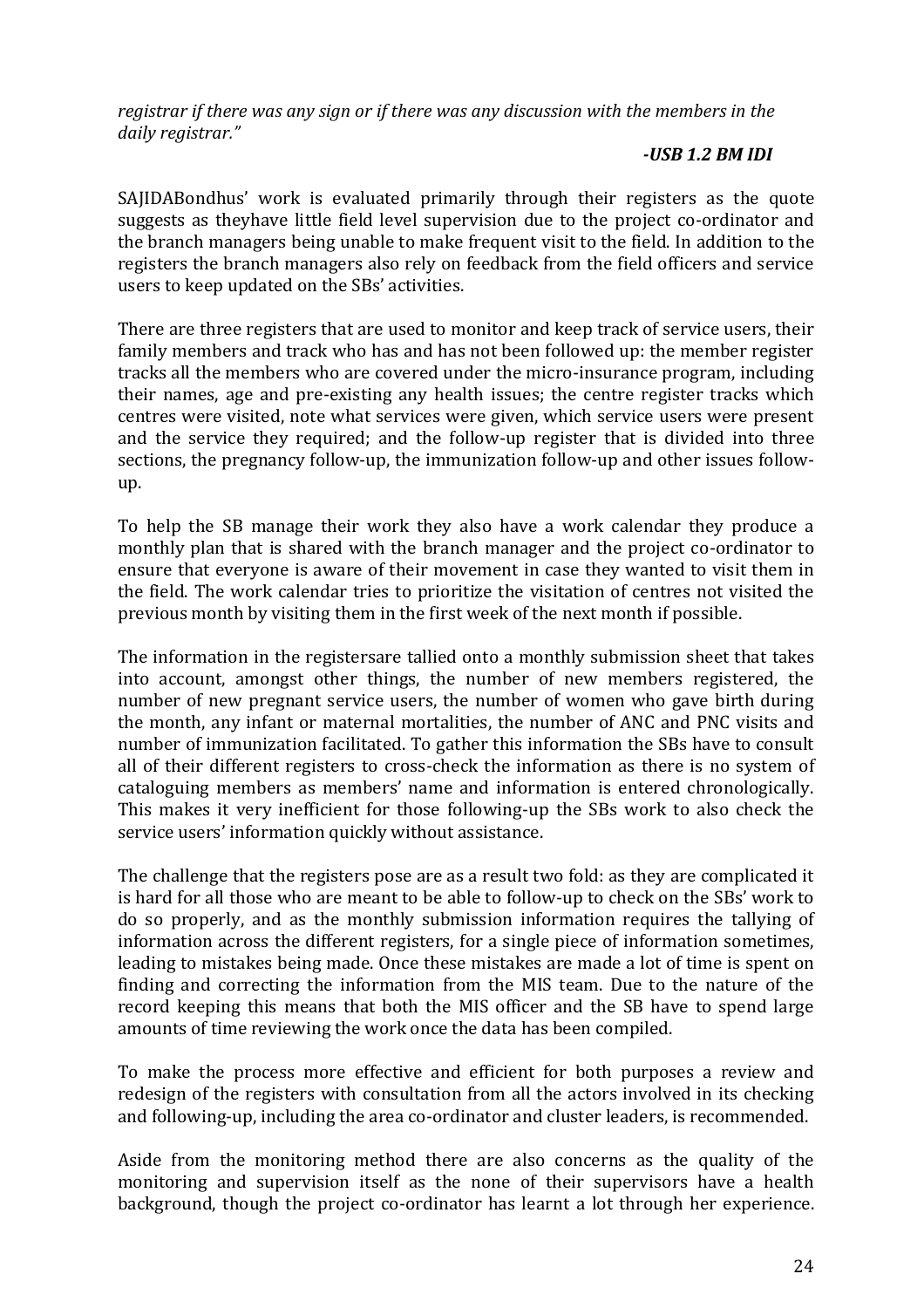*registrar if there was any sign or if there was any discussion with the members in the daily registrar."*

***-USB 1.2 BM IDI***

SAJIDABondhus' work is evaluated primarily through their registers as the quote suggests as theyhave little field level supervision due to the project co-ordinator and the branch managers being unable to make frequent visit to the field. In addition to the registers the branch managers also rely on feedback from the field officers and service users to keep updated on the SBs' activities.

There are three registers that are used to monitor and keep track of service users, their family members and track who has and has not been followed up: the member register tracks all the members who are covered under the micro-insurance program, including their names, age and pre-existing any health issues; the centre register tracks which centres were visited, note what services were given, which service users were present and the service they required; and the follow-up register that is divided into three sections, the pregnancy follow-up, the immunization follow-up and other issues follow-up.

To help the SB manage their work they also have a work calendar they produce a monthly plan that is shared with the branch manager and the project co-ordinator to ensure that everyone is aware of their movement in case they wanted to visit them in the field. The work calendar tries to prioritize the visitation of centres not visited the previous month by visiting them in the first week of the next month if possible.

The information in the registersare tallied onto a monthly submission sheet that takes into account, amongst other things, the number of new members registered, the number of new pregnant service users, the number of women who gave birth during the month, any infant or maternal mortalities, the number of ANC and PNC visits and number of immunization facilitated. To gather this information the SBs have to consult all of their different registers to cross-check the information as there is no system of cataloguing members as members' name and information is entered chronologically. This makes it very inefficient for those following-up the SBs work to also check the service users' information quickly without assistance.

The challenge that the registers pose are as a result two fold: as they are complicated it is hard for all those who are meant to be able to follow-up to check on the SBs' work to do so properly, and as the monthly submission information requires the tallying of information across the different registers, for a single piece of information sometimes, leading to mistakes being made. Once these mistakes are made a lot of time is spent on finding and correcting the information from the MIS team. Due to the nature of the record keeping this means that both the MIS officer and the SB have to spend large amounts of time reviewing the work once the data has been compiled.

To make the process more effective and efficient for both purposes a review and redesign of the registers with consultation from all the actors involved in its checking and following-up, including the area co-ordinator and cluster leaders, is recommended.

Aside from the monitoring method there are also concerns as the quality of the monitoring and supervision itself as the none of their supervisors have a health background, though the project co-ordinator has learnt a lot through her experience.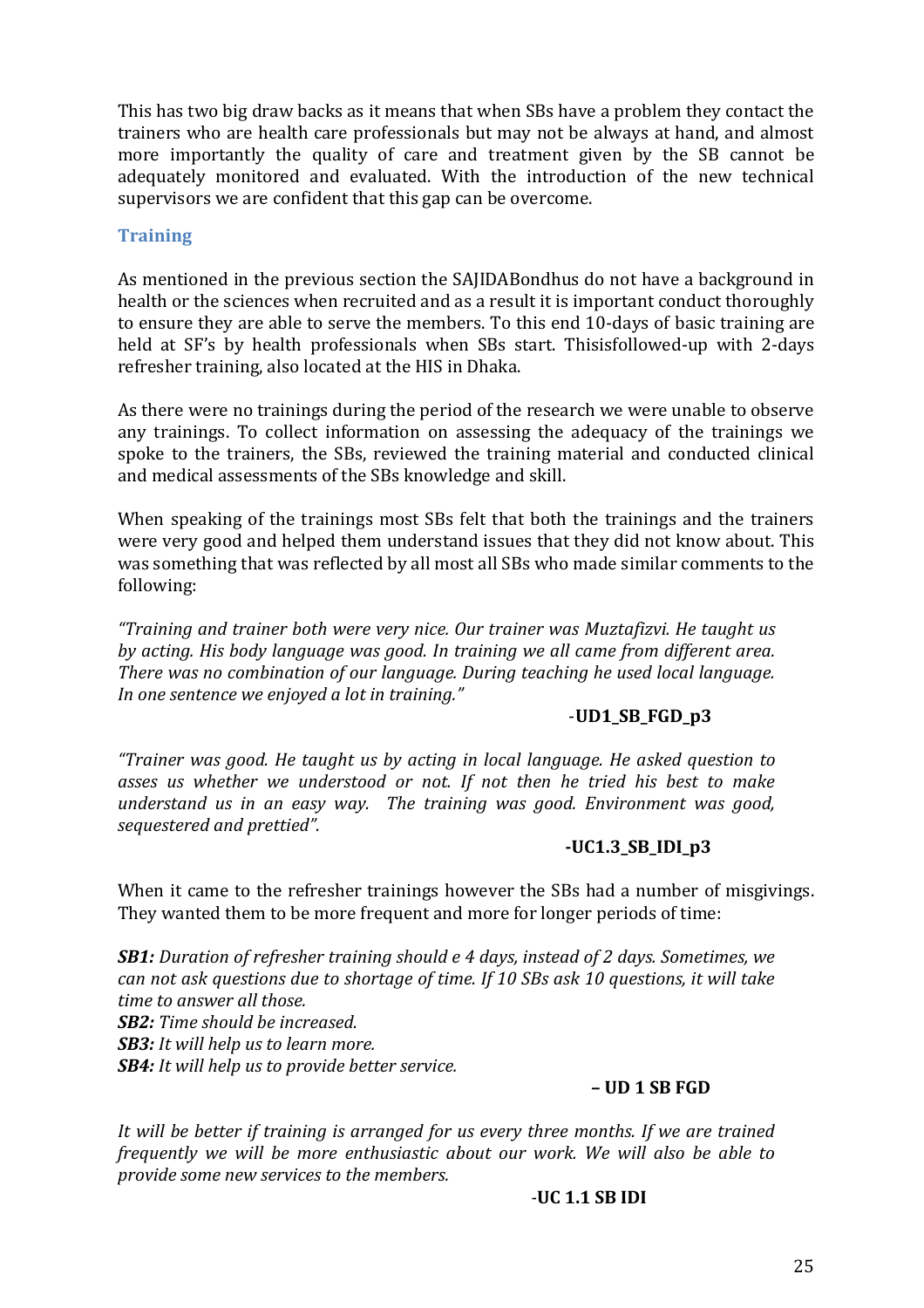This has two big draw backs as it means that when SBs have a problem they contact the trainers who are health care professionals but may not be always at hand, and almost more importantly the quality of care and treatment given by the SB cannot be adequately monitored and evaluated. With the introduction of the new technical supervisors we are confident that this gap can be overcome.

## Training

As mentioned in the previous section the SAJIDABondhus do not have a background in health or the sciences when recruited and as a result it is important conduct thoroughly to ensure they are able to serve the members. To this end 10-days of basic training are held at SF's by health professionals when SBs start. Thisisfollowed-up with 2-days refresher training, also located at the HIS in Dhaka.

As there were no trainings during the period of the research we were unable to observe any trainings. To collect information on assessing the adequacy of the trainings we spoke to the trainers, the SBs, reviewed the training material and conducted clinical and medical assessments of the SBs knowledge and skill.

When speaking of the trainings most SBs felt that both the trainings and the trainers were very good and helped them understand issues that they did not know about. This was something that was reflected by all most all SBs who made similar comments to the following:

*"Training and trainer both were very nice. Our trainer was Muztafizvi. He taught us by acting. His body language was good. In training we all came from different area. There was no combination of our language. During teaching he used local language. In one sentence we enjoyed a lot in training."*

-**UD1_SB_FGD_p3**

*"Trainer was good. He taught us by acting in local language. He asked question to asses us whether we understood or not. If not then he tried his best to make understand us in an easy way. The training was good. Environment was good, sequestered and prettied".*

**-UC1.3_SB_IDI_p3**

When it came to the refresher trainings however the SBs had a number of misgivings. They wanted them to be more frequent and more for longer periods of time:

***SB1:*** *Duration of refresher training should e 4 days, instead of 2 days. Sometimes, we can not ask questions due to shortage of time. If 10 SBs ask 10 questions, it will take time to answer all those.*
***SB2:*** *Time should be increased.*
***SB3:*** *It will help us to learn more.*
***SB4:*** *It will help us to provide better service.*

**– UD 1 SB FGD**

*It will be better if training is arranged for us every three months. If we are trained frequently we will be more enthusiastic about our work. We will also be able to provide some new services to the members.*

-**UC 1.1 SB IDI**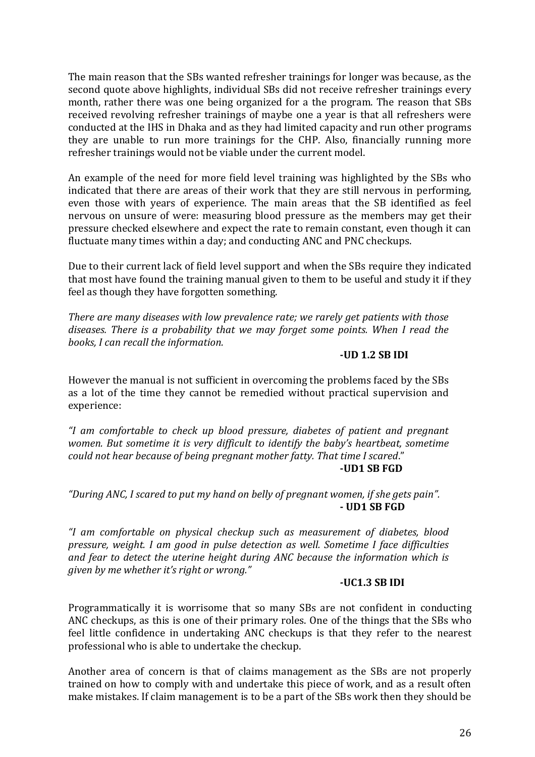The main reason that the SBs wanted refresher trainings for longer was because, as the second quote above highlights, individual SBs did not receive refresher trainings every month, rather there was one being organized for a the program. The reason that SBs received revolving refresher trainings of maybe one a year is that all refreshers were conducted at the IHS in Dhaka and as they had limited capacity and run other programs they are unable to run more trainings for the CHP. Also, financially running more refresher trainings would not be viable under the current model.

An example of the need for more field level training was highlighted by the SBs who indicated that there are areas of their work that they are still nervous in performing, even those with years of experience. The main areas that the SB identified as feel nervous on unsure of were: measuring blood pressure as the members may get their pressure checked elsewhere and expect the rate to remain constant, even though it can fluctuate many times within a day; and conducting ANC and PNC checkups.

Due to their current lack of field level support and when the SBs require they indicated that most have found the training manual given to them to be useful and study it if they feel as though they have forgotten something.

*There are many diseases with low prevalence rate; we rarely get patients with those diseases. There is a probability that we may forget some points. When I read the books, I can recall the information.*

**-UD 1.2 SB IDI**

However the manual is not sufficient in overcoming the problems faced by the SBs as a lot of the time they cannot be remedied without practical supervision and experience:

*"I am comfortable to check up blood pressure, diabetes of patient and pregnant women. But sometime it is very difficult to identify the baby's heartbeat, sometime could not hear because of being pregnant mother fatty. That time I scared."*

**-UD1 SB FGD**

*"During ANC, I scared to put my hand on belly of pregnant women, if she gets pain".*

**- UD1 SB FGD**

*"I am comfortable on physical checkup such as measurement of diabetes, blood pressure, weight. I am good in pulse detection as well. Sometime I face difficulties and fear to detect the uterine height during ANC because the information which is given by me whether it's right or wrong."*

**-UC1.3 SB IDI**

Programmatically it is worrisome that so many SBs are not confident in conducting ANC checkups, as this is one of their primary roles. One of the things that the SBs who feel little confidence in undertaking ANC checkups is that they refer to the nearest professional who is able to undertake the checkup.

Another area of concern is that of claims management as the SBs are not properly trained on how to comply with and undertake this piece of work, and as a result often make mistakes. If claim management is to be a part of the SBs work then they should be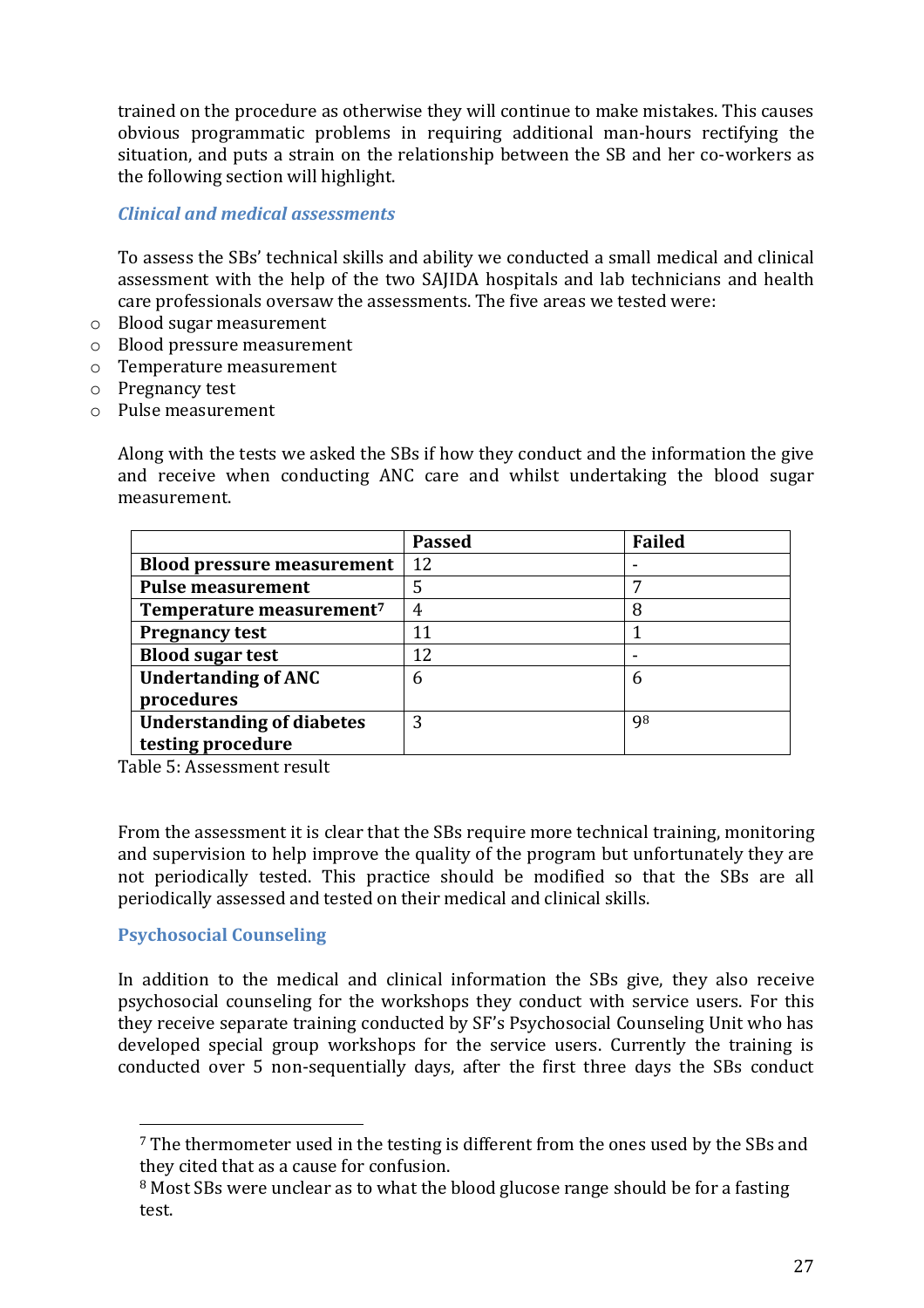trained on the procedure as otherwise they will continue to make mistakes. This causes obvious programmatic problems in requiring additional man-hours rectifying the situation, and puts a strain on the relationship between the SB and her co-workers as the following section will highlight.

### *Clinical and medical assessments*

To assess the SBs' technical skills and ability we conducted a small medical and clinical assessment with the help of the two SAJIDA hospitals and lab technicians and health care professionals oversaw the assessments. The five areas we tested were:

- Blood sugar measurement
- Blood pressure measurement
- Temperature measurement
- Pregnancy test
- Pulse measurement

Along with the tests we asked the SBs if how they conduct and the information the give and receive when conducting ANC care and whilst undertaking the blood sugar measurement.

| | **Passed** | **Failed** |
|---|---|---|
| **Blood pressure measurement** | 12 | - |
| **Pulse measurement** | 5 | 7 |
| **Temperature measurement**[7] | 4 | 8 |
| **Pregnancy test** | 11 | 1 |
| **Blood sugar test** | 12 | - |
| **Undertanding of ANC procedures** | 6 | 6 |
| **Understanding of diabetes testing procedure** | 3 | 9[8] |

Table 5: Assessment result

From the assessment it is clear that the SBs require more technical training, monitoring and supervision to help improve the quality of the program but unfortunately they are not periodically tested. This practice should be modified so that the SBs are all periodically assessed and tested on their medical and clinical skills.

### Psychosocial Counseling

In addition to the medical and clinical information the SBs give, they also receive psychosocial counseling for the workshops they conduct with service users. For this they receive separate training conducted by SF's Psychosocial Counseling Unit who has developed special group workshops for the service users. Currently the training is conducted over 5 non-sequentially days, after the first three days the SBs conduct

[7] The thermometer used in the testing is different from the ones used by the SBs and they cited that as a cause for confusion.

[8] Most SBs were unclear as to what the blood glucose range should be for a fasting test.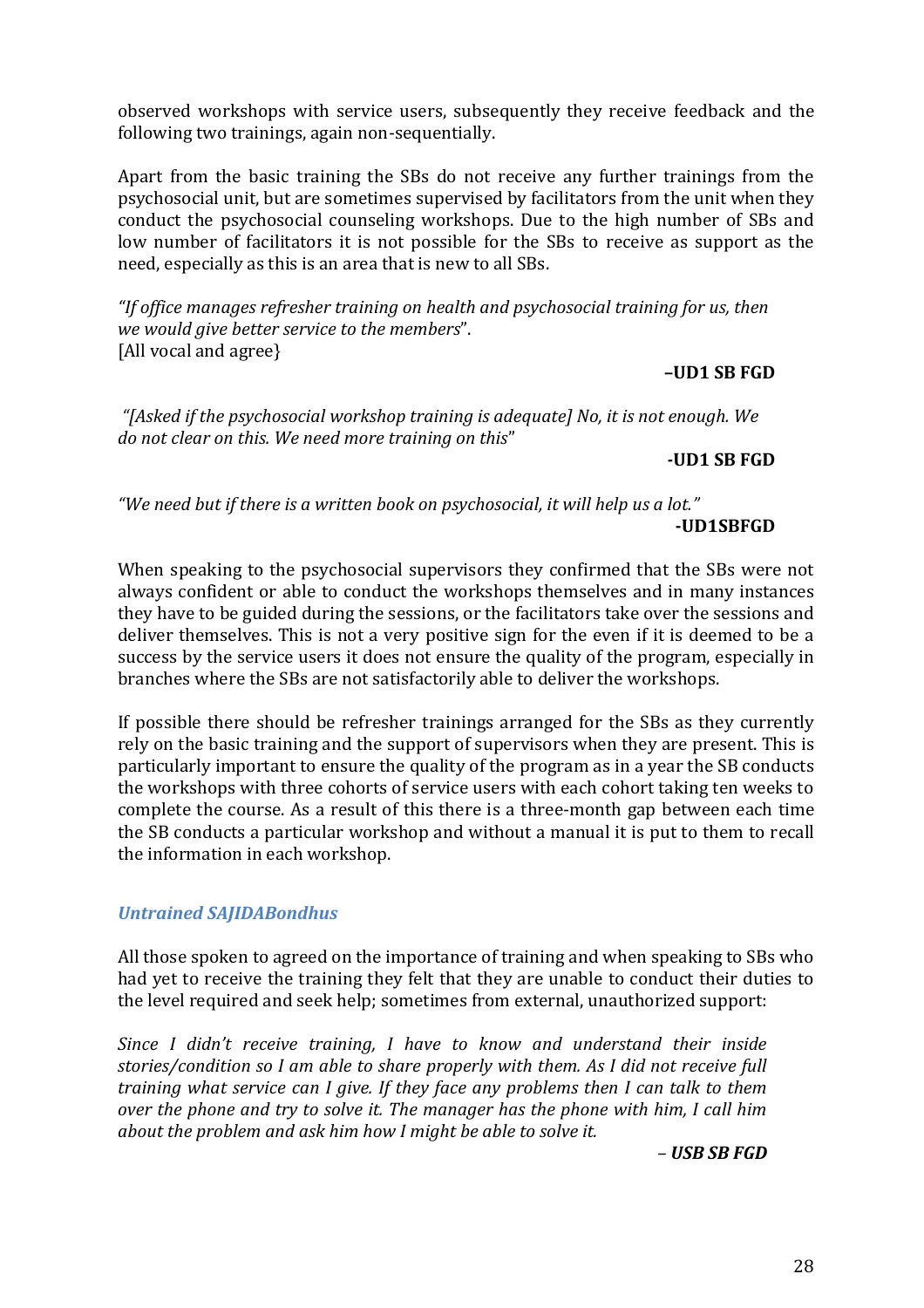observed workshops with service users, subsequently they receive feedback and the following two trainings, again non-sequentially.

Apart from the basic training the SBs do not receive any further trainings from the psychosocial unit, but are sometimes supervised by facilitators from the unit when they conduct the psychosocial counseling workshops. Due to the high number of SBs and low number of facilitators it is not possible for the SBs to receive as support as the need, especially as this is an area that is new to all SBs.

*"If office manages refresher training on health and psychosocial training for us, then we would give better service to the members*".
[All vocal and agree}

**–UD1 SB FGD**

*"[Asked if the psychosocial workshop training is adequate] No, it is not enough. We do not clear on this. We need more training on this*"

**-UD1 SB FGD**

*"We need but if there is a written book on psychosocial, it will help us a lot."*

**-UD1SBFGD**

When speaking to the psychosocial supervisors they confirmed that the SBs were not always confident or able to conduct the workshops themselves and in many instances they have to be guided during the sessions, or the facilitators take over the sessions and deliver themselves. This is not a very positive sign for the even if it is deemed to be a success by the service users it does not ensure the quality of the program, especially in branches where the SBs are not satisfactorily able to deliver the workshops.

If possible there should be refresher trainings arranged for the SBs as they currently rely on the basic training and the support of supervisors when they are present. This is particularly important to ensure the quality of the program as in a year the SB conducts the workshops with three cohorts of service users with each cohort taking ten weeks to complete the course. As a result of this there is a three-month gap between each time the SB conducts a particular workshop and without a manual it is put to them to recall the information in each workshop.

### *Untrained SAJIDABondhus*

All those spoken to agreed on the importance of training and when speaking to SBs who had yet to receive the training they felt that they are unable to conduct their duties to the level required and seek help; sometimes from external, unauthorized support:

*Since I didn't receive training, I have to know and understand their inside stories/condition so I am able to share properly with them. As I did not receive full training what service can I give. If they face any problems then I can talk to them over the phone and try to solve it. The manager has the phone with him, I call him about the problem and ask him how I might be able to solve it.*

***– USB SB FGD***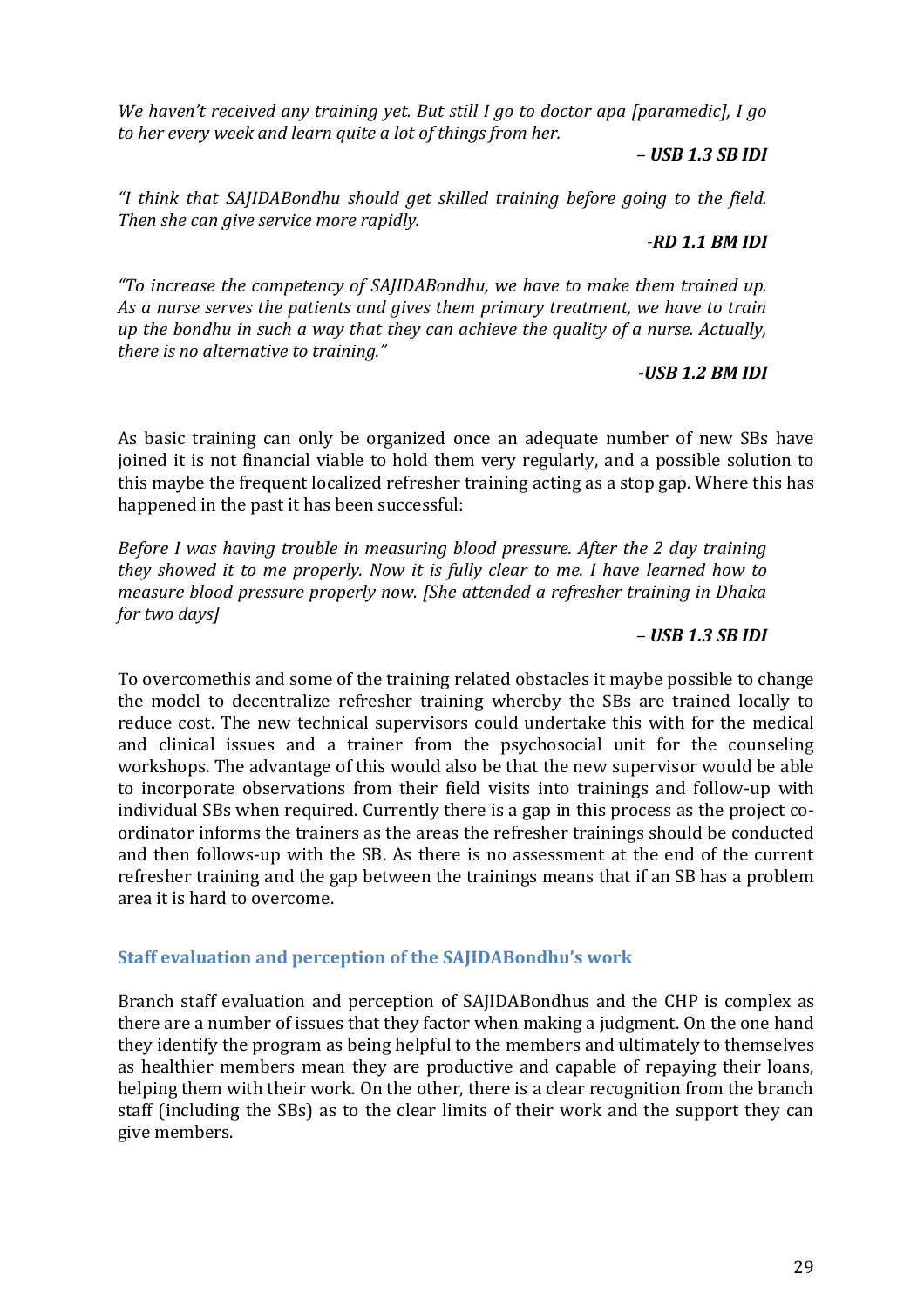*We haven't received any training yet. But still I go to doctor apa [paramedic], I go to her every week and learn quite a lot of things from her.*

***– USB 1.3 SB IDI***

*"I think that SAJIDABondhu should get skilled training before going to the field. Then she can give service more rapidly.*

***-RD 1.1 BM IDI***

*"To increase the competency of SAJIDABondhu, we have to make them trained up. As a nurse serves the patients and gives them primary treatment, we have to train up the bondhu in such a way that they can achieve the quality of a nurse. Actually, there is no alternative to training."*

***-USB 1.2 BM IDI***

As basic training can only be organized once an adequate number of new SBs have joined it is not financial viable to hold them very regularly, and a possible solution to this maybe the frequent localized refresher training acting as a stop gap. Where this has happened in the past it has been successful:

*Before I was having trouble in measuring blood pressure. After the 2 day training they showed it to me properly. Now it is fully clear to me. I have learned how to measure blood pressure properly now. [She attended a refresher training in Dhaka for two days]*

***– USB 1.3 SB IDI***

To overcomethis and some of the training related obstacles it maybe possible to change the model to decentralize refresher training whereby the SBs are trained locally to reduce cost. The new technical supervisors could undertake this with for the medical and clinical issues and a trainer from the psychosocial unit for the counseling workshops. The advantage of this would also be that the new supervisor would be able to incorporate observations from their field visits into trainings and follow-up with individual SBs when required. Currently there is a gap in this process as the project co-ordinator informs the trainers as the areas the refresher trainings should be conducted and then follows-up with the SB. As there is no assessment at the end of the current refresher training and the gap between the trainings means that if an SB has a problem area it is hard to overcome.

### Staff evaluation and perception of the SAJIDABondhu's work

Branch staff evaluation and perception of SAJIDABondhus and the CHP is complex as there are a number of issues that they factor when making a judgment. On the one hand they identify the program as being helpful to the members and ultimately to themselves as healthier members mean they are productive and capable of repaying their loans, helping them with their work. On the other, there is a clear recognition from the branch staff (including the SBs) as to the clear limits of their work and the support they can give members.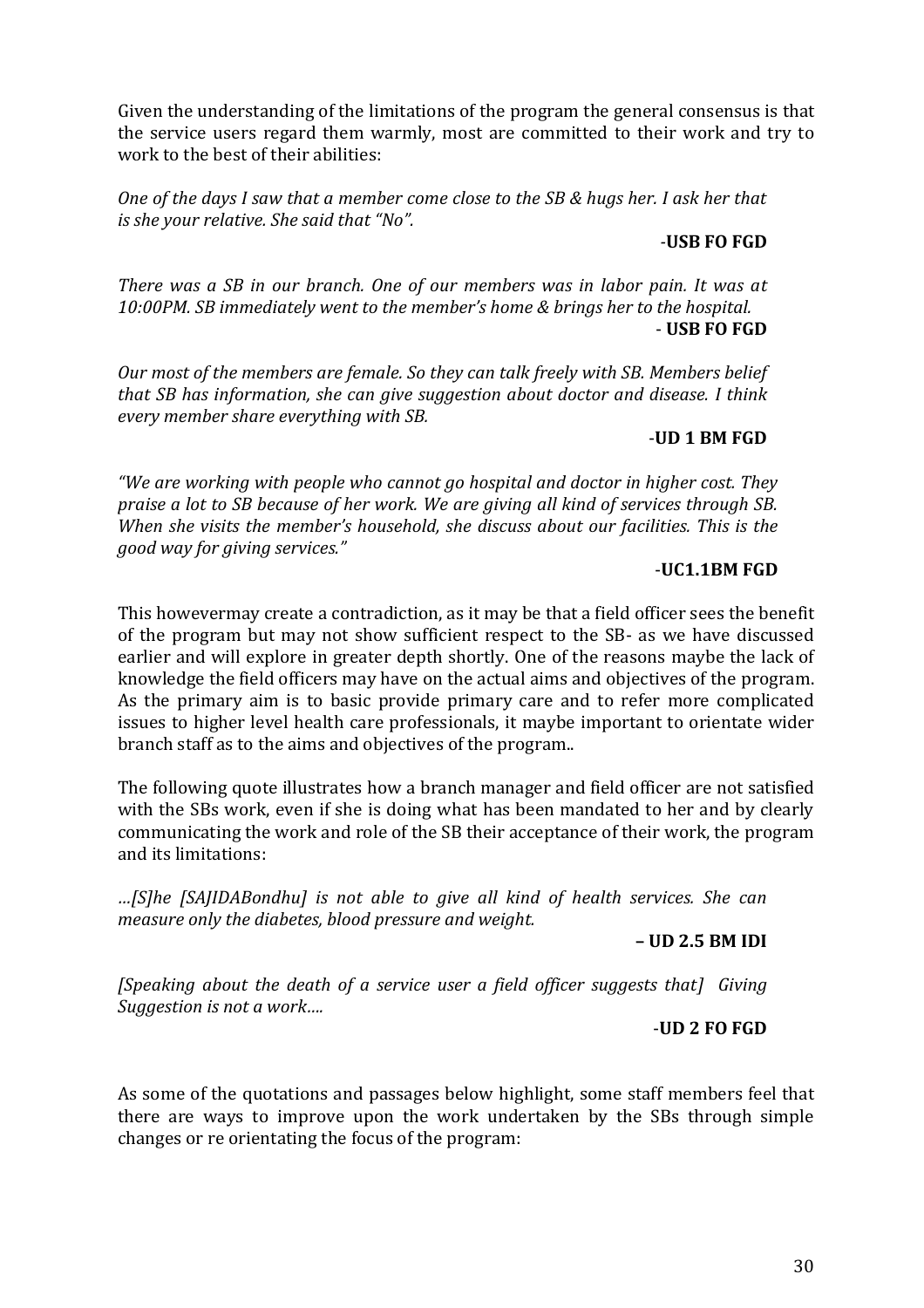Given the understanding of the limitations of the program the general consensus is that the service users regard them warmly, most are committed to their work and try to work to the best of their abilities:

*One of the days I saw that a member come close to the SB & hugs her. I ask her that is she your relative. She said that "No".*

-**USB FO FGD**

*There was a SB in our branch. One of our members was in labor pain. It was at 10:00PM. SB immediately went to the member's home & brings her to the hospital.*

- **USB FO FGD**

*Our most of the members are female. So they can talk freely with SB. Members belief that SB has information, she can give suggestion about doctor and disease. I think every member share everything with SB.*

-**UD 1 BM FGD**

*"We are working with people who cannot go hospital and doctor in higher cost. They praise a lot to SB because of her work. We are giving all kind of services through SB. When she visits the member's household, she discuss about our facilities. This is the good way for giving services."*

-**UC1.1BM FGD**

This howevermay create a contradiction, as it may be that a field officer sees the benefit of the program but may not show sufficient respect to the SB- as we have discussed earlier and will explore in greater depth shortly. One of the reasons maybe the lack of knowledge the field officers may have on the actual aims and objectives of the program. As the primary aim is to basic provide primary care and to refer more complicated issues to higher level health care professionals, it maybe important to orientate wider branch staff as to the aims and objectives of the program..

The following quote illustrates how a branch manager and field officer are not satisfied with the SBs work, even if she is doing what has been mandated to her and by clearly communicating the work and role of the SB their acceptance of their work, the program and its limitations:

*…[S]he [SAJIDABondhu] is not able to give all kind of health services. She can measure only the diabetes, blood pressure and weight.*

**– UD 2.5 BM IDI**

*[Speaking about the death of a service user a field officer suggests that] Giving Suggestion is not a work….*

-**UD 2 FO FGD**

As some of the quotations and passages below highlight, some staff members feel that there are ways to improve upon the work undertaken by the SBs through simple changes or re orientating the focus of the program: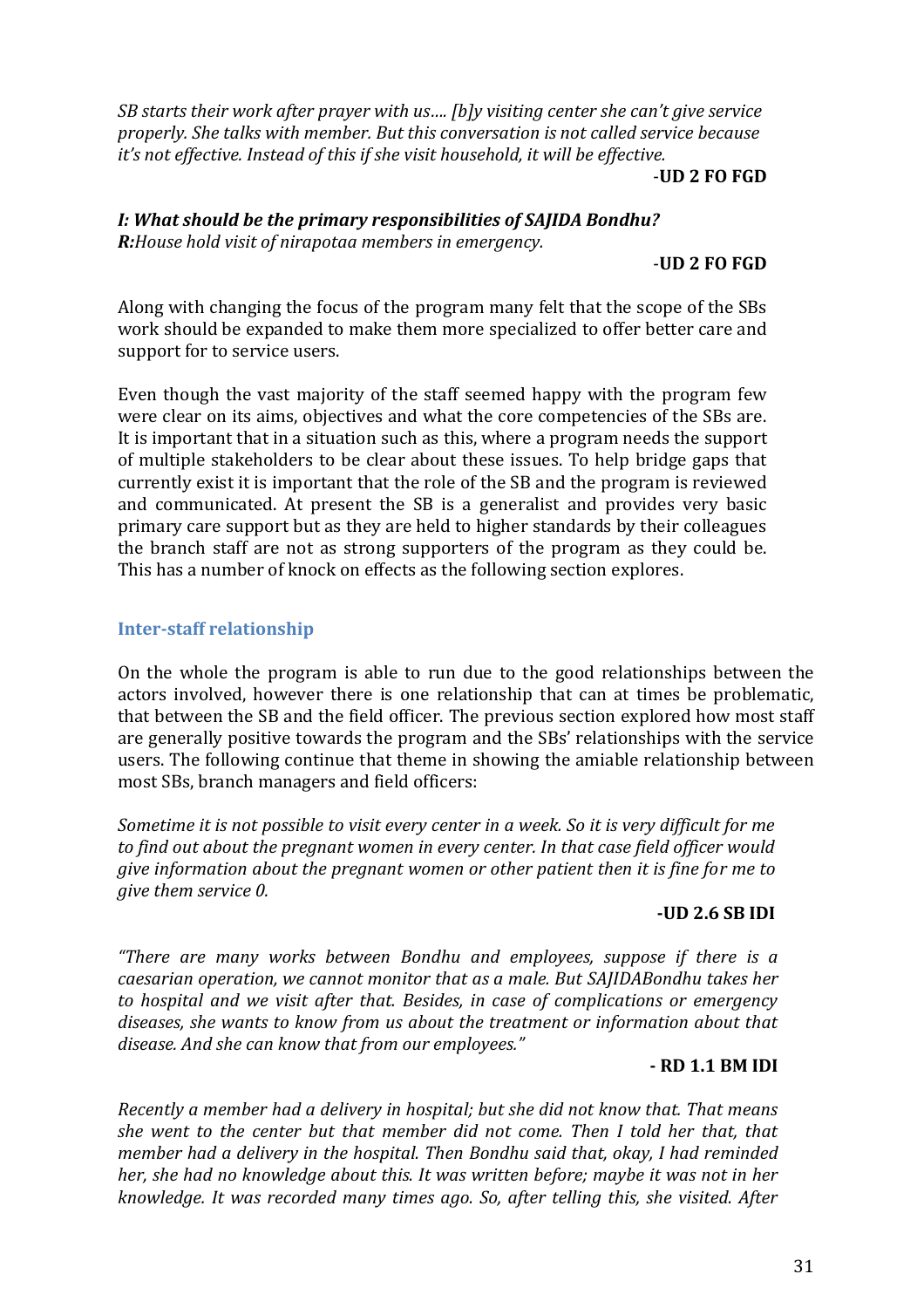*SB starts their work after prayer with us…. [b]y visiting center she can't give service properly. She talks with member. But this conversation is not called service because it's not effective. Instead of this if she visit household, it will be effective.*

-**UD 2 FO FGD**

***I: What should be the primary responsibilities of SAJIDA Bondhu?***
***R:****House hold visit of nirapotaa members in emergency.*

-**UD 2 FO FGD**

Along with changing the focus of the program many felt that the scope of the SBs work should be expanded to make them more specialized to offer better care and support for to service users.

Even though the vast majority of the staff seemed happy with the program few were clear on its aims, objectives and what the core competencies of the SBs are. It is important that in a situation such as this, where a program needs the support of multiple stakeholders to be clear about these issues. To help bridge gaps that currently exist it is important that the role of the SB and the program is reviewed and communicated. At present the SB is a generalist and provides very basic primary care support but as they are held to higher standards by their colleagues the branch staff are not as strong supporters of the program as they could be. This has a number of knock on effects as the following section explores.

### Inter-staff relationship

On the whole the program is able to run due to the good relationships between the actors involved, however there is one relationship that can at times be problematic, that between the SB and the field officer. The previous section explored how most staff are generally positive towards the program and the SBs' relationships with the service users. The following continue that theme in showing the amiable relationship between most SBs, branch managers and field officers:

*Sometime it is not possible to visit every center in a week. So it is very difficult for me to find out about the pregnant women in every center. In that case field officer would give information about the pregnant women or other patient then it is fine for me to give them service 0.*

**-UD 2.6 SB IDI**

*"There are many works between Bondhu and employees, suppose if there is a caesarian operation, we cannot monitor that as a male. But SAJIDABondhu takes her to hospital and we visit after that. Besides, in case of complications or emergency diseases, she wants to know from us about the treatment or information about that disease. And she can know that from our employees."*

**- RD 1.1 BM IDI**

*Recently a member had a delivery in hospital; but she did not know that. That means she went to the center but that member did not come. Then I told her that, that member had a delivery in the hospital. Then Bondhu said that, okay, I had reminded her, she had no knowledge about this. It was written before; maybe it was not in her knowledge. It was recorded many times ago. So, after telling this, she visited. After*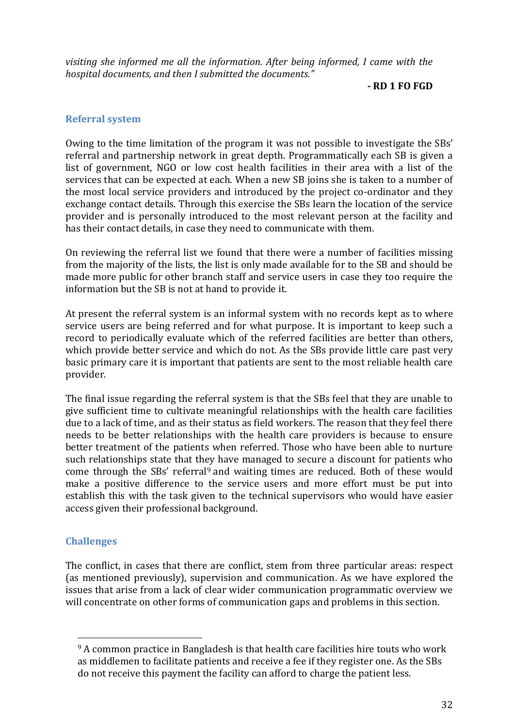*visiting she informed me all the information. After being informed, I came with the hospital documents, and then I submitted the documents."*

**- RD 1 FO FGD**

### Referral system

Owing to the time limitation of the program it was not possible to investigate the SBs' referral and partnership network in great depth. Programmatically each SB is given a list of government, NGO or low cost health facilities in their area with a list of the services that can be expected at each. When a new SB joins she is taken to a number of the most local service providers and introduced by the project co-ordinator and they exchange contact details. Through this exercise the SBs learn the location of the service provider and is personally introduced to the most relevant person at the facility and has their contact details, in case they need to communicate with them.

On reviewing the referral list we found that there were a number of facilities missing from the majority of the lists, the list is only made available for to the SB and should be made more public for other branch staff and service users in case they too require the information but the SB is not at hand to provide it.

At present the referral system is an informal system with no records kept as to where service users are being referred and for what purpose. It is important to keep such a record to periodically evaluate which of the referred facilities are better than others, which provide better service and which do not. As the SBs provide little care past very basic primary care it is important that patients are sent to the most reliable health care provider.

The final issue regarding the referral system is that the SBs feel that they are unable to give sufficient time to cultivate meaningful relationships with the health care facilities due to a lack of time, and as their status as field workers. The reason that they feel there needs to be better relationships with the health care providers is because to ensure better treatment of the patients when referred. Those who have been able to nurture such relationships state that they have managed to secure a discount for patients who come through the SBs' referral[9] and waiting times are reduced. Both of these would make a positive difference to the service users and more effort must be put into establish this with the task given to the technical supervisors who would have easier access given their professional background.

### Challenges

The conflict, in cases that there are conflict, stem from three particular areas: respect (as mentioned previously), supervision and communication. As we have explored the issues that arise from a lack of clear wider communication programmatic overview we will concentrate on other forms of communication gaps and problems in this section.

---

[9] A common practice in Bangladesh is that health care facilities hire touts who work as middlemen to facilitate patients and receive a fee if they register one. As the SBs do not receive this payment the facility can afford to charge the patient less.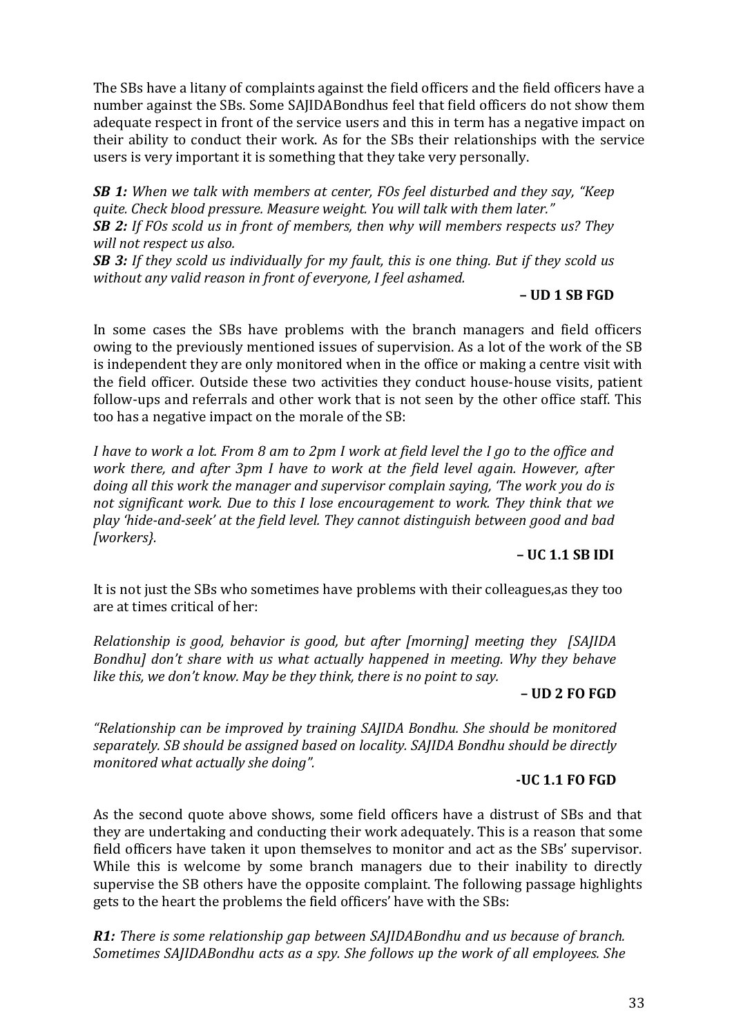The SBs have a litany of complaints against the field officers and the field officers have a number against the SBs. Some SAJIDABondhus feel that field officers do not show them adequate respect in front of the service users and this in term has a negative impact on their ability to conduct their work. As for the SBs their relationships with the service users is very important it is something that they take very personally.

***SB 1:*** *When we talk with members at center, FOs feel disturbed and they say, "Keep quite. Check blood pressure. Measure weight. You will talk with them later."*
***SB 2:*** *If FOs scold us in front of members, then why will members respects us? They will not respect us also.*
***SB 3:*** *If they scold us individually for my fault, this is one thing. But if they scold us without any valid reason in front of everyone, I feel ashamed.*

**– UD 1 SB FGD**

In some cases the SBs have problems with the branch managers and field officers owing to the previously mentioned issues of supervision. As a lot of the work of the SB is independent they are only monitored when in the office or making a centre visit with the field officer. Outside these two activities they conduct house-house visits, patient follow-ups and referrals and other work that is not seen by the other office staff. This too has a negative impact on the morale of the SB:

*I have to work a lot. From 8 am to 2pm I work at field level the I go to the office and work there, and after 3pm I have to work at the field level again. However, after doing all this work the manager and supervisor complain saying, 'The work you do is not significant work. Due to this I lose encouragement to work. They think that we play 'hide-and-seek' at the field level. They cannot distinguish between good and bad [workers}.*

**– UC 1.1 SB IDI**

It is not just the SBs who sometimes have problems with their colleagues,as they too are at times critical of her:

*Relationship is good, behavior is good, but after [morning] meeting they [SAJIDA Bondhu] don't share with us what actually happened in meeting. Why they behave like this, we don't know. May be they think, there is no point to say.*

**– UD 2 FO FGD**

*"Relationship can be improved by training SAJIDA Bondhu. She should be monitored separately. SB should be assigned based on locality. SAJIDA Bondhu should be directly monitored what actually she doing".*

**-UC 1.1 FO FGD**

As the second quote above shows, some field officers have a distrust of SBs and that they are undertaking and conducting their work adequately. This is a reason that some field officers have taken it upon themselves to monitor and act as the SBs' supervisor. While this is welcome by some branch managers due to their inability to directly supervise the SB others have the opposite complaint. The following passage highlights gets to the heart the problems the field officers' have with the SBs:

***R1:*** *There is some relationship gap between SAJIDABondhu and us because of branch. Sometimes SAJIDABondhu acts as a spy. She follows up the work of all employees. She*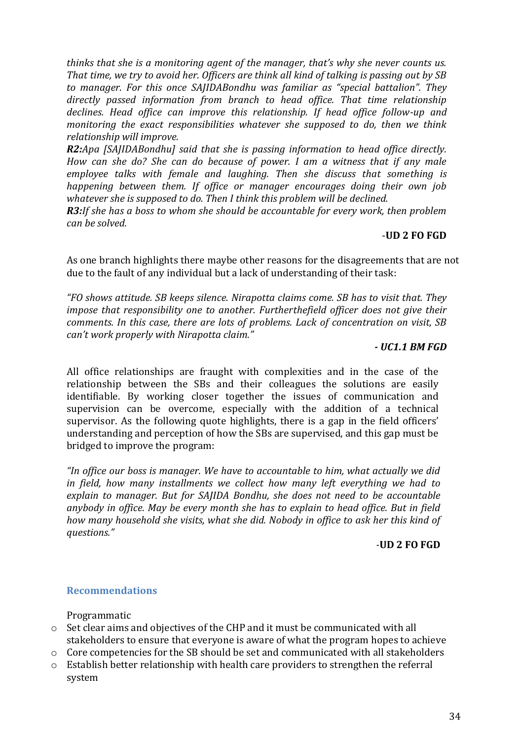*thinks that she is a monitoring agent of the manager, that's why she never counts us. That time, we try to avoid her. Officers are think all kind of talking is passing out by SB to manager. For this once SAJIDABondhu was familiar as "special battalion". They directly passed information from branch to head office. That time relationship declines. Head office can improve this relationship. If head office follow-up and monitoring the exact responsibilities whatever she supposed to do, then we think relationship will improve.*

***R2:****Apa [SAJIDABondhu] said that she is passing information to head office directly. How can she do? She can do because of power. I am a witness that if any male employee talks with female and laughing. Then she discuss that something is happening between them. If office or manager encourages doing their own job whatever she is supposed to do. Then I think this problem will be declined.*

***R3:****If she has a boss to whom she should be accountable for every work, then problem can be solved.*

**-UD 2 FO FGD**

As one branch highlights there maybe other reasons for the disagreements that are not due to the fault of any individual but a lack of understanding of their task:

*"FO shows attitude. SB keeps silence. Nirapotta claims come. SB has to visit that. They impose that responsibility one to another. Furtherthefield officer does not give their comments. In this case, there are lots of problems. Lack of concentration on visit, SB can't work properly with Nirapotta claim."*

***- UC1.1 BM FGD***

All office relationships are fraught with complexities and in the case of the relationship between the SBs and their colleagues the solutions are easily identifiable. By working closer together the issues of communication and supervision can be overcome, especially with the addition of a technical supervisor. As the following quote highlights, there is a gap in the field officers' understanding and perception of how the SBs are supervised, and this gap must be bridged to improve the program:

*"In office our boss is manager. We have to accountable to him, what actually we did in field, how many installments we collect how many left everything we had to explain to manager. But for SAJIDA Bondhu, she does not need to be accountable anybody in office. May be every month she has to explain to head office. But in field how many household she visits, what she did. Nobody in office to ask her this kind of questions."*

**-UD 2 FO FGD**

### Recommendations

Programmatic

- Set clear aims and objectives of the CHP and it must be communicated with all stakeholders to ensure that everyone is aware of what the program hopes to achieve
- Core competencies for the SB should be set and communicated with all stakeholders
- Establish better relationship with health care providers to strengthen the referral system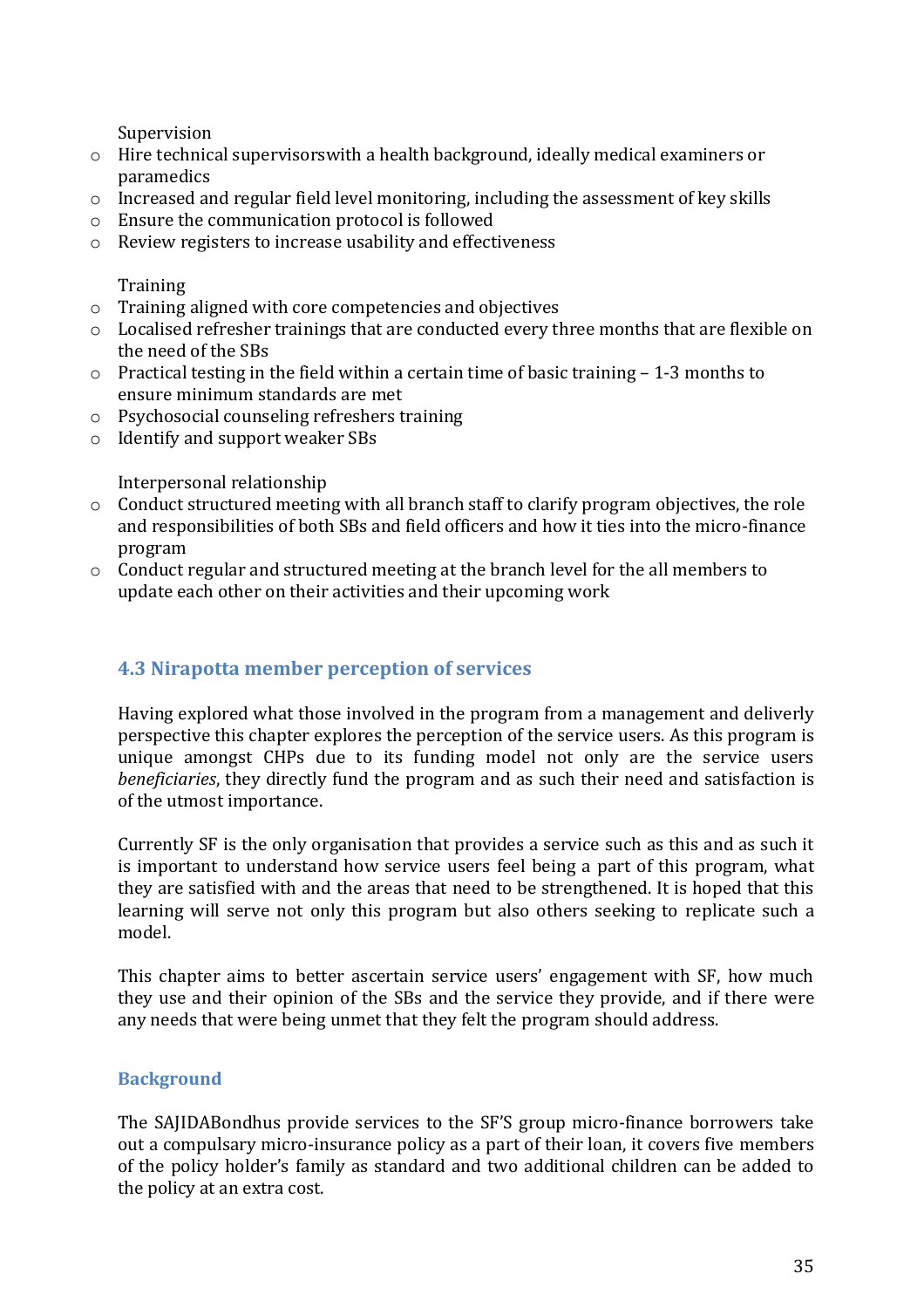Supervision

- Hire technical supervisorswith a health background, ideally medical examiners or paramedics
- Increased and regular field level monitoring, including the assessment of key skills
- Ensure the communication protocol is followed
- Review registers to increase usability and effectiveness

Training

- Training aligned with core competencies and objectives
- Localised refresher trainings that are conducted every three months that are flexible on the need of the SBs
- Practical testing in the field within a certain time of basic training – 1-3 months to ensure minimum standards are met
- Psychosocial counseling refreshers training
- Identify and support weaker SBs

Interpersonal relationship

- Conduct structured meeting with all branch staff to clarify program objectives, the role and responsibilities of both SBs and field officers and how it ties into the micro-finance program
- Conduct regular and structured meeting at the branch level for the all members to update each other on their activities and their upcoming work

### 4.3 Nirapotta member perception of services

Having explored what those involved in the program from a management and deliverly perspective this chapter explores the perception of the service users. As this program is unique amongst CHPs due to its funding model not only are the service users *beneficiaries*, they directly fund the program and as such their need and satisfaction is of the utmost importance.

Currently SF is the only organisation that provides a service such as this and as such it is important to understand how service users feel being a part of this program, what they are satisfied with and the areas that need to be strengthened. It is hoped that this learning will serve not only this program but also others seeking to replicate such a model.

This chapter aims to better ascertain service users' engagement with SF, how much they use and their opinion of the SBs and the service they provide, and if there were any needs that were being unmet that they felt the program should address.

#### Background

The SAJIDABondhus provide services to the SF'S group micro-finance borrowers take out a compulsary micro-insurance policy as a part of their loan, it covers five members of the policy holder's family as standard and two additional children can be added to the policy at an extra cost.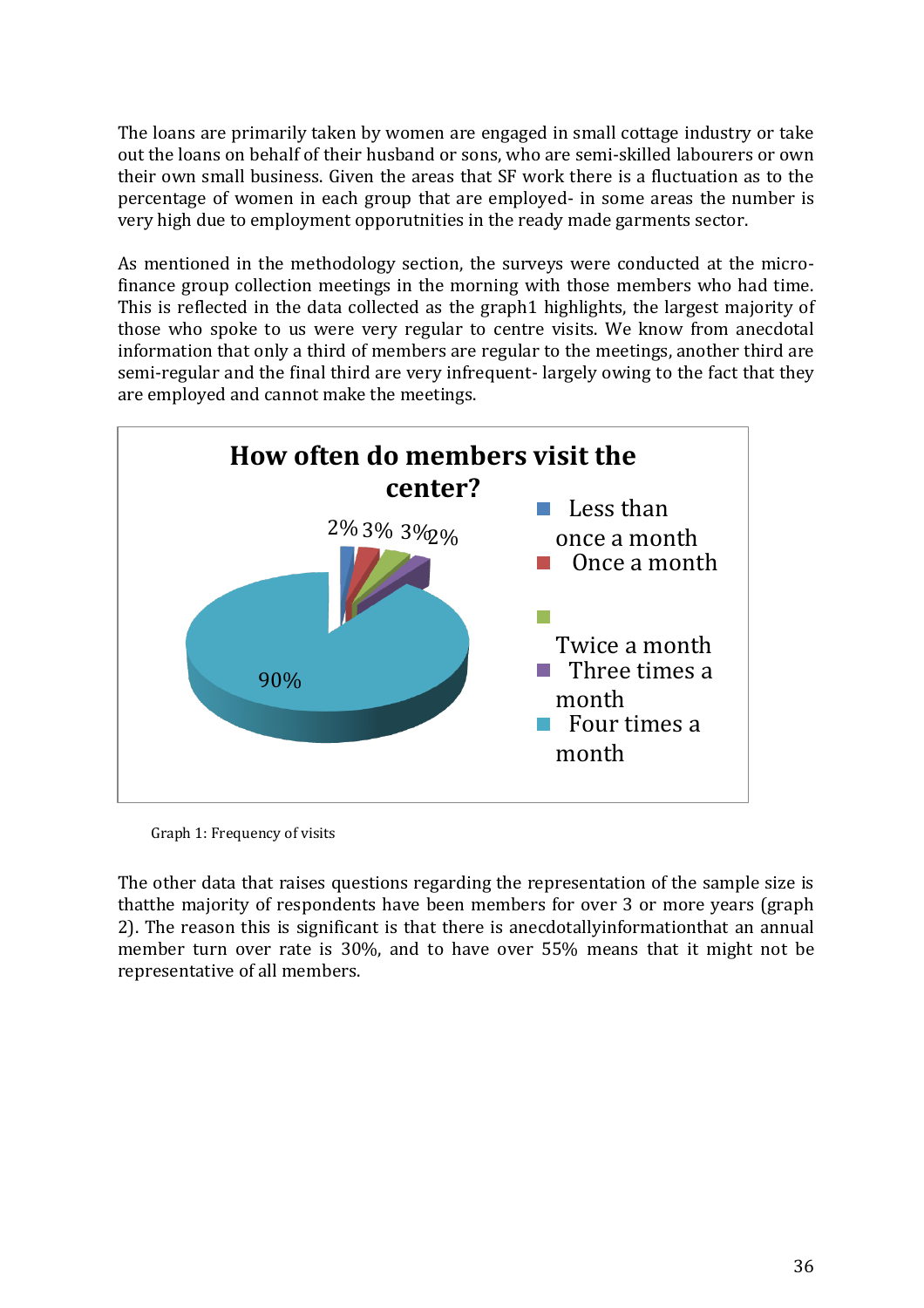The loans are primarily taken by women are engaged in small cottage industry or take out the loans on behalf of their husband or sons, who are semi-skilled labourers or own their own small business. Given the areas that SF work there is a fluctuation as to the percentage of women in each group that are employed- in some areas the number is very high due to employment opportutnities in the ready made garments sector.

As mentioned in the methodology section, the surveys were conducted at the micro-finance group collection meetings in the morning with those members who had time. This is reflected in the data collected as the graph1 highlights, the largest majority of those who spoke to us were very regular to centre visits. We know from anecdotal information that only a third of members are regular to the meetings, another third are semi-regular and the final third are very infrequent- largely owing to the fact that they are employed and cannot make the meetings.

**How often do members visit the center?**

| Frequency | Percentage |
|---|---|
| Less than once a month | 2% |
| Once a month | 3% |
| Twice a month | 3% |
| Three times a month | 2% |
| Four times a month | 90% |

Graph 1: Frequency of visits

The other data that raises questions regarding the representation of the sample size is thatthe majority of respondents have been members for over 3 or more years (graph 2). The reason this is significant is that there is anecdotallyinformationthat an annual member turn over rate is 30%, and to have over 55% means that it might not be representative of all members.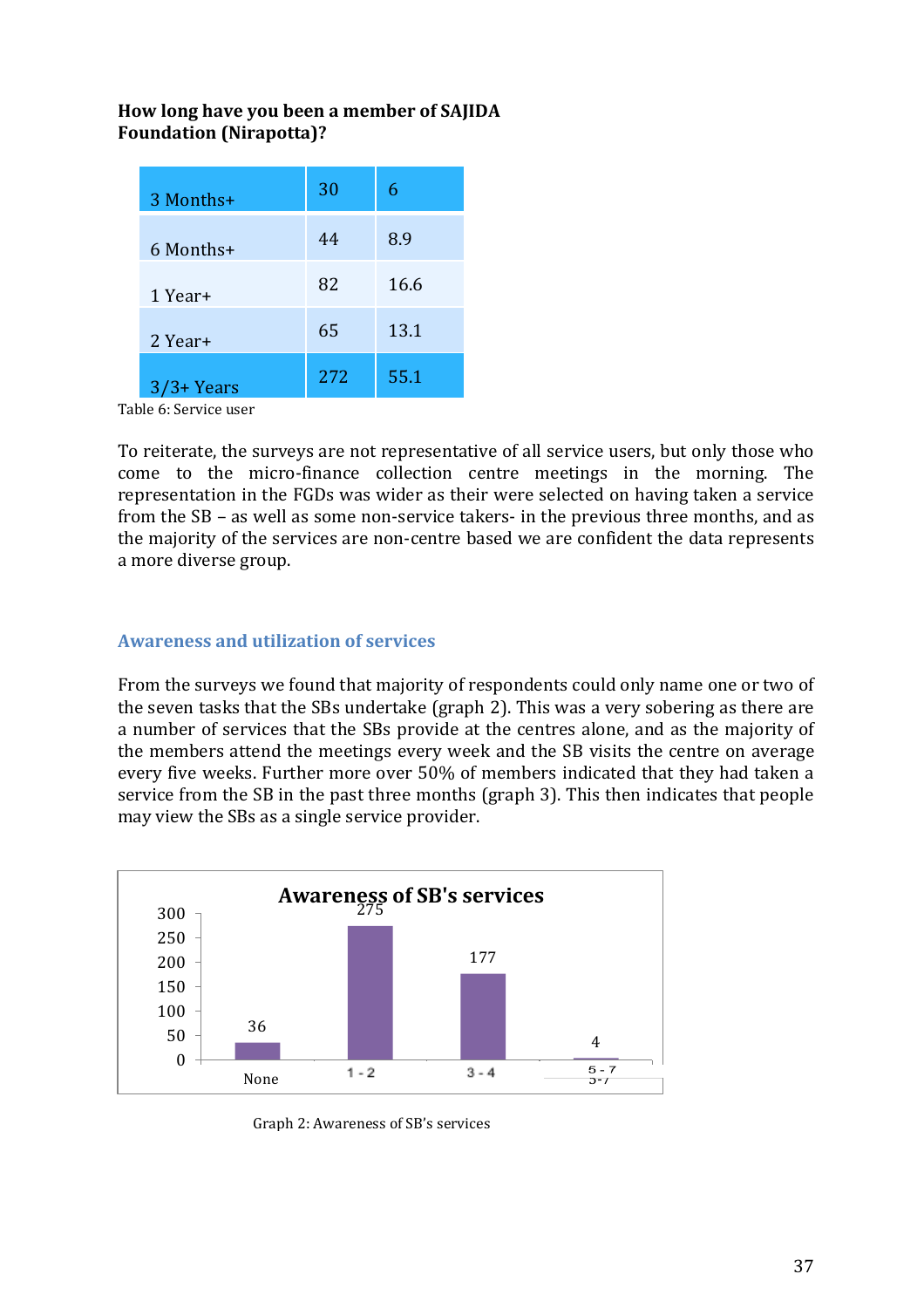**How long have you been a member of SAJIDA Foundation (Nirapotta)?**

| | | |
|---|---|---|
| 3 Months+ | 30 | 6 |
| 6 Months+ | 44 | 8.9 |
| 1 Year+ | 82 | 16.6 |
| 2 Year+ | 65 | 13.1 |
| 3/3+ Years | 272 | 55.1 |

Table 6: Service user

To reiterate, the surveys are not representative of all service users, but only those who come to the micro-finance collection centre meetings in the morning. The representation in the FGDs was wider as their were selected on having taken a service from the SB – as well as some non-service takers- in the previous three months, and as the majority of the services are non-centre based we are confident the data represents a more diverse group.

## Awareness and utilization of services

From the surveys we found that majority of respondents could only name one or two of the seven tasks that the SBs undertake (graph 2). This was a very sobering as there are a number of services that the SBs provide at the centres alone, and as the majority of the members attend the meetings every week and the SB visits the centre on average every five weeks. Further more over 50% of members indicated that they had taken a service from the SB in the past three months (graph 3). This then indicates that people may view the SBs as a single service provider.

**Awareness of SB's services**

| | None | 1 - 2 | 3 - 4 | 5 - 7 |
|---|---|---|---|---|
| Respondents | 36 | 275 | 177 | 4 |

Graph 2: Awareness of SB's services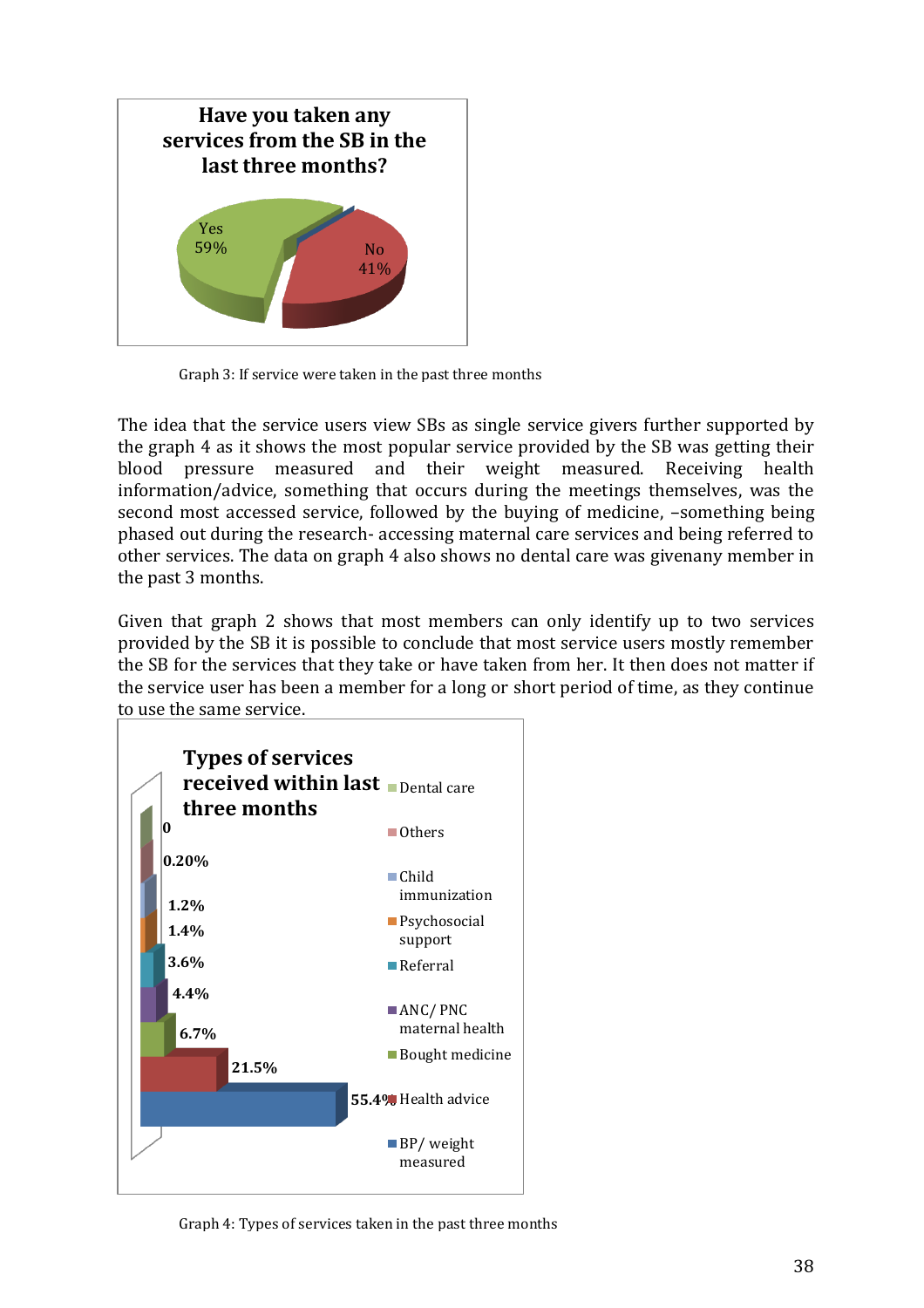Graph 3: If service were taken in the past three months

The idea that the service users view SBs as single service givers further supported by the graph 4 as it shows the most popular service provided by the SB was getting their blood pressure measured and their weight measured. Receiving health information/advice, something that occurs during the meetings themselves, was the second most accessed service, followed by the buying of medicine, –something being phased out during the research- accessing maternal care services and being referred to other services. The data on graph 4 also shows no dental care was givenany member in the past 3 months.

Given that graph 2 shows that most members can only identify up to two services provided by the SB it is possible to conclude that most service users mostly remember the SB for the services that they take or have taken from her. It then does not matter if the service user has been a member for a long or short period of time, as they continue to use the same service.

Graph 4: Types of services taken in the past three months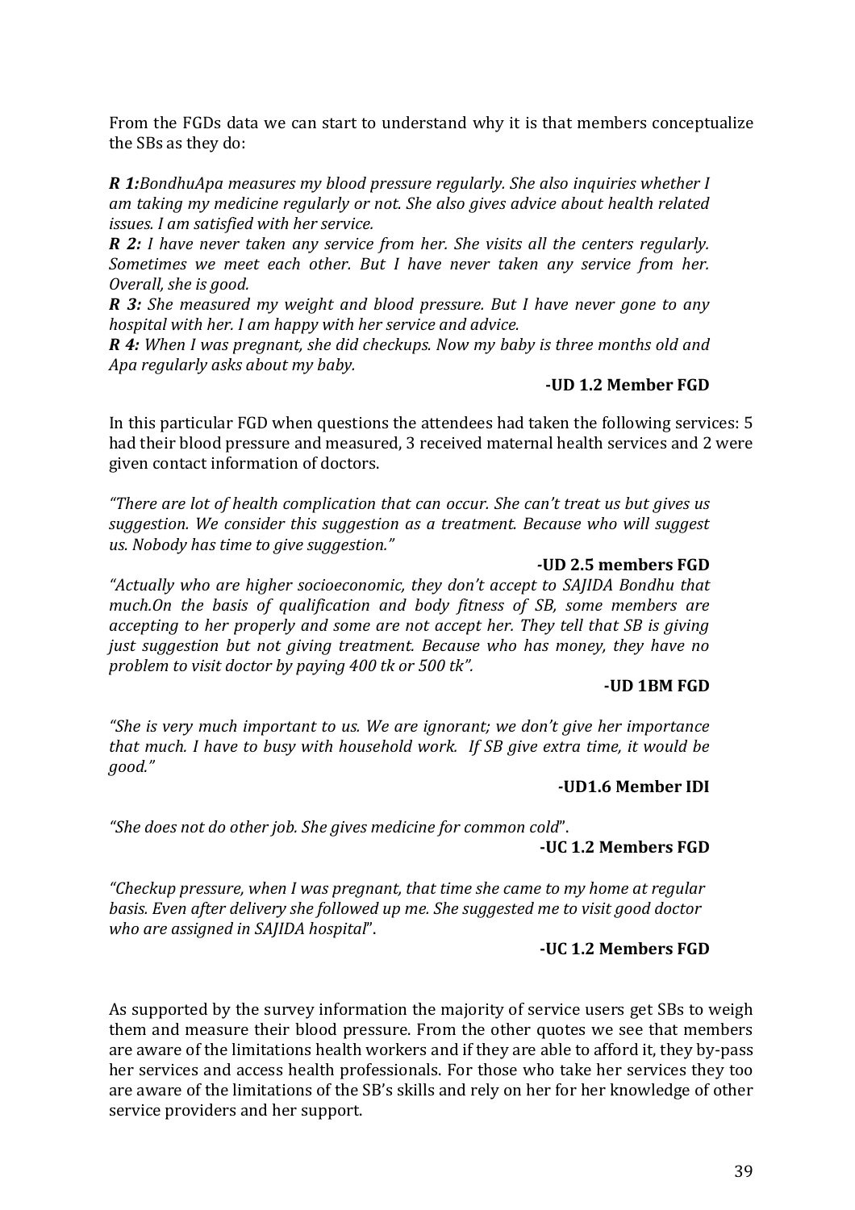From the FGDs data we can start to understand why it is that members conceptualize the SBs as they do:

***R 1:****BondhuApa measures my blood pressure regularly. She also inquiries whether I am taking my medicine regularly or not. She also gives advice about health related issues. I am satisfied with her service.*
***R 2:*** *I have never taken any service from her. She visits all the centers regularly. Sometimes we meet each other. But I have never taken any service from her. Overall, she is good.*
***R 3:*** *She measured my weight and blood pressure. But I have never gone to any hospital with her. I am happy with her service and advice.*
***R 4:*** *When I was pregnant, she did checkups. Now my baby is three months old and Apa regularly asks about my baby.*

**-UD 1.2 Member FGD**

In this particular FGD when questions the attendees had taken the following services: 5 had their blood pressure and measured, 3 received maternal health services and 2 were given contact information of doctors.

*"There are lot of health complication that can occur. She can't treat us but gives us suggestion. We consider this suggestion as a treatment. Because who will suggest us. Nobody has time to give suggestion."*

**-UD 2.5 members FGD**

*"Actually who are higher socioeconomic, they don't accept to SAJIDA Bondhu that much.On the basis of qualification and body fitness of SB, some members are accepting to her properly and some are not accept her. They tell that SB is giving just suggestion but not giving treatment. Because who has money, they have no problem to visit doctor by paying 400 tk or 500 tk".*

**-UD 1BM FGD**

*"She is very much important to us. We are ignorant; we don't give her importance that much. I have to busy with household work. If SB give extra time, it would be good."*

**-UD1.6 Member IDI**

*"She does not do other job. She gives medicine for common cold*".

**-UC 1.2 Members FGD**

*"Checkup pressure, when I was pregnant, that time she came to my home at regular basis. Even after delivery she followed up me. She suggested me to visit good doctor who are assigned in SAJIDA hospital*".

**-UC 1.2 Members FGD**

As supported by the survey information the majority of service users get SBs to weigh them and measure their blood pressure. From the other quotes we see that members are aware of the limitations health workers and if they are able to afford it, they by-pass her services and access health professionals. For those who take her services they too are aware of the limitations of the SB's skills and rely on her for her knowledge of other service providers and her support.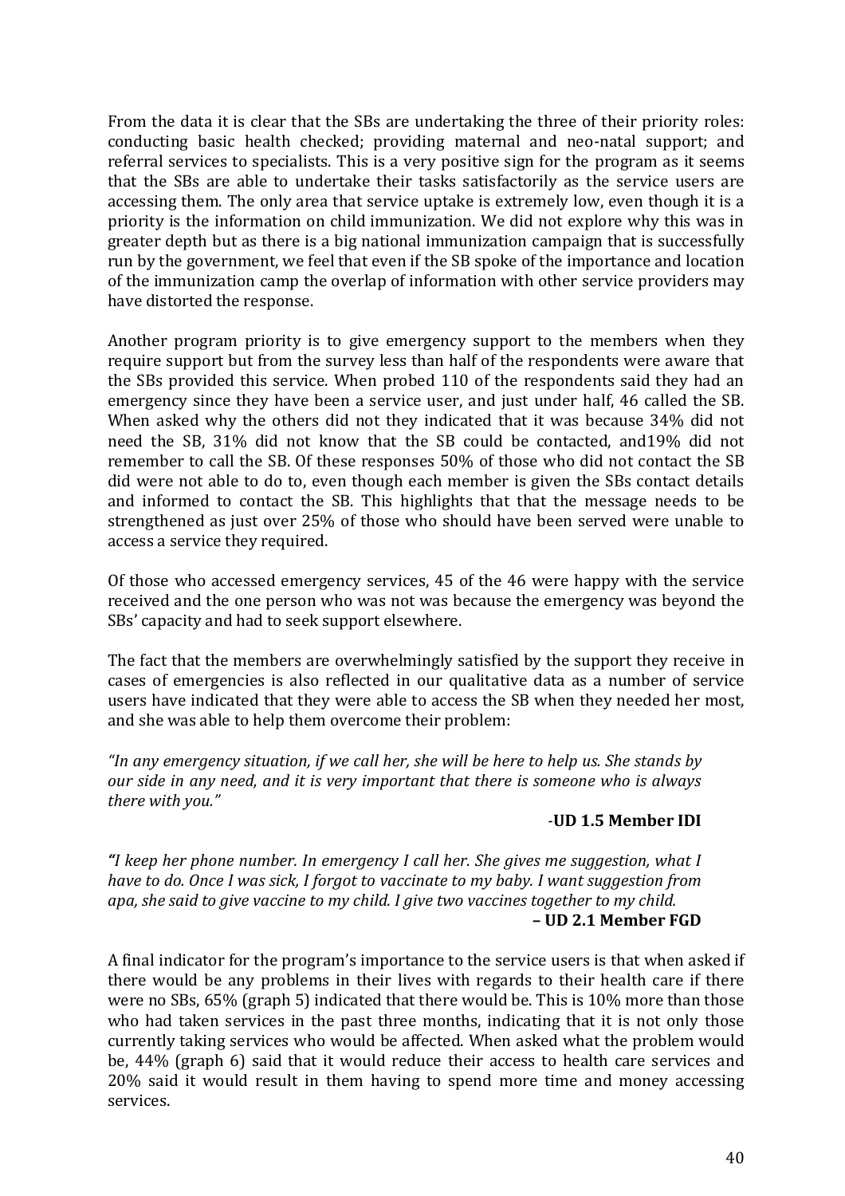From the data it is clear that the SBs are undertaking the three of their priority roles: conducting basic health checked; providing maternal and neo-natal support; and referral services to specialists. This is a very positive sign for the program as it seems that the SBs are able to undertake their tasks satisfactorily as the service users are accessing them. The only area that service uptake is extremely low, even though it is a priority is the information on child immunization. We did not explore why this was in greater depth but as there is a big national immunization campaign that is successfully run by the government, we feel that even if the SB spoke of the importance and location of the immunization camp the overlap of information with other service providers may have distorted the response.

Another program priority is to give emergency support to the members when they require support but from the survey less than half of the respondents were aware that the SBs provided this service. When probed 110 of the respondents said they had an emergency since they have been a service user, and just under half, 46 called the SB. When asked why the others did not they indicated that it was because 34% did not need the SB, 31% did not know that the SB could be contacted, and19% did not remember to call the SB. Of these responses 50% of those who did not contact the SB did were not able to do to, even though each member is given the SBs contact details and informed to contact the SB. This highlights that that the message needs to be strengthened as just over 25% of those who should have been served were unable to access a service they required.

Of those who accessed emergency services, 45 of the 46 were happy with the service received and the one person who was not was because the emergency was beyond the SBs' capacity and had to seek support elsewhere.

The fact that the members are overwhelmingly satisfied by the support they receive in cases of emergencies is also reflected in our qualitative data as a number of service users have indicated that they were able to access the SB when they needed her most, and she was able to help them overcome their problem:

*"In any emergency situation, if we call her, she will be here to help us. She stands by our side in any need, and it is very important that there is someone who is always there with you."*

**-UD 1.5 Member IDI**

***"****I keep her phone number. In emergency I call her. She gives me suggestion, what I have to do. Once I was sick, I forgot to vaccinate to my baby. I want suggestion from apa, she said to give vaccine to my child. I give two vaccines together to my child.*

**– UD 2.1 Member FGD**

A final indicator for the program's importance to the service users is that when asked if there would be any problems in their lives with regards to their health care if there were no SBs, 65% (graph 5) indicated that there would be. This is 10% more than those who had taken services in the past three months, indicating that it is not only those currently taking services who would be affected. When asked what the problem would be, 44% (graph 6) said that it would reduce their access to health care services and 20% said it would result in them having to spend more time and money accessing services.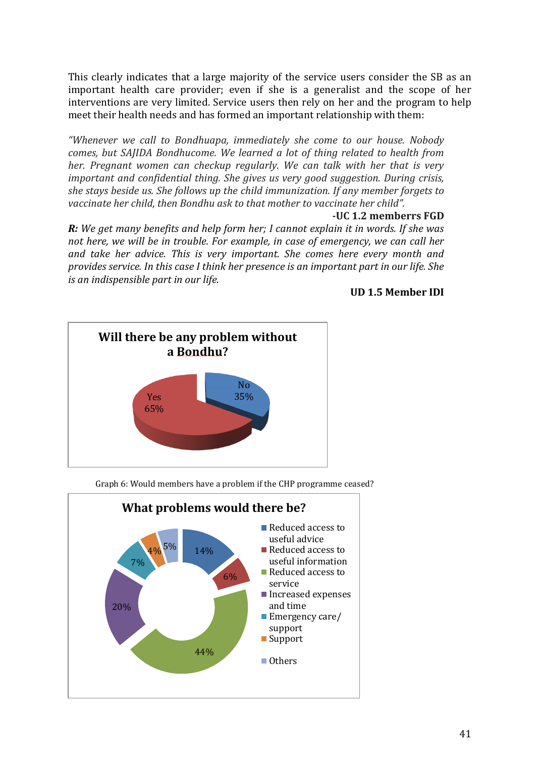This clearly indicates that a large majority of the service users consider the SB as an important health care provider; even if she is a generalist and the scope of her interventions are very limited. Service users then rely on her and the program to help meet their health needs and has formed an important relationship with them:

*"Whenever we call to Bondhuapa, immediately she come to our house. Nobody comes, but SAJIDA Bondhucome. We learned a lot of thing related to health from her. Pregnant women can checkup regularly. We can talk with her that is very important and confidential thing. She gives us very good suggestion. During crisis, she stays beside us. She follows up the child immunization. If any member forgets to vaccinate her child, then Bondhu ask to that mother to vaccinate her child".*

**-UC 1.2 memberrs FGD**

***R:*** *We get many benefits and help form her; I cannot explain it in words. If she was not here, we will be in trouble. For example, in case of emergency, we can call her and take her advice. This is very important. She comes here every month and provides service. In this case I think her presence is an important part in our life. She is an indispensible part in our life.*

**UD 1.5 Member IDI**

**Will there be any problem without a Bondhu?**

| Response | % |
|---|---|
| Yes | 65% |
| No | 35% |

Graph 6: Would members have a problem if the CHP programme ceased?

**What problems would there be?**

| Problem | % |
|---|---|
| Reduced access to useful advice | 14% |
| Reduced access to useful information | 6% |
| Reduced access to service | 44% |
| Increased expenses and time | 20% |
| Emergency care/ support | 7% |
| Support | 4% |
| Others | 5% |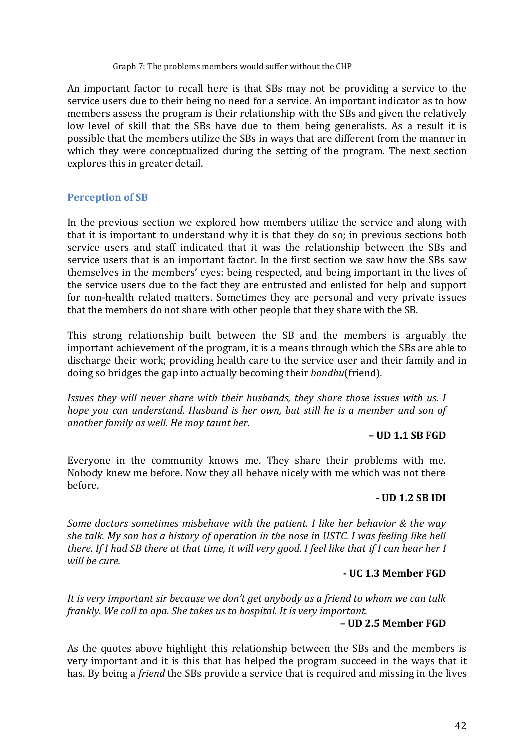Graph 7: The problems members would suffer without the CHP

An important factor to recall here is that SBs may not be providing a service to the service users due to their being no need for a service. An important indicator as to how members assess the program is their relationship with the SBs and given the relatively low level of skill that the SBs have due to them being generalists. As a result it is possible that the members utilize the SBs in ways that are different from the manner in which they were conceptualized during the setting of the program. The next section explores this in greater detail.

## Perception of SB

In the previous section we explored how members utilize the service and along with that it is important to understand why it is that they do so; in previous sections both service users and staff indicated that it was the relationship between the SBs and service users that is an important factor. In the first section we saw how the SBs saw themselves in the members' eyes: being respected, and being important in the lives of the service users due to the fact they are entrusted and enlisted for help and support for non-health related matters. Sometimes they are personal and very private issues that the members do not share with other people that they share with the SB.

This strong relationship built between the SB and the members is arguably the important achievement of the program, it is a means through which the SBs are able to discharge their work; providing health care to the service user and their family and in doing so bridges the gap into actually becoming their *bondhu*(friend).

> *Issues they will never share with their husbands, they share those issues with us. I hope you can understand. Husband is her own, but still he is a member and son of another family as well. He may taunt her.*
>
> **– UD 1.1 SB FGD**

> Everyone in the community knows me. They share their problems with me. Nobody knew me before. Now they all behave nicely with me which was not there before.
>
> - **UD 1.2 SB IDI**

> *Some doctors sometimes misbehave with the patient. I like her behavior & the way she talk. My son has a history of operation in the nose in USTC. I was feeling like hell there. If I had SB there at that time, it will very good. I feel like that if I can hear her I will be cure.*
>
> **- UC 1.3 Member FGD**

> *It is very important sir because we don't get anybody as a friend to whom we can talk frankly. We call to apa. She takes us to hospital. It is very important.*
>
> **– UD 2.5 Member FGD**

As the quotes above highlight this relationship between the SBs and the members is very important and it is this that has helped the program succeed in the ways that it has. By being a *friend* the SBs provide a service that is required and missing in the lives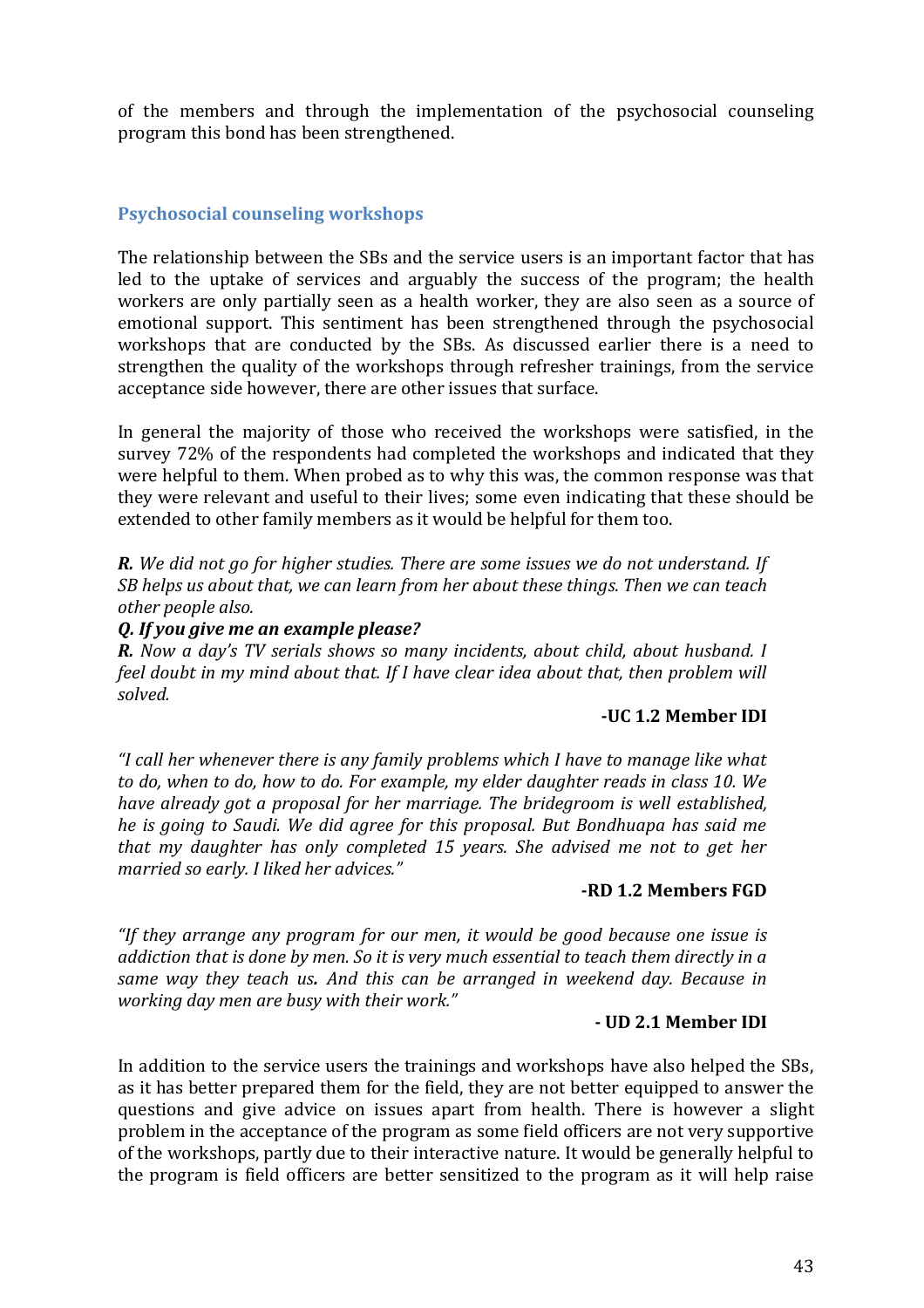of the members and through the implementation of the psychosocial counseling program this bond has been strengthened.

### Psychosocial counseling workshops

The relationship between the SBs and the service users is an important factor that has led to the uptake of services and arguably the success of the program; the health workers are only partially seen as a health worker, they are also seen as a source of emotional support. This sentiment has been strengthened through the psychosocial workshops that are conducted by the SBs. As discussed earlier there is a need to strengthen the quality of the workshops through refresher trainings, from the service acceptance side however, there are other issues that surface.

In general the majority of those who received the workshops were satisfied, in the survey 72% of the respondents had completed the workshops and indicated that they were helpful to them. When probed as to why this was, the common response was that they were relevant and useful to their lives; some even indicating that these should be extended to other family members as it would be helpful for them too.

***R.*** *We did not go for higher studies. There are some issues we do not understand. If SB helps us about that, we can learn from her about these things. Then we can teach other people also.*
***Q. If you give me an example please?***
***R.*** *Now a day's TV serials shows so many incidents, about child, about husband. I feel doubt in my mind about that. If I have clear idea about that, then problem will solved.*

**-UC 1.2 Member IDI**

*"I call her whenever there is any family problems which I have to manage like what to do, when to do, how to do. For example, my elder daughter reads in class 10. We have already got a proposal for her marriage. The bridegroom is well established, he is going to Saudi. We did agree for this proposal. But Bondhuapa has said me that my daughter has only completed 15 years. She advised me not to get her married so early. I liked her advices."*

**-RD 1.2 Members FGD**

*"If they arrange any program for our men, it would be good because one issue is addiction that is done by men. So it is very much essential to teach them directly in a same way they teach us. And this can be arranged in weekend day. Because in working day men are busy with their work."*

**- UD 2.1 Member IDI**

In addition to the service users the trainings and workshops have also helped the SBs, as it has better prepared them for the field, they are not better equipped to answer the questions and give advice on issues apart from health. There is however a slight problem in the acceptance of the program as some field officers are not very supportive of the workshops, partly due to their interactive nature. It would be generally helpful to the program is field officers are better sensitized to the program as it will help raise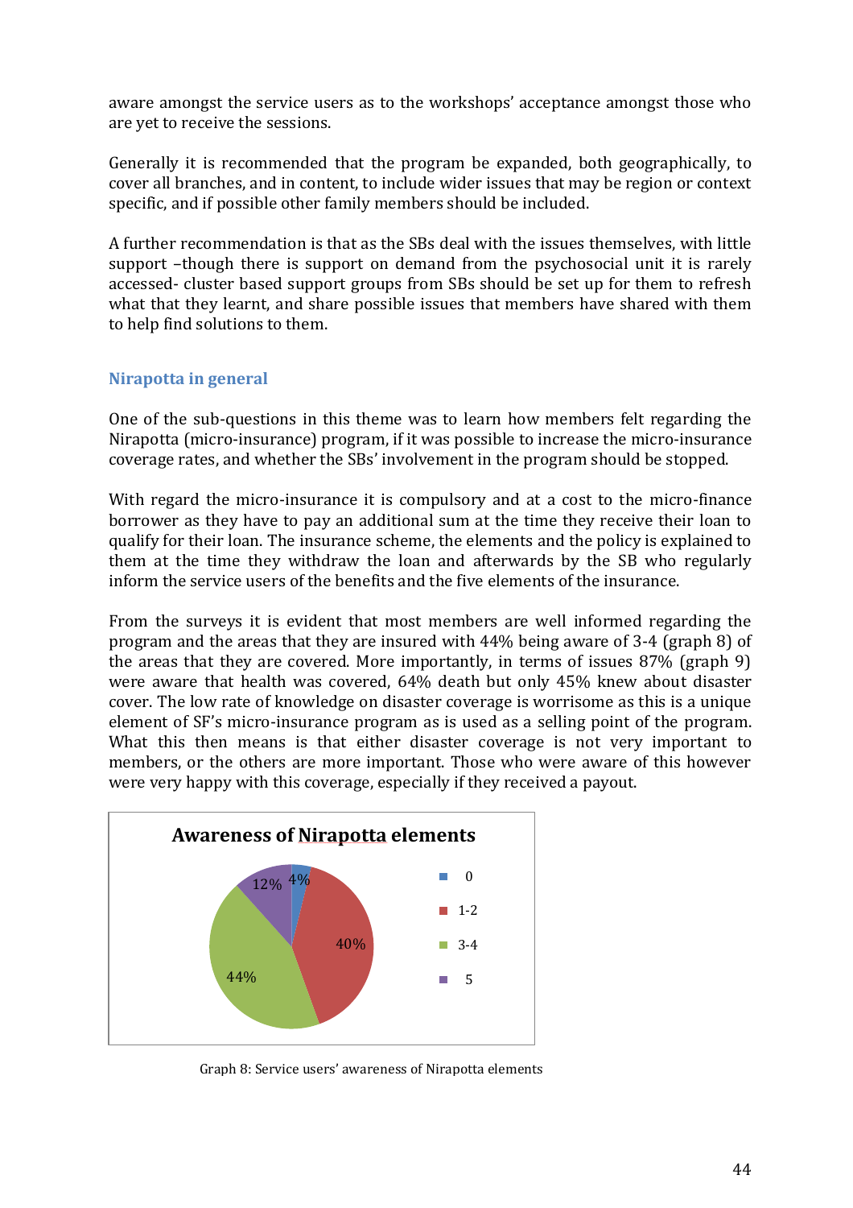aware amongst the service users as to the workshops' acceptance amongst those who are yet to receive the sessions.

Generally it is recommended that the program be expanded, both geographically, to cover all branches, and in content, to include wider issues that may be region or context specific, and if possible other family members should be included.

A further recommendation is that as the SBs deal with the issues themselves, with little support –though there is support on demand from the psychosocial unit it is rarely accessed- cluster based support groups from SBs should be set up for them to refresh what that they learnt, and share possible issues that members have shared with them to help find solutions to them.

## Nirapotta in general

One of the sub-questions in this theme was to learn how members felt regarding the Nirapotta (micro-insurance) program, if it was possible to increase the micro-insurance coverage rates, and whether the SBs' involvement in the program should be stopped.

With regard the micro-insurance it is compulsory and at a cost to the micro-finance borrower as they have to pay an additional sum at the time they receive their loan to qualify for their loan. The insurance scheme, the elements and the policy is explained to them at the time they withdraw the loan and afterwards by the SB who regularly inform the service users of the benefits and the five elements of the insurance.

From the surveys it is evident that most members are well informed regarding the program and the areas that they are insured with 44% being aware of 3-4 (graph 8) of the areas that they are covered. More importantly, in terms of issues 87% (graph 9) were aware that health was covered, 64% death but only 45% knew about disaster cover. The low rate of knowledge on disaster coverage is worrisome as this is a unique element of SF's micro-insurance program as is used as a selling point of the program. What this then means is that either disaster coverage is not very important to members, or the others are more important. Those who were aware of this however were very happy with this coverage, especially if they received a payout.

**Awareness of Nirapotta elements**

| Number of elements | Percentage |
|---|---|
| 0 | 4% |
| 1-2 | 40% |
| 3-4 | 44% |
| 5 | 12% |

Graph 8: Service users' awareness of Nirapotta elements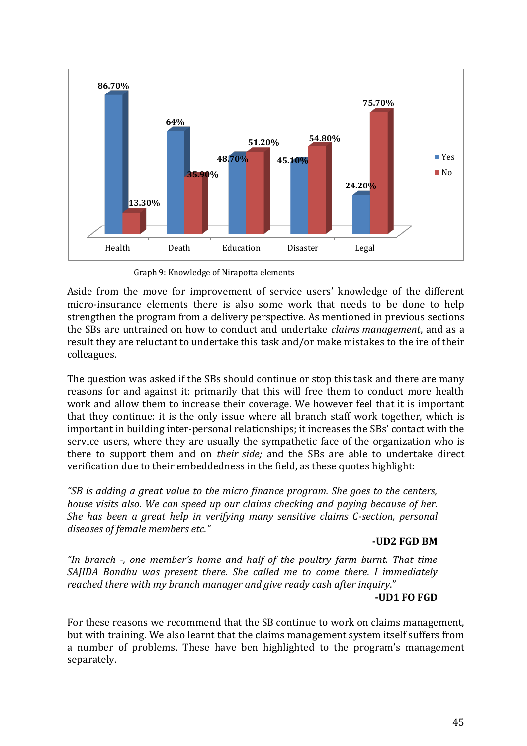| | Health | Death | Education | Disaster | Legal |
|---|---|---|---|---|---|
| Yes | 86.70% | 64% | 48.70% | 45.10% | 24.20% |
| No | 13.30% | 35.90% | 51.20% | 54.80% | 75.70% |

Graph 9: Knowledge of Nirapotta elements

Aside from the move for improvement of service users' knowledge of the different micro-insurance elements there is also some work that needs to be done to help strengthen the program from a delivery perspective. As mentioned in previous sections the SBs are untrained on how to conduct and undertake *claims management*, and as a result they are reluctant to undertake this task and/or make mistakes to the ire of their colleagues.

The question was asked if the SBs should continue or stop this task and there are many reasons for and against it: primarily that this will free them to conduct more health work and allow them to increase their coverage. We however feel that it is important that they continue: it is the only issue where all branch staff work together, which is important in building inter-personal relationships; it increases the SBs' contact with the service users, where they are usually the sympathetic face of the organization who is there to support them and on *their side;* and the SBs are able to undertake direct verification due to their embeddedness in the field, as these quotes highlight:

*"SB is adding a great value to the micro finance program. She goes to the centers, house visits also. We can speed up our claims checking and paying because of her. She has been a great help in verifying many sensitive claims C-section, personal diseases of female members etc."*

**-UD2 FGD BM**

*"In branch -, one member's home and half of the poultry farm burnt. That time SAJIDA Bondhu was present there. She called me to come there. I immediately reached there with my branch manager and give ready cash after inquiry."*

**-UD1 FO FGD**

For these reasons we recommend that the SB continue to work on claims management, but with training. We also learnt that the claims management system itself suffers from a number of problems. These have ben highlighted to the program's management separately.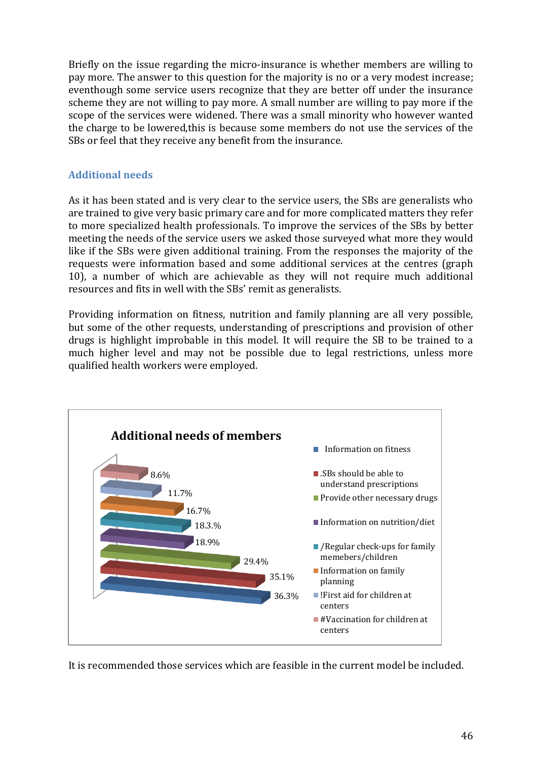Briefly on the issue regarding the micro-insurance is whether members are willing to pay more. The answer to this question for the majority is no or a very modest increase; eventhough some service users recognize that they are better off under the insurance scheme they are not willing to pay more. A small number are willing to pay more if the scope of the services were widened. There was a small minority who however wanted the charge to be lowered,this is because some members do not use the services of the SBs or feel that they receive any benefit from the insurance.

### Additional needs

As it has been stated and is very clear to the service users, the SBs are generalists who are trained to give very basic primary care and for more complicated matters they refer to more specialized health professionals. To improve the services of the SBs by better meeting the needs of the service users we asked those surveyed what more they would like if the SBs were given additional training. From the responses the majority of the requests were information based and some additional services at the centres (graph 10), a number of which are achievable as they will not require much additional resources and fits in well with the SBs' remit as generalists.

Providing information on fitness, nutrition and family planning are all very possible, but some of the other requests, understanding of prescriptions and provision of other drugs is highlight improbable in this model. It will require the SB to be trained to a much higher level and may not be possible due to legal restrictions, unless more qualified health workers were employed.

**Additional needs of members**

| Need | Percentage |
|---|---|
| Information on fitness | 36.3% |
| .SBs should be able to understand prescriptions | 35.1% |
| Provide other necessary drugs | 29.4% |
| Information on nutrition/diet | 18.9% |
| /Regular check-ups for family memebers/children | 18.3% |
| Information on family planning | 16.7% |
| !First aid for children at centers | 11.7% |
| #Vaccination for children at centers | 8.6% |

It is recommended those services which are feasible in the current model be included.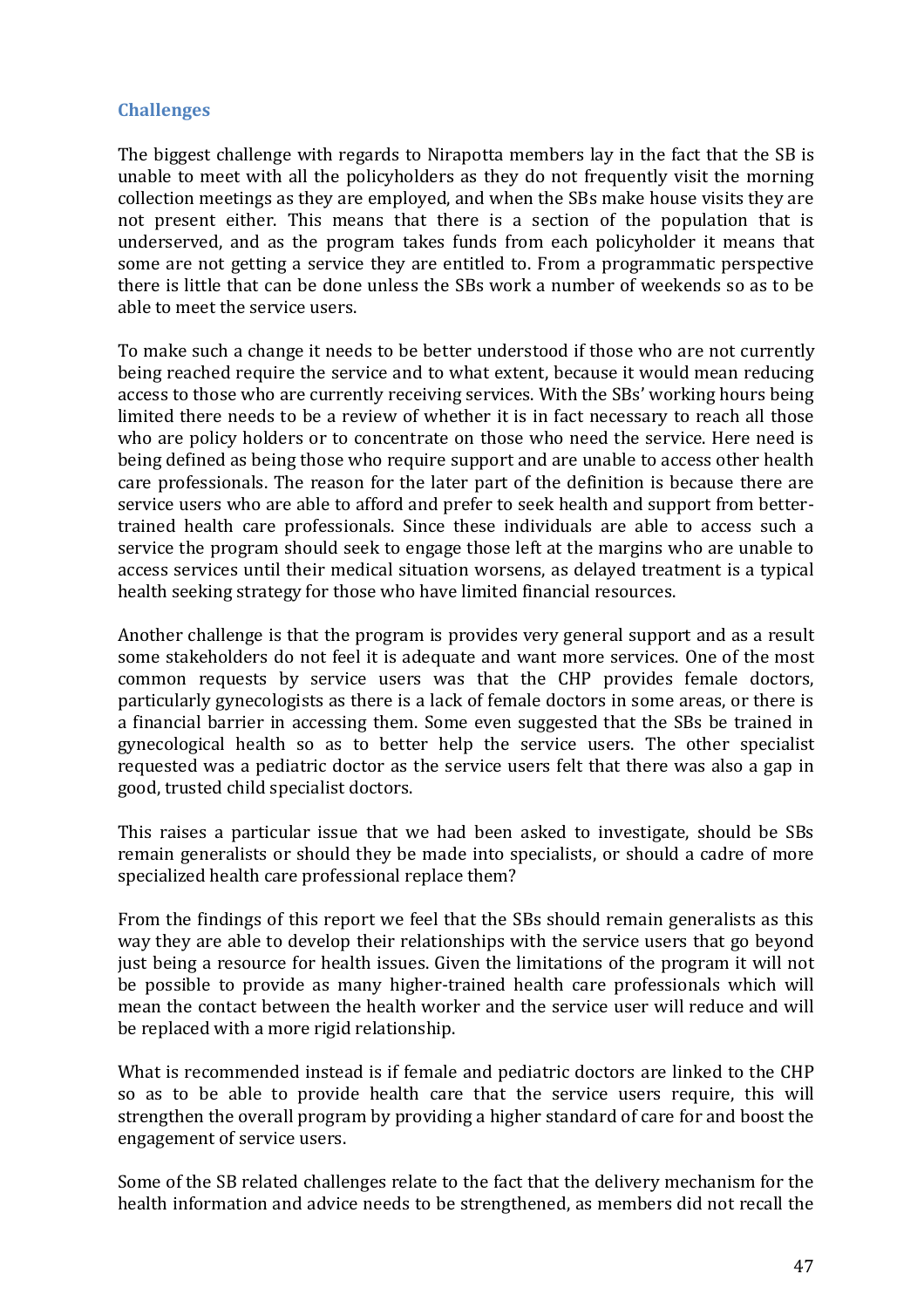## Challenges

The biggest challenge with regards to Nirapotta members lay in the fact that the SB is unable to meet with all the policyholders as they do not frequently visit the morning collection meetings as they are employed, and when the SBs make house visits they are not present either. This means that there is a section of the population that is underserved, and as the program takes funds from each policyholder it means that some are not getting a service they are entitled to. From a programmatic perspective there is little that can be done unless the SBs work a number of weekends so as to be able to meet the service users.

To make such a change it needs to be better understood if those who are not currently being reached require the service and to what extent, because it would mean reducing access to those who are currently receiving services. With the SBs' working hours being limited there needs to be a review of whether it is in fact necessary to reach all those who are policy holders or to concentrate on those who need the service. Here need is being defined as being those who require support and are unable to access other health care professionals. The reason for the later part of the definition is because there are service users who are able to afford and prefer to seek health and support from better-trained health care professionals. Since these individuals are able to access such a service the program should seek to engage those left at the margins who are unable to access services until their medical situation worsens, as delayed treatment is a typical health seeking strategy for those who have limited financial resources.

Another challenge is that the program is provides very general support and as a result some stakeholders do not feel it is adequate and want more services. One of the most common requests by service users was that the CHP provides female doctors, particularly gynecologists as there is a lack of female doctors in some areas, or there is a financial barrier in accessing them. Some even suggested that the SBs be trained in gynecological health so as to better help the service users. The other specialist requested was a pediatric doctor as the service users felt that there was also a gap in good, trusted child specialist doctors.

This raises a particular issue that we had been asked to investigate, should be SBs remain generalists or should they be made into specialists, or should a cadre of more specialized health care professional replace them?

From the findings of this report we feel that the SBs should remain generalists as this way they are able to develop their relationships with the service users that go beyond just being a resource for health issues. Given the limitations of the program it will not be possible to provide as many higher-trained health care professionals which will mean the contact between the health worker and the service user will reduce and will be replaced with a more rigid relationship.

What is recommended instead is if female and pediatric doctors are linked to the CHP so as to be able to provide health care that the service users require, this will strengthen the overall program by providing a higher standard of care for and boost the engagement of service users.

Some of the SB related challenges relate to the fact that the delivery mechanism for the health information and advice needs to be strengthened, as members did not recall the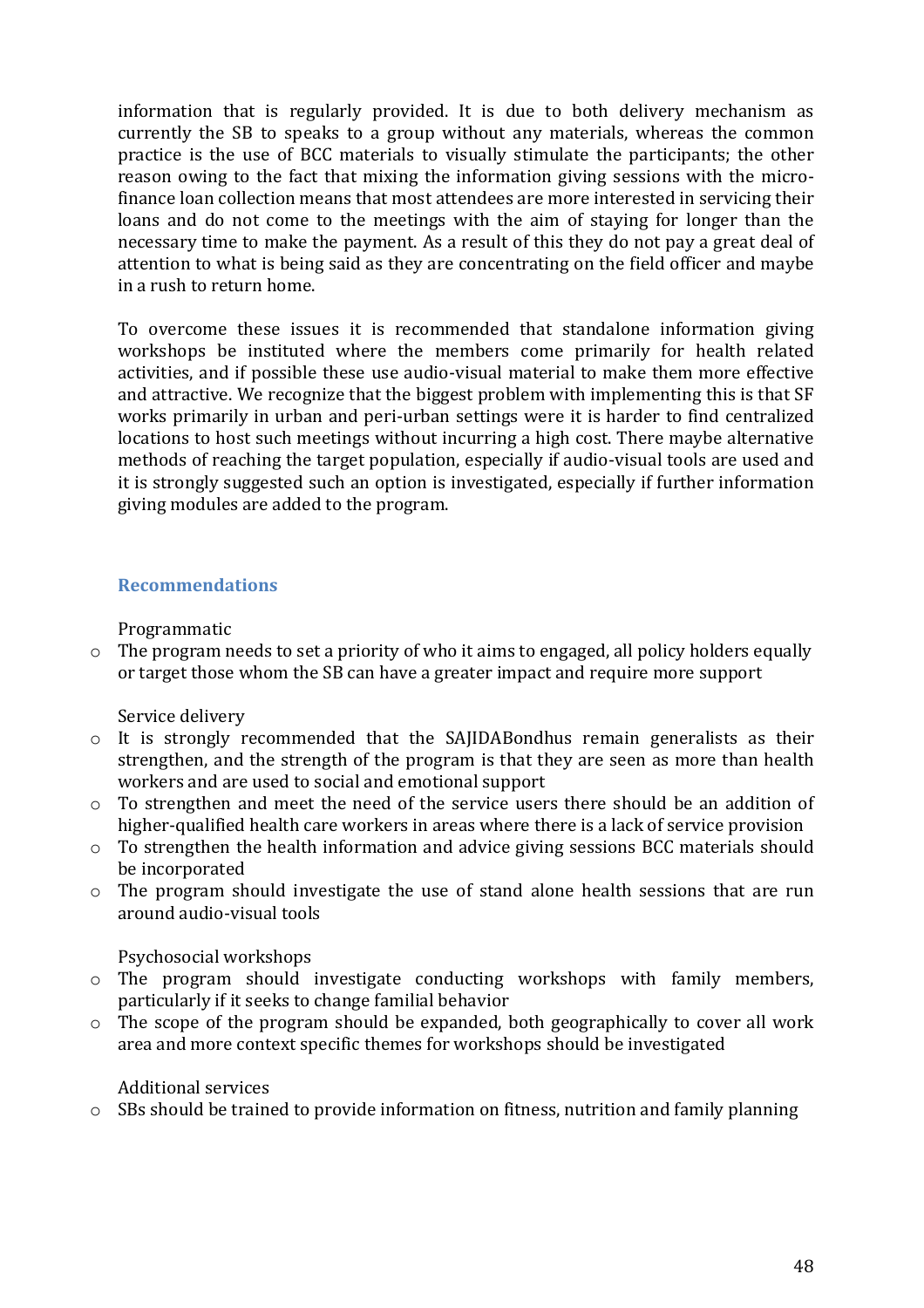information that is regularly provided. It is due to both delivery mechanism as currently the SB to speaks to a group without any materials, whereas the common practice is the use of BCC materials to visually stimulate the participants; the other reason owing to the fact that mixing the information giving sessions with the micro-finance loan collection means that most attendees are more interested in servicing their loans and do not come to the meetings with the aim of staying for longer than the necessary time to make the payment. As a result of this they do not pay a great deal of attention to what is being said as they are concentrating on the field officer and maybe in a rush to return home.

To overcome these issues it is recommended that standalone information giving workshops be instituted where the members come primarily for health related activities, and if possible these use audio-visual material to make them more effective and attractive. We recognize that the biggest problem with implementing this is that SF works primarily in urban and peri-urban settings were it is harder to find centralized locations to host such meetings without incurring a high cost. There maybe alternative methods of reaching the target population, especially if audio-visual tools are used and it is strongly suggested such an option is investigated, especially if further information giving modules are added to the program.

## Recommendations

Programmatic

- The program needs to set a priority of who it aims to engaged, all policy holders equally or target those whom the SB can have a greater impact and require more support

Service delivery

- It is strongly recommended that the SAJIDABondhus remain generalists as their strengthen, and the strength of the program is that they are seen as more than health workers and are used to social and emotional support
- To strengthen and meet the need of the service users there should be an addition of higher-qualified health care workers in areas where there is a lack of service provision
- To strengthen the health information and advice giving sessions BCC materials should be incorporated
- The program should investigate the use of stand alone health sessions that are run around audio-visual tools

Psychosocial workshops

- The program should investigate conducting workshops with family members, particularly if it seeks to change familial behavior
- The scope of the program should be expanded, both geographically to cover all work area and more context specific themes for workshops should be investigated

Additional services

- SBs should be trained to provide information on fitness, nutrition and family planning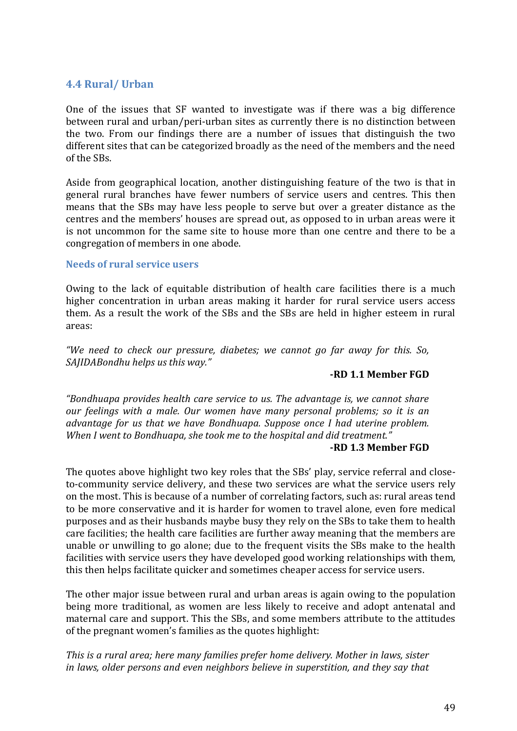### 4.4 Rural/ Urban

One of the issues that SF wanted to investigate was if there was a big difference between rural and urban/peri-urban sites as currently there is no distinction between the two. From our findings there are a number of issues that distinguish the two different sites that can be categorized broadly as the need of the members and the need of the SBs.

Aside from geographical location, another distinguishing feature of the two is that in general rural branches have fewer numbers of service users and centres. This then means that the SBs may have less people to serve but over a greater distance as the centres and the members' houses are spread out, as opposed to in urban areas were it is not uncommon for the same site to house more than one centre and there to be a congregation of members in one abode.

#### Needs of rural service users

Owing to the lack of equitable distribution of health care facilities there is a much higher concentration in urban areas making it harder for rural service users access them. As a result the work of the SBs and the SBs are held in higher esteem in rural areas:

*"We need to check our pressure, diabetes; we cannot go far away for this. So, SAJIDABondhu helps us this way."*

**-RD 1.1 Member FGD**

*"Bondhuapa provides health care service to us. The advantage is, we cannot share our feelings with a male. Our women have many personal problems; so it is an advantage for us that we have Bondhuapa. Suppose once I had uterine problem. When I went to Bondhuapa, she took me to the hospital and did treatment."*

**-RD 1.3 Member FGD**

The quotes above highlight two key roles that the SBs' play, service referral and close-to-community service delivery, and these two services are what the service users rely on the most. This is because of a number of correlating factors, such as: rural areas tend to be more conservative and it is harder for women to travel alone, even fore medical purposes and as their husbands maybe busy they rely on the SBs to take them to health care facilities; the health care facilities are further away meaning that the members are unable or unwilling to go alone; due to the frequent visits the SBs make to the health facilities with service users they have developed good working relationships with them, this then helps facilitate quicker and sometimes cheaper access for service users.

The other major issue between rural and urban areas is again owing to the population being more traditional, as women are less likely to receive and adopt antenatal and maternal care and support. This the SBs, and some members attribute to the attitudes of the pregnant women's families as the quotes highlight:

*This is a rural area; here many families prefer home delivery. Mother in laws, sister in laws, older persons and even neighbors believe in superstition, and they say that*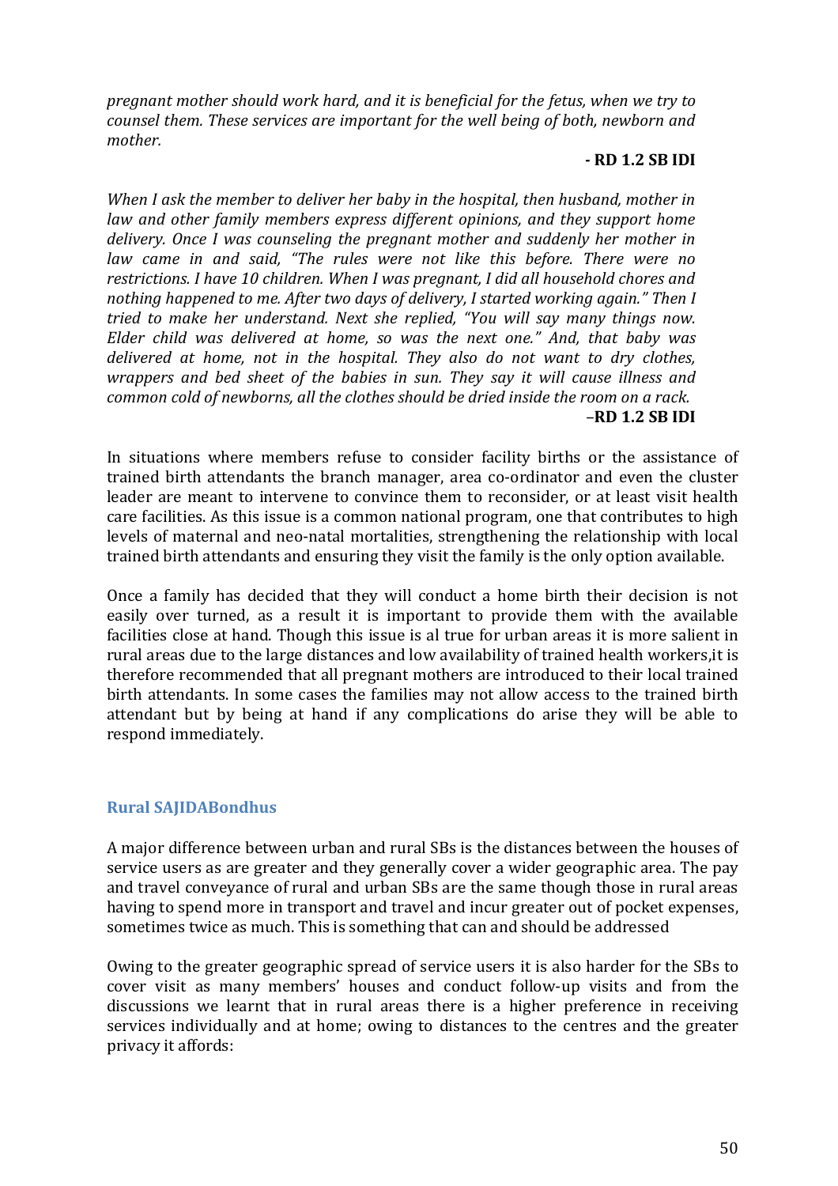*pregnant mother should work hard, and it is beneficial for the fetus, when we try to counsel them. These services are important for the well being of both, newborn and mother.*

**- RD 1.2 SB IDI**

*When I ask the member to deliver her baby in the hospital, then husband, mother in law and other family members express different opinions, and they support home delivery. Once I was counseling the pregnant mother and suddenly her mother in law came in and said, "The rules were not like this before. There were no restrictions. I have 10 children. When I was pregnant, I did all household chores and nothing happened to me. After two days of delivery, I started working again." Then I tried to make her understand. Next she replied, "You will say many things now. Elder child was delivered at home, so was the next one." And, that baby was delivered at home, not in the hospital. They also do not want to dry clothes, wrappers and bed sheet of the babies in sun. They say it will cause illness and common cold of newborns, all the clothes should be dried inside the room on a rack.*

**–RD 1.2 SB IDI**

In situations where members refuse to consider facility births or the assistance of trained birth attendants the branch manager, area co-ordinator and even the cluster leader are meant to intervene to convince them to reconsider, or at least visit health care facilities. As this issue is a common national program, one that contributes to high levels of maternal and neo-natal mortalities, strengthening the relationship with local trained birth attendants and ensuring they visit the family is the only option available.

Once a family has decided that they will conduct a home birth their decision is not easily over turned, as a result it is important to provide them with the available facilities close at hand. Though this issue is al true for urban areas it is more salient in rural areas due to the large distances and low availability of trained health workers,it is therefore recommended that all pregnant mothers are introduced to their local trained birth attendants. In some cases the families may not allow access to the trained birth attendant but by being at hand if any complications do arise they will be able to respond immediately.

## Rural SAJIDABondhus

A major difference between urban and rural SBs is the distances between the houses of service users as are greater and they generally cover a wider geographic area. The pay and travel conveyance of rural and urban SBs are the same though those in rural areas having to spend more in transport and travel and incur greater out of pocket expenses, sometimes twice as much. This is something that can and should be addressed

Owing to the greater geographic spread of service users it is also harder for the SBs to cover visit as many members' houses and conduct follow-up visits and from the discussions we learnt that in rural areas there is a higher preference in receiving services individually and at home; owing to distances to the centres and the greater privacy it affords: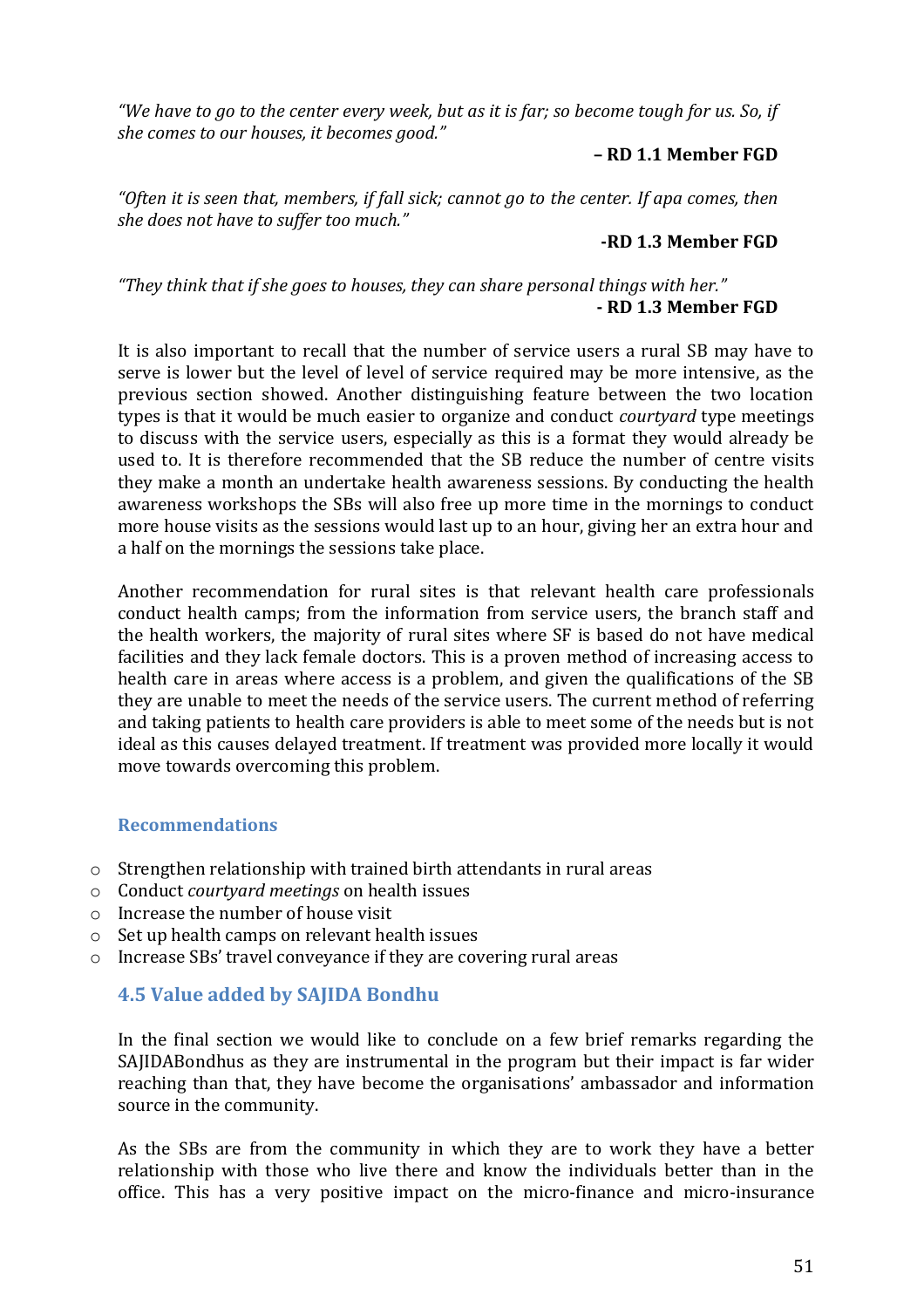*"We have to go to the center every week, but as it is far; so become tough for us. So, if she comes to our houses, it becomes good."*

**– RD 1.1 Member FGD**

*"Often it is seen that, members, if fall sick; cannot go to the center. If apa comes, then she does not have to suffer too much."*

**-RD 1.3 Member FGD**

*"They think that if she goes to houses, they can share personal things with her."*

**- RD 1.3 Member FGD**

It is also important to recall that the number of service users a rural SB may have to serve is lower but the level of level of service required may be more intensive, as the previous section showed. Another distinguishing feature between the two location types is that it would be much easier to organize and conduct *courtyard* type meetings to discuss with the service users, especially as this is a format they would already be used to. It is therefore recommended that the SB reduce the number of centre visits they make a month an undertake health awareness sessions. By conducting the health awareness workshops the SBs will also free up more time in the mornings to conduct more house visits as the sessions would last up to an hour, giving her an extra hour and a half on the mornings the sessions take place.

Another recommendation for rural sites is that relevant health care professionals conduct health camps; from the information from service users, the branch staff and the health workers, the majority of rural sites where SF is based do not have medical facilities and they lack female doctors. This is a proven method of increasing access to health care in areas where access is a problem, and given the qualifications of the SB they are unable to meet the needs of the service users. The current method of referring and taking patients to health care providers is able to meet some of the needs but is not ideal as this causes delayed treatment. If treatment was provided more locally it would move towards overcoming this problem.

### Recommendations

- Strengthen relationship with trained birth attendants in rural areas
- Conduct *courtyard meetings* on health issues
- Increase the number of house visit
- Set up health camps on relevant health issues
- Increase SBs' travel conveyance if they are covering rural areas

## 4.5 Value added by SAJIDA Bondhu

In the final section we would like to conclude on a few brief remarks regarding the SAJIDABondhus as they are instrumental in the program but their impact is far wider reaching than that, they have become the organisations' ambassador and information source in the community.

As the SBs are from the community in which they are to work they have a better relationship with those who live there and know the individuals better than in the office. This has a very positive impact on the micro-finance and micro-insurance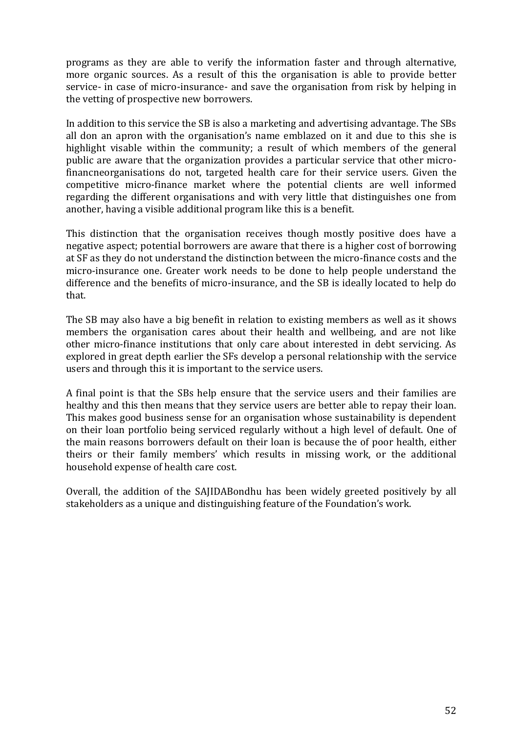programs as they are able to verify the information faster and through alternative, more organic sources. As a result of this the organisation is able to provide better service- in case of micro-insurance- and save the organisation from risk by helping in the vetting of prospective new borrowers.

In addition to this service the SB is also a marketing and advertising advantage. The SBs all don an apron with the organisation's name emblazed on it and due to this she is highlight visable within the community; a result of which members of the general public are aware that the organization provides a particular service that other micro-financneorganisations do not, targeted health care for their service users. Given the competitive micro-finance market where the potential clients are well informed regarding the different organisations and with very little that distinguishes one from another, having a visible additional program like this is a benefit.

This distinction that the organisation receives though mostly positive does have a negative aspect; potential borrowers are aware that there is a higher cost of borrowing at SF as they do not understand the distinction between the micro-finance costs and the micro-insurance one. Greater work needs to be done to help people understand the difference and the benefits of micro-insurance, and the SB is ideally located to help do that.

The SB may also have a big benefit in relation to existing members as well as it shows members the organisation cares about their health and wellbeing, and are not like other micro-finance institutions that only care about interested in debt servicing. As explored in great depth earlier the SFs develop a personal relationship with the service users and through this it is important to the service users.

A final point is that the SBs help ensure that the service users and their families are healthy and this then means that they service users are better able to repay their loan. This makes good business sense for an organisation whose sustainability is dependent on their loan portfolio being serviced regularly without a high level of default. One of the main reasons borrowers default on their loan is because the of poor health, either theirs or their family members' which results in missing work, or the additional household expense of health care cost.

Overall, the addition of the SAJIDABondhu has been widely greeted positively by all stakeholders as a unique and distinguishing feature of the Foundation's work.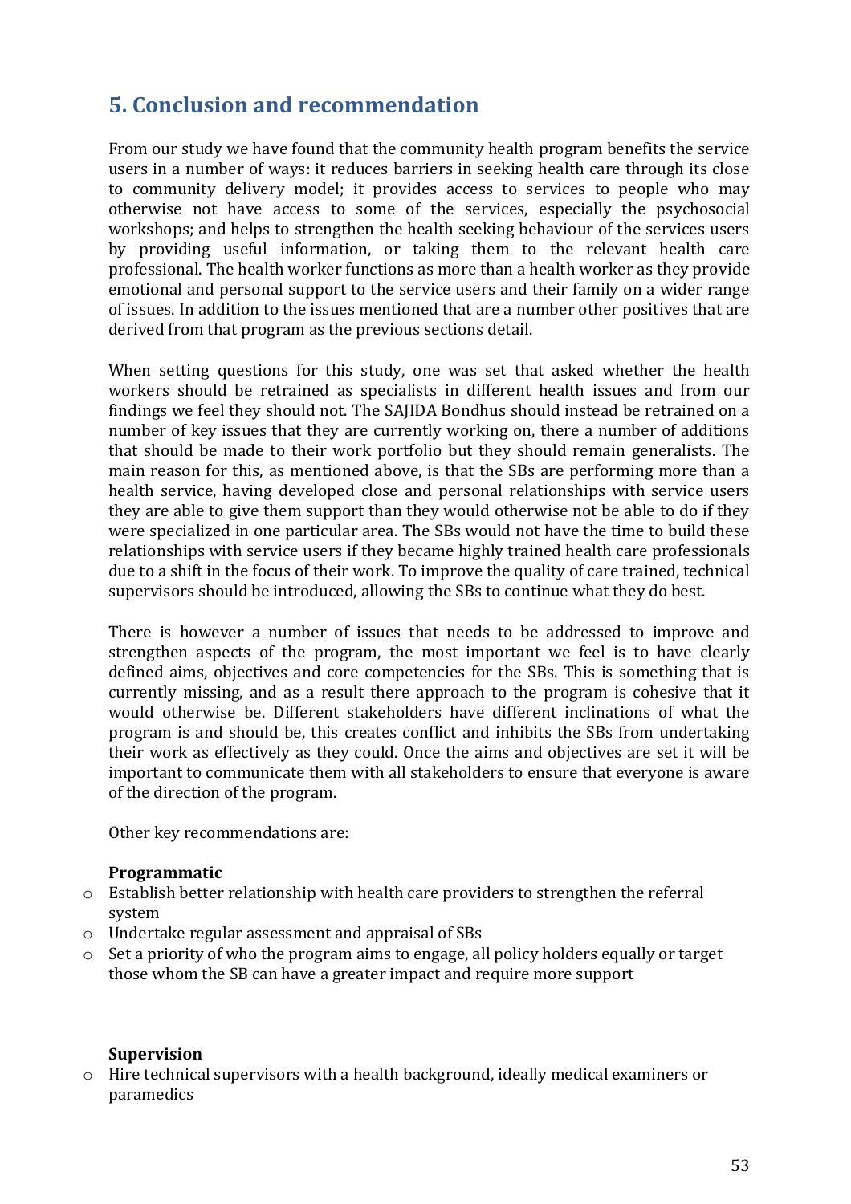## 5. Conclusion and recommendation

From our study we have found that the community health program benefits the service users in a number of ways: it reduces barriers in seeking health care through its close to community delivery model; it provides access to services to people who may otherwise not have access to some of the services, especially the psychosocial workshops; and helps to strengthen the health seeking behaviour of the services users by providing useful information, or taking them to the relevant health care professional. The health worker functions as more than a health worker as they provide emotional and personal support to the service users and their family on a wider range of issues. In addition to the issues mentioned that are a number other positives that are derived from that program as the previous sections detail.

When setting questions for this study, one was set that asked whether the health workers should be retrained as specialists in different health issues and from our findings we feel they should not. The SAJIDA Bondhus should instead be retrained on a number of key issues that they are currently working on, there a number of additions that should be made to their work portfolio but they should remain generalists. The main reason for this, as mentioned above, is that the SBs are performing more than a health service, having developed close and personal relationships with service users they are able to give them support than they would otherwise not be able to do if they were specialized in one particular area. The SBs would not have the time to build these relationships with service users if they became highly trained health care professionals due to a shift in the focus of their work. To improve the quality of care trained, technical supervisors should be introduced, allowing the SBs to continue what they do best.

There is however a number of issues that needs to be addressed to improve and strengthen aspects of the program, the most important we feel is to have clearly defined aims, objectives and core competencies for the SBs. This is something that is currently missing, and as a result there approach to the program is cohesive that it would otherwise be. Different stakeholders have different inclinations of what the program is and should be, this creates conflict and inhibits the SBs from undertaking their work as effectively as they could. Once the aims and objectives are set it will be important to communicate them with all stakeholders to ensure that everyone is aware of the direction of the program.

Other key recommendations are:

**Programmatic**

- Establish better relationship with health care providers to strengthen the referral system
- Undertake regular assessment and appraisal of SBs
- Set a priority of who the program aims to engage, all policy holders equally or target those whom the SB can have a greater impact and require more support

**Supervision**

- Hire technical supervisors with a health background, ideally medical examiners or paramedics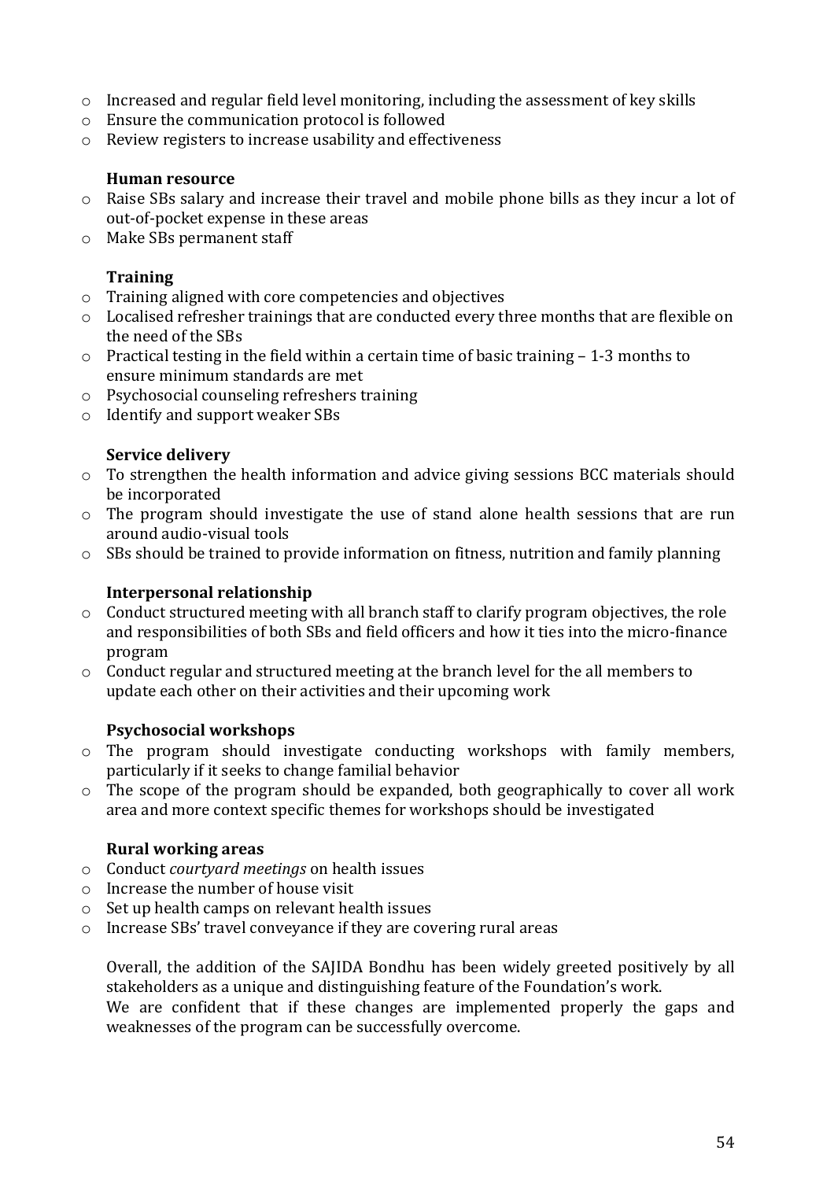- Increased and regular field level monitoring, including the assessment of key skills
- Ensure the communication protocol is followed
- Review registers to increase usability and effectiveness

**Human resource**

- Raise SBs salary and increase their travel and mobile phone bills as they incur a lot of out-of-pocket expense in these areas
- Make SBs permanent staff

**Training**

- Training aligned with core competencies and objectives
- Localised refresher trainings that are conducted every three months that are flexible on the need of the SBs
- Practical testing in the field within a certain time of basic training – 1-3 months to ensure minimum standards are met
- Psychosocial counseling refreshers training
- Identify and support weaker SBs

**Service delivery**

- To strengthen the health information and advice giving sessions BCC materials should be incorporated
- The program should investigate the use of stand alone health sessions that are run around audio-visual tools
- SBs should be trained to provide information on fitness, nutrition and family planning

**Interpersonal relationship**

- Conduct structured meeting with all branch staff to clarify program objectives, the role and responsibilities of both SBs and field officers and how it ties into the micro-finance program
- Conduct regular and structured meeting at the branch level for the all members to update each other on their activities and their upcoming work

**Psychosocial workshops**

- The program should investigate conducting workshops with family members, particularly if it seeks to change familial behavior
- The scope of the program should be expanded, both geographically to cover all work area and more context specific themes for workshops should be investigated

**Rural working areas**

- Conduct *courtyard meetings* on health issues
- Increase the number of house visit
- Set up health camps on relevant health issues
- Increase SBs' travel conveyance if they are covering rural areas

Overall, the addition of the SAJIDA Bondhu has been widely greeted positively by all stakeholders as a unique and distinguishing feature of the Foundation's work.
We are confident that if these changes are implemented properly the gaps and weaknesses of the program can be successfully overcome.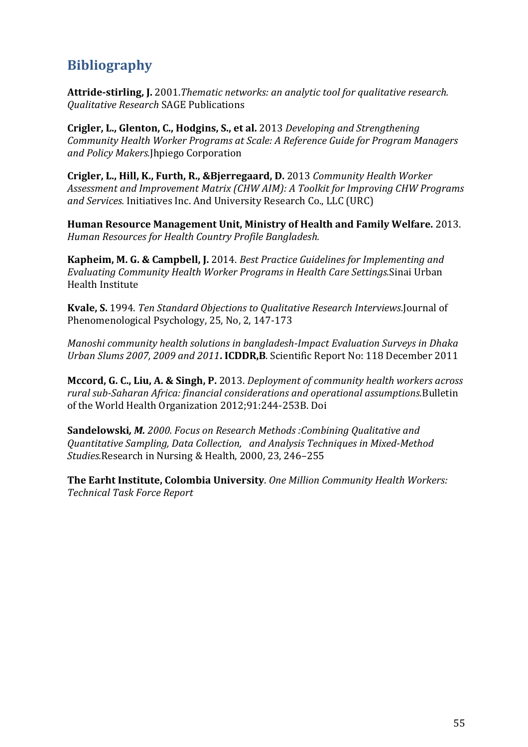## Bibliography

**Attride-stirling, J.** 2001.*Thematic networks: an analytic tool for qualitative research. Qualitative Research* SAGE Publications

**Crigler, L., Glenton, C., Hodgins, S., et al.** 2013 *Developing and Strengthening Community Health Worker Programs at Scale: A Reference Guide for Program Managers and Policy Makers.*Jhpiego Corporation

**Crigler, L., Hill, K., Furth, R., &Bjerregaard, D.** 2013 *Community Health Worker Assessment and Improvement Matrix (CHW AIM): A Toolkit for Improving CHW Programs and Services.* Initiatives Inc. And University Research Co., LLC (URC)

**Human Resource Management Unit, Ministry of Health and Family Welfare.** 2013. *Human Resources for Health Country Profile Bangladesh.*

**Kapheim, M. G. & Campbell, J.** 2014. *Best Practice Guidelines for Implementing and Evaluating Community Health Worker Programs in Health Care Settings.*Sinai Urban Health Institute

**Kvale, S.** 1994. *Ten Standard Objections to Qualitative Research Interviews.*Journal of Phenomenological Psychology, 25, No, 2, 147-173

*Manoshi community health solutions in bangladesh-Impact Evaluation Surveys in Dhaka Urban Slums 2007, 2009 and 2011***. ICDDR,B**. Scientific Report No: 118 December 2011

**Mccord, G. C., Liu, A. & Singh, P.** 2013. *Deployment of community health workers across rural sub-Saharan Africa: financial considerations and operational assumptions.*Bulletin of the World Health Organization 2012;91:244-253B. Doi

**Sandelowski*, M.*** *2000. Focus on Research Methods :Combining Qualitative and Quantitative Sampling, Data Collection, and Analysis Techniques in Mixed-Method Studies.*Research in Nursing & Health, 2000, 23, 246–255

**The Earht Institute, Colombia University**. *One Million Community Health Workers: Technical Task Force Report*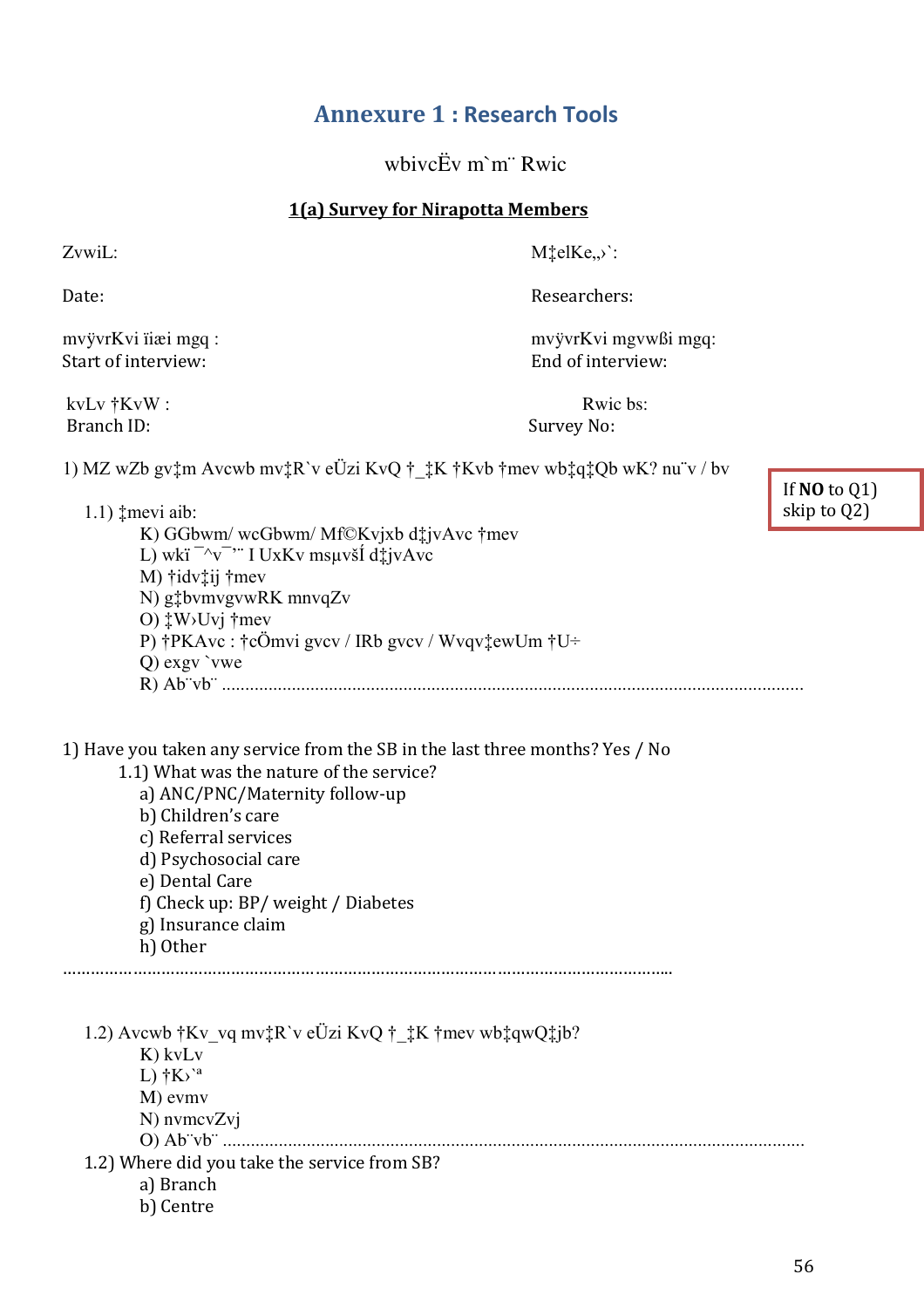# Annexure 1 : Research Tools

wbivcËv m`m¨ Rwic

**1(a) Survey for Nirapotta Members**

ZvwiL: M‡elK„›`:

Date: Researchers:

mvÿvrKvi ïiæi mgq : mvÿvrKvi mgvwßi mgq:
Start of interview: End of interview:

kvLv †KvW : Rwic bs:
Branch ID: Survey No:

1) MZ wZb gv‡m Avcwb mv‡R`v eÜzi KvQ †_‡K †Kvb †mev wb‡q‡Qb wK? nu¨v / bv

If **NO** to Q1) skip to Q2)

1.1) ‡mevi aib:
- K) GGbwm/ wcGbwm/ Mf©Kvjxb d‡jvAvc †mev
- L) wkï ¯^v¯’¨ I UxKv msµvšÍ d‡jvAvc
- M) †idv‡ij †mev
- N) g‡bvmvgvwRK mnvqZv
- O) ‡W›Uvj †mev
- P) †PKAvc : †cÖmvi gvcv / IRb gvcv / Wvqv‡ewUm †U÷
- Q) exgv `vwe
- R) Ab¨vb¨ ..............................................................................................................

1) Have you taken any service from the SB in the last three months? Yes / No

1.1) What was the nature of the service?
- a) ANC/PNC/Maternity follow-up
- b) Children's care
- c) Referral services
- d) Psychosocial care
- e) Dental Care
- f) Check up: BP/ weight / Diabetes
- g) Insurance claim
- h) Other

..........................................................................................................................

1.2) Avcwb †Kv_vq mv‡R`v eÜzi KvQ †_‡K †mev wb‡qwQ‡jb?
- K) kvLv
- L) †K›`ª
- M) evmv
- N) nvmcvZvj
- O) Ab¨vb¨ ..............................................................................................................

1.2) Where did you take the service from SB?
- a) Branch
- b) Centre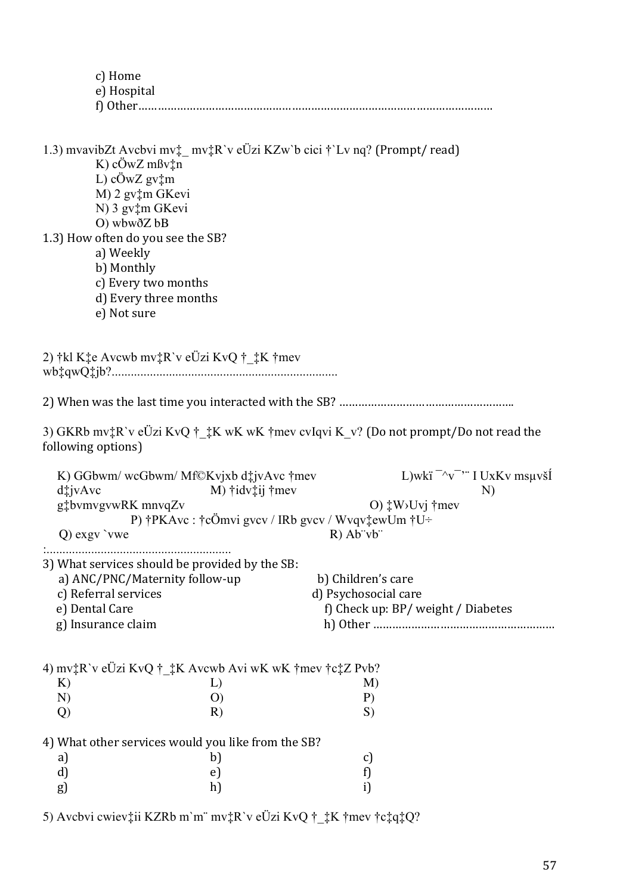c) Home
e) Hospital
f) Other……………………………………………………………………………………………………

1.3) mvavibZt Avcbvi mv‡_ mv‡R`v eÜzi KZw`b cici †`Lv nq? (Prompt/ read)

K) cÖwZ mßv‡n
L) cÖwZ gv‡m
M) 2 gv‡m GKevi
N) 3 gv‡m GKevi
O) wbwðZ bB

1.3) How often do you see the SB?

a) Weekly
b) Monthly
c) Every two months
d) Every three months
e) Not sure

2) †kl K‡e Avcwb mv‡R`v eÜzi KvQ †_‡K †mev wb‡qwQ‡jb?………………………………………………………………

2) When was the last time you interacted with the SB? ………………………………………………

3) GKRb mv‡R`v eÜzi KvQ †_‡K wK wK †mev cvIqvi K_v? (Do not prompt/Do not read the following options)

K) GGbwm/ wcGbwm/ Mf©Kvjxb d‡jvAvc †mev
L)wkï ¯^v¯’¨ I UxKv msµvšÍ d‡jvAvc
M) †idv‡ij †mev
N) g‡bvmvgvwRK mnvqZv
O) ‡W›Uvj †mev
P) †PKAvc : †cÖmvi gvcv / IRb gvcv / Wvqv‡ewUm †U÷
Q) exgv `vwe
R) Ab¨vb¨ :…………………………………………………

3) What services should be provided by the SB:

a) ANC/PNC/Maternity follow-up
b) Children's care
c) Referral services
d) Psychosocial care
e) Dental Care
f) Check up: BP/ weight / Diabetes
g) Insurance claim
h) Other …………………………………………………

4) mv‡R`v eÜzi KvQ †_‡K Avcwb Avi wK wK †mev †c‡Z Pvb?

| K) | L) | M) |
|---|---|---|
| N) | O) | P) |
| Q) | R) | S) |

4) What other services would you like from the SB?

| a) | b) | c) |
|---|---|---|
| d) | e) | f) |
| g) | h) | i) |

5) Avcbvi cwiev‡ii KZRb m`m¨ mv‡R`v eÜzi KvQ †_‡K †mev †c‡q‡Q?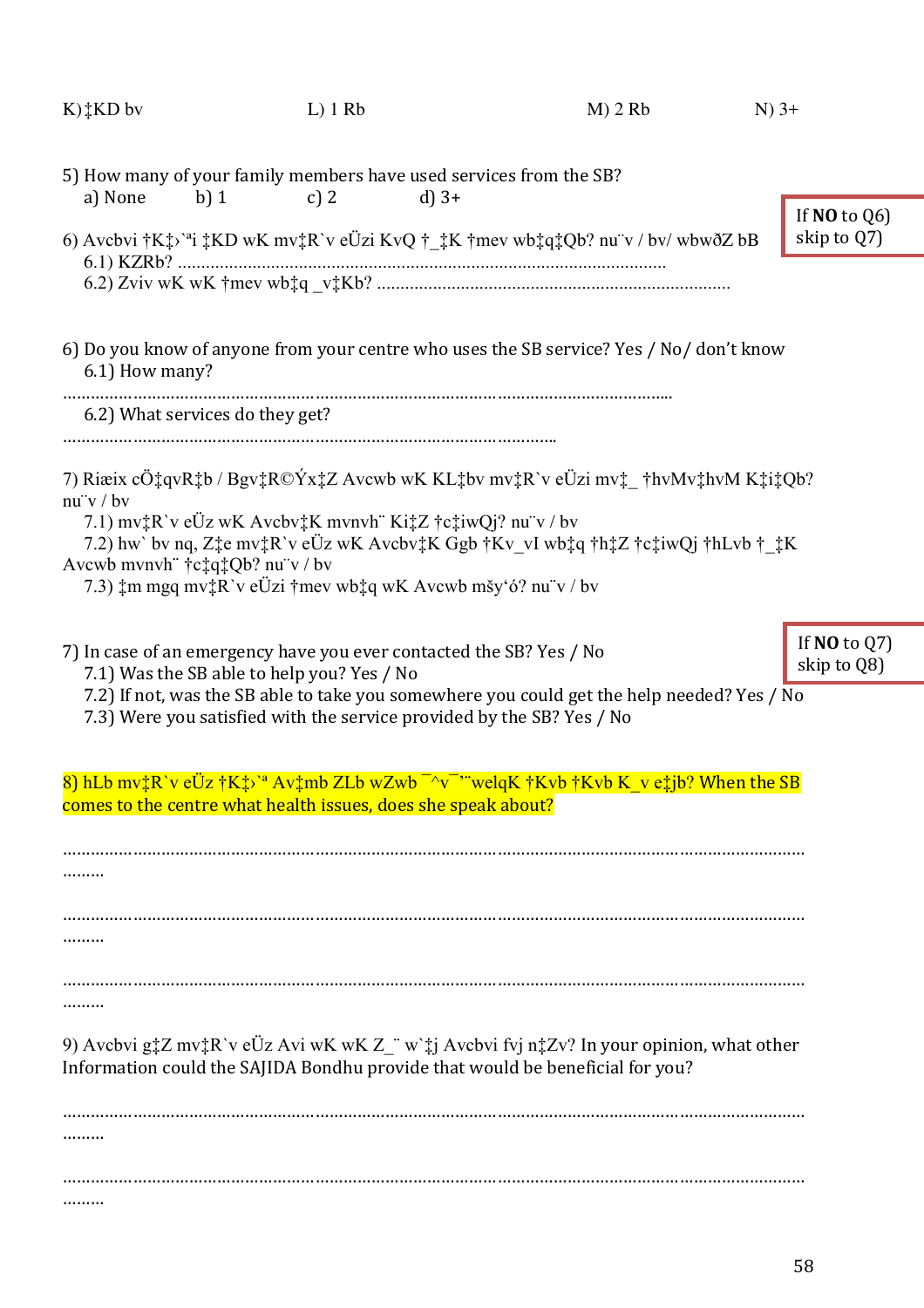K) ‡KD bv L) 1 Rb M) 2 Rb N) 3+

5) How many of your family members have used services from the SB?
a) None b) 1 c) 2 d) 3+

If **NO** to Q6) skip to Q7)

6) Avcbvi †K‡›`ªi ‡KD wK mv‡R`v eÜzi KvQ †_‡K †mev wb‡q‡Qb? nu¨v / bv/ wbwðZ bB
6.1) KZRb? ……………………………………………………………………………………
6.2) Zviv wK wK †mev wb‡q _v‡Kb? ………………………………………………………………

6) Do you know of anyone from your centre who uses the SB service? Yes / No/ don't know
6.1) How many?
…………………………………………………………………………………………………………
6.2) What services do they get?
……………………………………………………………………………………………

7) Riæix cÖ‡qvR‡b / Bgv‡R©Ýx‡Z Avcwb wK KL‡bv mv‡R`v eÜzi mv‡_ †hvMv‡hvM K‡i‡Qb? nu¨v / bv
7.1) mv‡R`v eÜz wK Avcbv‡K mvnvh¨ Ki‡Z †c‡iwQj? nu¨v / bv
7.2) hw` bv nq, Z‡e mv‡R`v eÜz wK Avcbv‡K Ggb †Kv_vI wb‡q †h‡Z †c‡iwQj †hLvb †_‡K Avcwb mvnvh¨ †c‡q‡Qb? nu¨v / bv
7.3) ‡m mgq mv‡R`v eÜzi †mev wb‡q wK Avcwb mšyó? nu¨v / bv

If **NO** to Q7) skip to Q8)

7) In case of an emergency have you ever contacted the SB? Yes / No
7.1) Was the SB able to help you? Yes / No
7.2) If not, was the SB able to take you somewhere you could get the help needed? Yes / No
7.3) Were you satisfied with the service provided by the SB? Yes / No

8) hLb mv‡R`v eÜz †K‡›`ª Av‡mb ZLb wZwb ¯^v¯’¨welqK †Kvb †Kvb K_v e‡jb? When the SB comes to the centre what health issues, does she speak about?

……………………………………………………………………………………………………………………………
………

……………………………………………………………………………………………………………………………
………

……………………………………………………………………………………………………………………………
………

9) Avcbvi g‡Z mv‡R`v eÜz Avi wK wK Z_¨ w`‡j Avcbvi fvj n‡Zv? In your opinion, what other Information could the SAJIDA Bondhu provide that would be beneficial for you?

……………………………………………………………………………………………………………………………
………

……………………………………………………………………………………………………………………………
………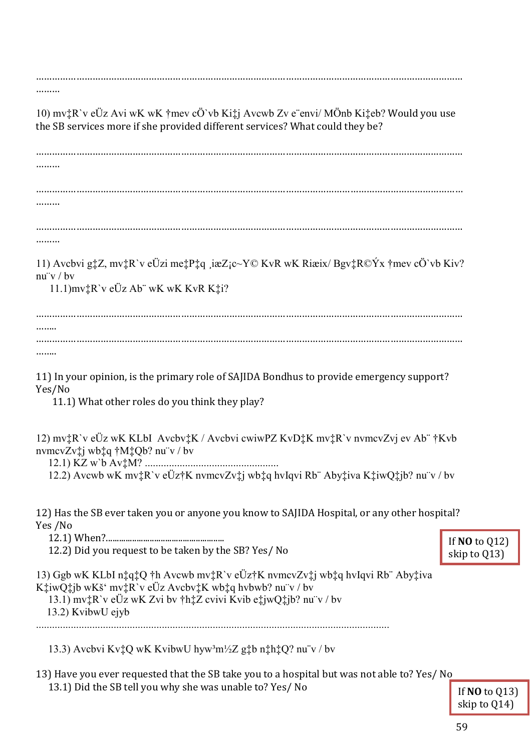……………………………………………………………………………………………………………………………………
………

10) mv‡R`v eÜz Avi wK wK †mev cÖ`vb Ki‡j Avcwb Zv e¨envi/ MÖnb Ki‡eb? Would you use the SB services more if she provided different services? What could they be?

……………………………………………………………………………………………………………………………………
………

……………………………………………………………………………………………………………………………………
………

……………………………………………………………………………………………………………………………………
………

11) Avcbvi g‡Z, mv‡R`v eÜzi me‡P‡q ¸iæZ¡c~Y© KvR wK Riæix/ Bgv‡R©Ýx †mev cÖ`vb Kiv? nu¨v / bv

11.1)mv‡R`v eÜz Ab¨ wK wK KvR K‡i?

……………………………………………………………………………………………………………………………………
……..
……………………………………………………………………………………………………………………………………
……..

11) In your opinion, is the primary role of SAJIDA Bondhus to provide emergency support? Yes/No

11.1) What other roles do you think they play?

12) mv‡R`v eÜz wK KLbI Avcbv‡K / Avcbvi cwiwPZ KvD‡K mv‡R`v nvmcvZvj ev Ab¨ †Kvb nvmcvZv‡j wb‡q †M‡Qb? nu¨v / bv

12.1) KZ w`b Av‡M? ……………………………………………

12.2) Avcwb wK mv‡R`v eÜz†K nvmcvZv‡j wb‡q hvIqvi Rb¨ Aby‡iva K‡iwQ‡jb? nu¨v / bv

12) Has the SB ever taken you or anyone you know to SAJIDA Hospital, or any other hospital? Yes /No

12.1) When?………………………………………

12.2) Did you request to be taken by the SB? Yes/ No

If **NO** to Q12) skip to Q13)

13) Ggb wK KLbI n‡q‡Q †h Avcwb mv‡R`v eÜz†K nvmcvZv‡j wb‡q hvIqvi Rb¨ Aby‡iva K‡iwQ‡jb wKš‘ mv‡R`v eÜz Avcbv‡K wb‡q hvbwb? nu¨v / bv

13.1) mv‡R`v eÜz wK Zvi bv †h‡Z cvivi Kvib e‡jwQ‡jb? nu¨v / bv

13.2) KvibwU ejyb
………………………………………………………………………………………………………………

13.3) Avcbvi Kv‡Q wK KvibwU hyw³m½Z g‡b n‡h‡Q? nu¨v / bv

13) Have you ever requested that the SB take you to a hospital but was not able to? Yes/ No

13.1) Did the SB tell you why she was unable to? Yes/ No

If **NO** to Q13) skip to Q14)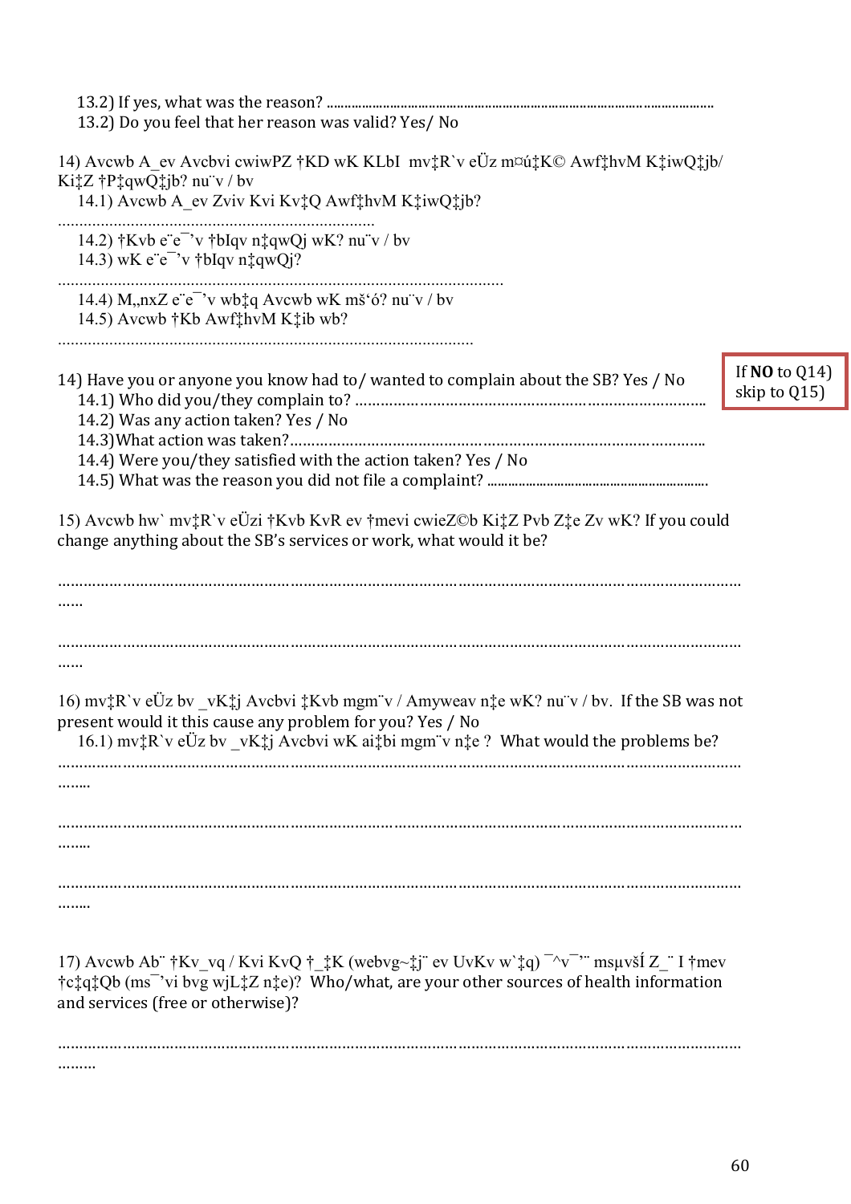13.2) If yes, what was the reason? ..........................................................................................................

13.2) Do you feel that her reason was valid? Yes/ No

14) Avcwb A_ev Avcbvi cwiwPZ †KD wK KLbI mv‡R`v eÜz m¤ú‡K© Awf‡hvM K‡iwQ‡jb/ Ki‡Z †P‡qwQ‡jb? nu¨v / bv

14.1) Avcwb A_ev Zviv Kvi Kv‡Q Awf‡hvM K‡iwQ‡jb?

..........................................................................

14.2) †Kvb e¨e¯’v †bIqv n‡qwQj wK? nu¨v / bv

14.3) wK e¨e¯’v †bIqv n‡qwQj?

..........................................................................................

14.4) M„nxZ e¨e¯’v wb‡q Avcwb wK mš‘ó? nu¨v / bv

14.5) Avcwb †Kb Awf‡hvM K‡ib wb?

..................................................................................

14) Have you or anyone you know had to/ wanted to complain about the SB? Yes / No

If **NO** to Q14) skip to Q15)

14.1) Who did you/they complain to? ..............................................................................

14.2) Was any action taken? Yes / No

14.3)What action was taken?..............................................................................

14.4) Were you/they satisfied with the action taken? Yes / No

14.5) What was the reason you did not file a complaint? ..........................................................

15) Avcwb hw` mv‡R`v eÜzi †Kvb KvR ev †mevi cwieZ©b Ki‡Z Pvb Z‡e Zv wK? If you could change anything about the SB's services or work, what would it be?

..........................................................................................................................................
......

..........................................................................................................................................
......

16) mv‡R`v eÜz bv _vK‡j Avcbvi ‡Kvb mgm¨v / Amyweav n‡e wK? nu¨v / bv. If the SB was not present would it this cause any problem for you? Yes / No

16.1) mv‡R`v eÜz bv _vK‡j Avcbvi wK ai‡bi mgm¨v n‡e ? What would the problems be?

..........................................................................................................................................
........

..........................................................................................................................................
........

..........................................................................................................................................
........

17) Avcwb Ab¨ †Kv_vq / Kvi KvQ †_‡K (webvg~‡j¨ ev UvKv w`‡q) ¯^v¯’¨ msµvšÍ Z_¨ I †mev †c‡q‡Qb (ms¯’vi bvg wjL‡Z n‡e)? Who/what, are your other sources of health information and services (free or otherwise)?

..........................................................................................................................................
.........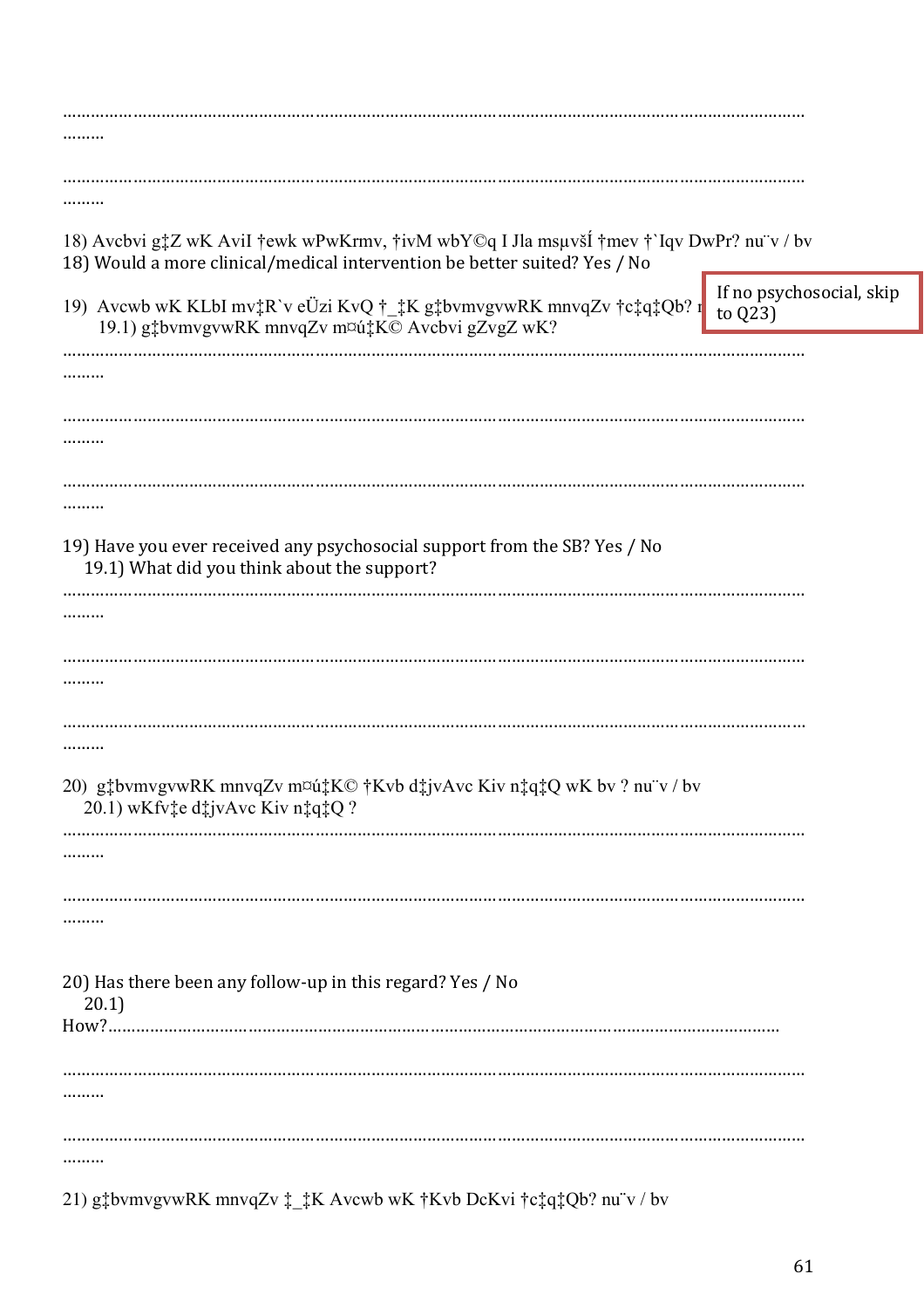……………………………………………………………………………………………………………………………
………

……………………………………………………………………………………………………………………………
………

18) Avcbvi g‡Z wK AviI †ewk wPwKrmv, †ivM wbY©q I Jla msµvšÍ †mev †`Iqv DwPr? nu¨v / bv

18) Would a more clinical/medical intervention be better suited? Yes / No

19) Avcwb wK KLbI mv‡R`v eÜzi KvQ †\_‡K g‡bvmvgvwRK mnvqZv †c‡q‡Qb? n

19.1) g‡bvmvgvwRK mnvqZv m¤ú‡K© Avcbvi gZvgZ wK?

If no psychosocial, skip to Q23)

……………………………………………………………………………………………………………………………
………

……………………………………………………………………………………………………………………………
………

……………………………………………………………………………………………………………………………
………

19) Have you ever received any psychosocial support from the SB? Yes / No

19.1) What did you think about the support?

……………………………………………………………………………………………………………………………
………

……………………………………………………………………………………………………………………………
………

……………………………………………………………………………………………………………………………
………

20) g‡bvmvgvwRK mnvqZv m¤ú‡K© †Kvb d‡jvAvc Kiv n‡q‡Q wK bv ? nu¨v / bv

20.1) wKfv‡e d‡jvAvc Kiv n‡q‡Q ?

……………………………………………………………………………………………………………………………
………

……………………………………………………………………………………………………………………………
………

20) Has there been any follow-up in this regard? Yes / No

20.1) How?……………………………………………………………………………………………………………………

……………………………………………………………………………………………………………………………
………

……………………………………………………………………………………………………………………………
………

21) g‡bvmvgvwRK mnvqZv ‡\_‡K Avcwb wK †Kvb DcKvi †c‡q‡Qb? nu¨v / bv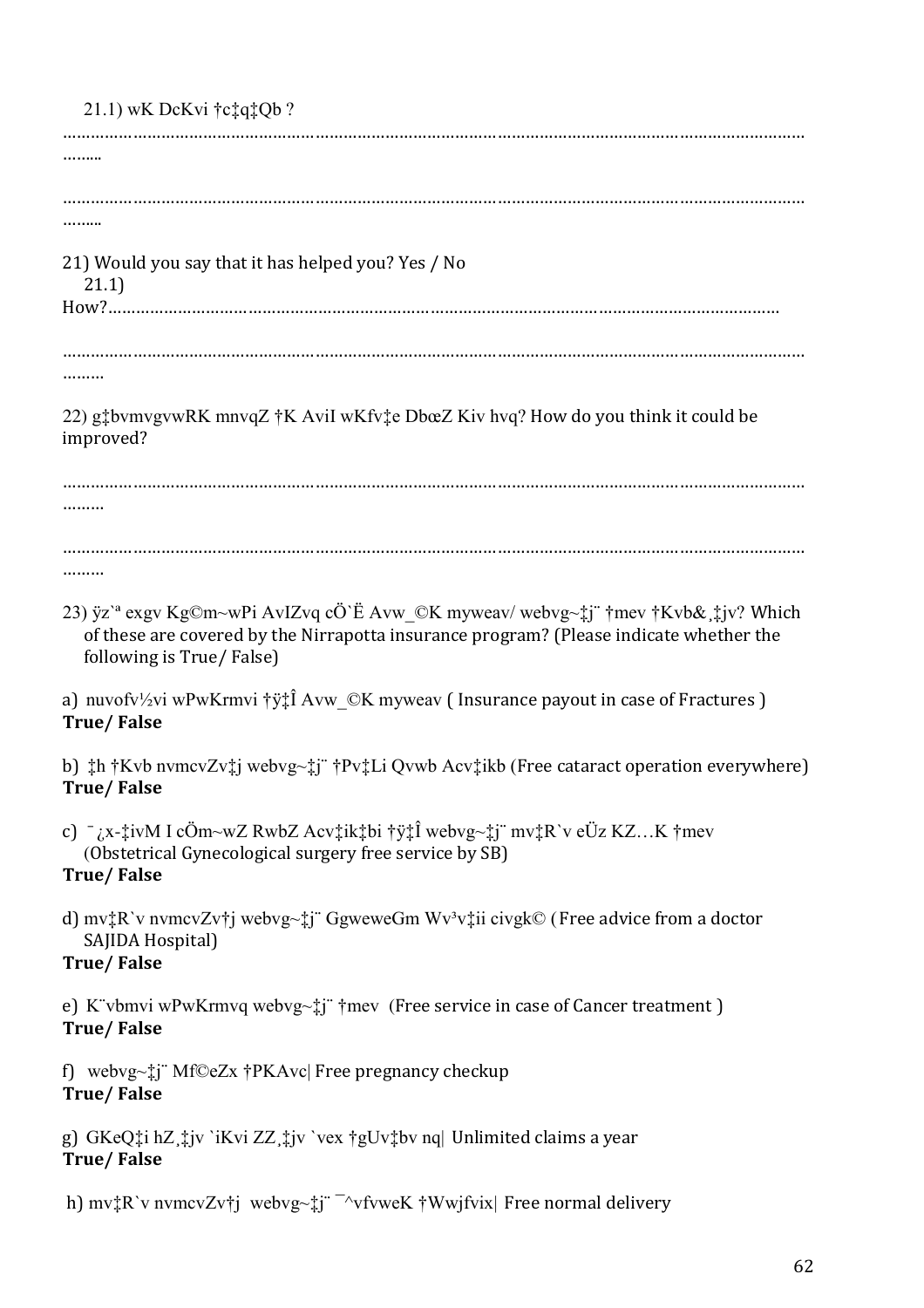21.1) wK DcKvi †c‡q‡Qb ?

…………………………………………………………………………………………………………………………………
……...

…………………………………………………………………………………………………………………………………
……...

21) Would you say that it has helped you? Yes / No

21.1) How?……………………………………………………………………………………………………………………

…………………………………………………………………………………………………………………………………
………

22) g‡bvmvgvwRK mnvqZ †K AviI wKfv‡e DbœZ Kiv hvq? How do you think it could be improved?

…………………………………………………………………………………………………………………………………
………

…………………………………………………………………………………………………………………………………
………

23) ÿz`ª exgv Kg©m~wPi AvIZvq cÖ`Ë Avw_©K myweav/ webvg~‡j¨ †mev †Kvb&¸‡jv? Which of these are covered by the Nirrapotta insurance program? (Please indicate whether the following is True/ False)

a) nuvofv½vi wPwKrmvi †ÿ‡Î Avw_©K myweav ( Insurance payout in case of Fractures )
**True/ False**

b) ‡h †Kvb nvmcvZv‡j webvg~‡j¨ †Pv‡Li Qvwb Acv‡ikb (Free cataract operation everywhere)
**True/ False**

c) ¯¿x-‡ivM I cÖm~wZ RwbZ Acv‡ik‡bi †ÿ‡Î webvg~‡j¨ mv‡R`v eÜz KZ…K †mev (Obstetrical Gynecological surgery free service by SB)
**True/ False**

d) mv‡R`v nvmcvZv†j webvg~‡j¨ GgweweGm Wv³v‡ii civgk© ( Free advice from a doctor SAJIDA Hospital)
**True/ False**

e) K¨vbmvi wPwKrmvq webvg~‡j¨ †mev (Free service in case of Cancer treatment )
**True/ False**

f) webvg~‡j¨ Mf©eZx †PKAvc| Free pregnancy checkup
**True/ False**

g) GKeQ‡i hZ¸‡jv `iKvi ZZ¸‡jv `vex †gUv‡bv nq| Unlimited claims a year
**True/ False**

h) mv‡R`v nvmcvZv†j webvg~‡j¨ ¯^vfvweK †Wwjfvix| Free normal delivery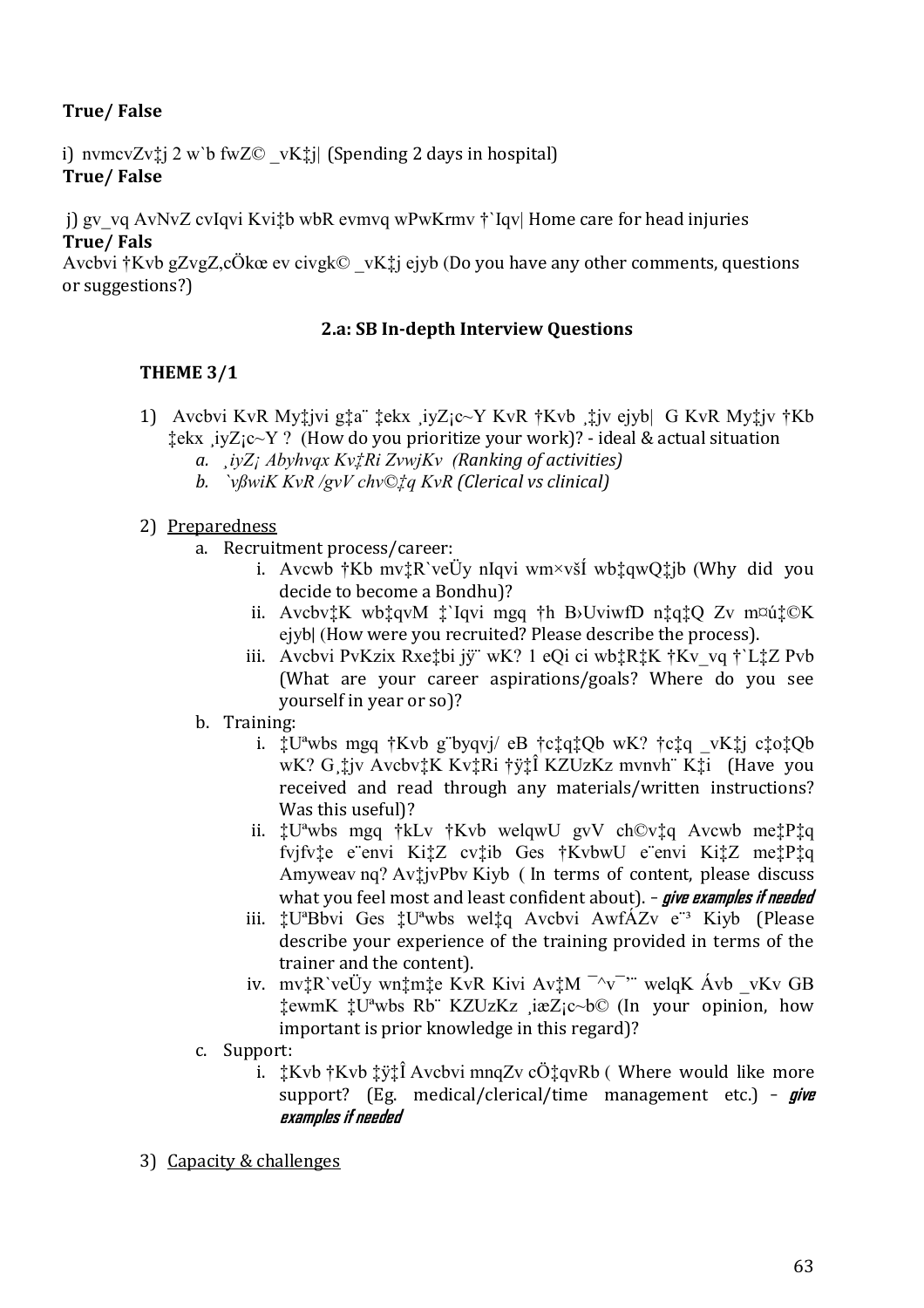**True/ False**

i) nvmcvZv‡j 2 w`b fwZ© _vK‡j| (Spending 2 days in hospital)
**True/ False**

j) gv_vq AvNvZ cvIqvi Kvi‡b wbR evmvq wPwKrmv †`Iqv| Home care for head injuries
**True/ Fals**
Avcbvi †Kvb gZvgZ,cÖkœ ev civgk© _vK‡j ejyb (Do you have any other comments, questions or suggestions?)

### 2.a: SB In-depth Interview Questions

#### THEME 3/1

1) Avcbvi KvR My‡jvi g‡a¨ ‡ekx ¸iyZ¡c~Y KvR †Kvb ¸‡jv ejyb| G KvR My‡jv †Kb ‡ekx ¸iyZ¡c~Y ? (How do you prioritize your work)? - ideal & actual situation
    a. *¸iyZ¡ Abyhvqx Kv‡Ri ZvwjKv (Ranking of activities)*
    b. *`vßwiK KvR /gvV chv©‡q KvR (Clerical vs clinical)*

2) <u>Preparedness</u>
    a. Recruitment process/career:
        i. Avcwb †Kb mv‡R`veÜy nIqvi wm×všÍ wb‡qwQ‡jb (Why did you decide to become a Bondhu)?
        ii. Avcbv‡K wb‡qvM ‡`Iqvi mgq †h B›UviwfD n‡q‡Q Zv m¤ú‡©K ejyb| (How were you recruited? Please describe the process).
        iii. Avcbvi PvKzix Rxe‡bi jÿ¨ wK? 1 eQi ci wb‡R‡K †Kv_vq †`L‡Z Pvb (What are your career aspirations/goals? Where do you see yourself in year or so)?
    b. Training:
        i. ‡Uªwbs mgq †Kvb g¨byqvj/ eB †c‡q‡Qb wK? †c‡q _vK‡j c‡o‡Qb wK? G¸‡jv Avcbv‡K Kv‡Ri †ÿ‡Î KZUzKz mvnvh¨ K‡i (Have you received and read through any materials/written instructions? Was this useful)?
        ii. ‡Uªwbs mgq †kLv †Kvb welqwU gvV ch©v‡q Avcwb me‡P‡q fvjfv‡e e¨envi Ki‡Z cv‡ib Ges †KvbwU e¨envi Ki‡Z me‡P‡q Amyweav nq? Av‡jvPbv Kiyb ( In terms of content, please discuss what you feel most and least confident about). – ***give examples if needed***
        iii. ‡UªBbvi Ges ‡Uªwbs wel‡q Avcbvi AwfÁZv e¨³ Kiyb (Please describe your experience of the training provided in terms of the trainer and the content).
        iv. mv‡R`veÜy wn‡m‡e KvR Kivi Av‡M ¯^v¯’¨ welqK Ávb _vKv GB ‡ewmK ‡Uªwbs Rb¨ KZUzKz ¸iæZ¡c~b© (In your opinion, how important is prior knowledge in this regard)?
    c. Support:
        i. ‡Kvb †Kvb ‡ÿ‡Î Avcbvi mnqZv cÖ‡qvRb ( Where would like more support? (Eg. medical/clerical/time management etc.) – ***give examples if needed***

3) <u>Capacity & challenges</u>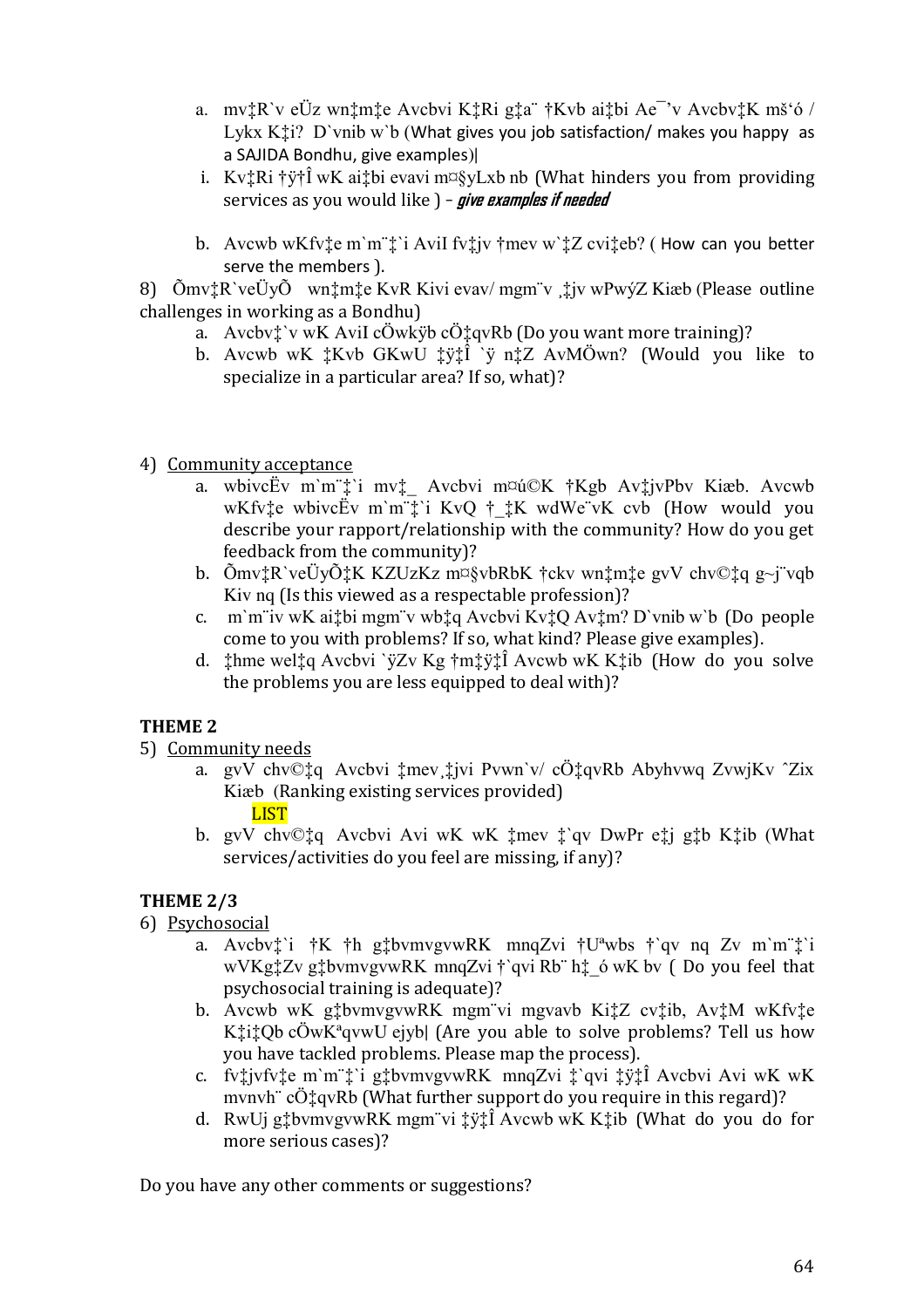a. mv‡R`v eÜz wn‡m‡e Avcbvi K‡Ri g‡a¨ †Kvb ai‡bi Ae¯’v Avcbv‡K mš‘ó / Lykx K‡i? D`vnib w`b (What gives you job satisfaction/ makes you happy as a SAJIDA Bondhu, give examples)|

i. Kv‡Ri †ÿ†Î wK ai‡bi evavi m¤§yLxb nb (What hinders you from providing services as you would like ) – ***give examples if needed***

b. Avcwb wKfv‡e m`m¨‡`i AviI fv‡jv †mev w`‡Z cvi‡eb? ( How can you better serve the members ).

8) Õmv‡R`veÜzÕ wn‡m‡e KvR Kivi evav/ mgm¨v ¸‡jv wPwýZ Kiæb (Please outline challenges in working as a Bondhu)

a. Avcbv‡`v wK AviI cÖwkÿb cÖ‡qvRb (Do you want more training)?

b. Avcwb wK ‡Kvb GKwU ‡ÿ‡Î `ÿ n‡Z AvMÖwn? (Would you like to specialize in a particular area? If so, what)?

4) Community acceptance

a. wbivcËv m`m¨‡`i mv‡_ Avcbvi m¤ú©K †Kgb Av‡jvPbv Kiæb. Avcwb wKfv‡e wbivcËv m`m¨‡`i KvQ †_‡K wdWe¨vK cvb (How would you describe your rapport/relationship with the community? How do you get feedback from the community)?

b. Õmv‡R`veÜzÕ‡K KZUzKz m¤§vbRbK †ckv wn‡m‡e gvV chv©‡q g~j¨vqb Kiv nq (Is this viewed as a respectable profession)?

c. m`m¨iv wK ai‡bi mgm¨v wb‡q Avcbvi Kv‡Q Av‡m? D`vnib w`b (Do people come to you with problems? If so, what kind? Please give examples).

d. ‡hme wel‡q Avcbvi `ÿZv Kg †m‡ÿ‡Î Avcwb wK K‡ib (How do you solve the problems you are less equipped to deal with)?

**THEME 2**

5) Community needs

a. gvV chv©‡q Avcbvi ‡mev¸‡jvi Pvwn`v/ cÖ‡qvRb Abyhvwq ZvwjKv ˆZix Kiæb (Ranking existing services provided)

LIST

b. gvV chv©‡q Avcbvi Avi wK wK ‡mev ‡`qv DwPr e‡j g‡b K‡ib (What services/activities do you feel are missing, if any)?

**THEME 2/3**

6) Psychosocial

a. Avcbv‡`i †K †h g‡bvmvgvwRK mnqZvi †Uªwbs †`qv nq Zv m`m¨‡`i wVKg‡Zv g‡bvmvgvwRK mnqZvi †`qvi Rb¨ h‡_ó wK bv ( Do you feel that psychosocial training is adequate)?

b. Avcwb wK g‡bvmvgvwRK mgm¨vi mgvavb Ki‡Z cv‡ib, Av‡M wKfv‡e K‡i‡Qb cÖwKªqvwU ejyb| (Are you able to solve problems? Tell us how you have tackled problems. Please map the process).

c. fv‡jvfv‡e m`m¨‡`i g‡bvmvgvwRK mnqZvi ‡`qvi ‡ÿ‡Î Avcbvi Avi wK wK mvnvh¨ cÖ‡qvRb (What further support do you require in this regard)?

d. RwUj g‡bvmvgvwRK mgm¨vi ‡ÿ‡Î Avcwb wK K‡ib (What do you do for more serious cases)?

Do you have any other comments or suggestions?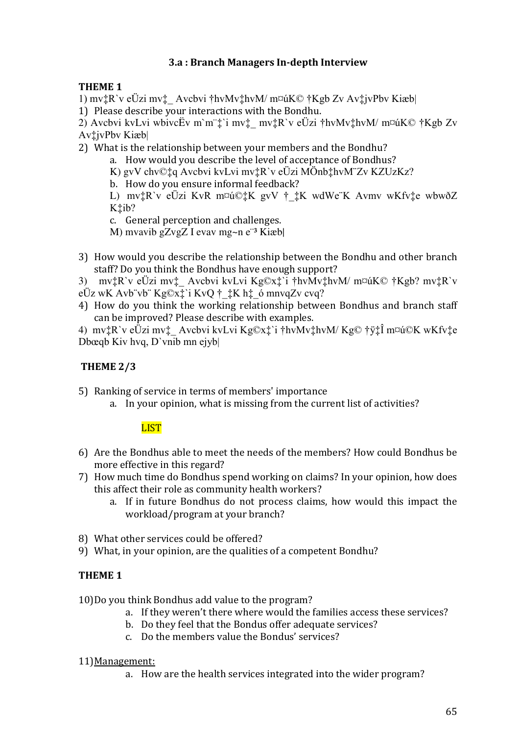### 3.a : Branch Managers In-depth Interview

**THEME 1**

1) mv‡R`v eÜzi mv‡_ Avcbvi †hvMv‡hvM/ m¤úK© †Kgb Zv Av‡jvPbv Kiæb|

1) Please describe your interactions with the Bondhu.

2) Avcbvi kvLvi wbivcËv m`m¨‡`i mv‡_ mv‡R`v eÜzi †hvMv‡hvM/ m¤úK© †Kgb Zv Av‡jvPbv Kiæb|

2) What is the relationship between your members and the Bondhu?

   a. How would you describe the level of acceptance of Bondhus?

   K) gvV chv©‡q Avcbvi kvLvi mv‡R`v eÜzi MÖnb‡hvM¨Zv KZUzKz?

   b. How do you ensure informal feedback?

   L) mv‡R`v eÜzi KvR m¤ú©‡K gvV †_‡K wdWe¨K Avmv wKfv‡e wbwðZ K‡ib?

   c. General perception and challenges.

   M) mvavib gZvgZ I evav mg~n e¨³ Kiæb|

3) How would you describe the relationship between the Bondhu and other branch staff? Do you think the Bondhus have enough support?

3) mv‡R`v eÜzi mv‡_ Avcbvi kvLvi Kg©x‡`i †hvMv‡hvM/ m¤úK© †Kgb? mv‡R`v eÜz wK Avb¨vb¨ Kg©x‡`i KvQ †_‡K h‡_ó mnvqZv cvq?

4) How do you think the working relationship between Bondhus and branch staff can be improved? Please describe with examples.

4) mv‡R`v eÜzi mv‡_ Avcbvi kvLvi Kg©x‡`i †hvMv‡hvM/ Kg© †ÿ‡Î m¤ú©K wKfv‡e Dbœqb Kiv hvq, D`vnib mn ejyb|

**THEME 2/3**

5) Ranking of service in terms of members' importance

   a. In your opinion, what is missing from the current list of activities?

      LIST

6) Are the Bondhus able to meet the needs of the members? How could Bondhus be more effective in this regard?

7) How much time do Bondhus spend working on claims? In your opinion, how does this affect their role as community health workers?

   a. If in future Bondhus do not process claims, how would this impact the workload/program at your branch?

8) What other services could be offered?

9) What, in your opinion, are the qualities of a competent Bondhu?

**THEME 1**

10) Do you think Bondhus add value to the program?

   a. If they weren't there where would the families access these services?

   b. Do they feel that the Bondus offer adequate services?

   c. Do the members value the Bondus' services?

11) Management:

   a. How are the health services integrated into the wider program?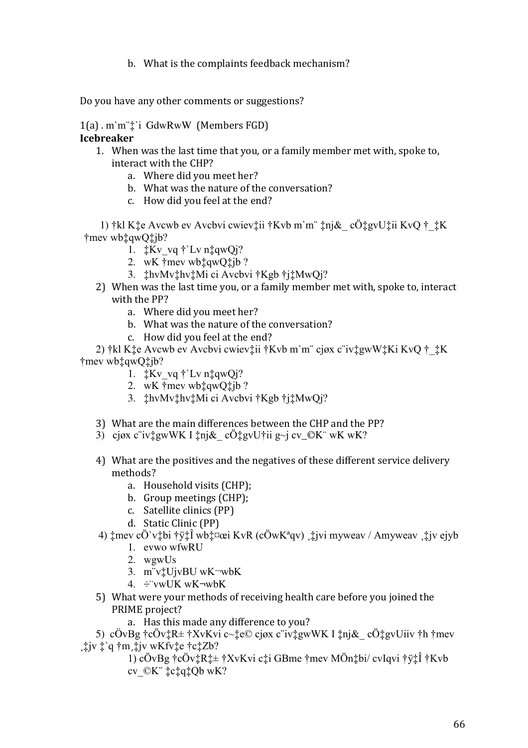b. What is the complaints feedback mechanism?

Do you have any other comments or suggestions?

1(a) . m`m¨‡`i GdwRwW (Members FGD)

**Icebreaker**

1. When was the last time that you, or a family member met with, spoke to, interact with the CHP?
   a. Where did you meet her?
   b. What was the nature of the conversation?
   c. How did you feel at the end?

1) †kl K‡e Avcwb ev Avcbvi cwiev‡ii †Kvb m`m¨ ‡nj&_ cÖ‡gvU‡ii KvQ †_‡K †mev wb‡qwQ‡jb?
   1. ‡Kv_vq †`Lv n‡qwQj?
   2. wK †mev wb‡qwQ‡jb ?
   3. ‡hvMv‡hv‡Mi ci Avcbvi †Kgb †j‡MwQj?

2) When was the last time you, or a family member met with, spoke to, interact with the PP?
   a. Where did you meet her?
   b. What was the nature of the conversation?
   c. How did you feel at the end?

2) †kl K‡e Avcwb ev Avcbvi cwiev‡ii †Kvb m`m¨ cjøx c¨iv‡gwW‡Ki KvQ †_‡K †mev wb‡qwQ‡jb?
   1. ‡Kv_vq †`Lv n‡qwQj?
   2. wK †mev wb‡qwQ‡jb ?
   3. ‡hvMv‡hv‡Mi ci Avcbvi †Kgb †j‡MwQj?

3) What are the main differences between the CHP and the PP?

3) cjøx c¨iv‡gwWK I ‡nj&_ cÖ‡gvU†ii g~j cv_©K¨ wK wK?

4) What are the positives and the negatives of these different service delivery methods?
   a. Household visits (CHP);
   b. Group meetings (CHP);
   c. Satellite clinics (PP)
   d. Static Clinic (PP)

4) ‡mev cÖ`v‡bi †ÿ‡Î wb‡¤œi KvR (cÖwKªqv) ,‡jvi myweav / Amyweav ,‡jv ejyb
   1. evwo wfwRU
   2. wgwUs
   3. m¨v‡UjvBU wK¬wbK
   4. ÷¨vwUK wK¬wbK

5) What were your methods of receiving health care before you joined the PRIME project?
   a. Has this made any difference to you?

5) cÖvBg †cÖv‡R± †XvKvi c~‡e© cjøx c¨iv‡gwWK I ‡nj&_ cÖ‡gvUiiv †h †mev ,‡jv ‡`q †m,‡jv wKfv‡e †c‡Zb?
   1) cÖvBg †cÖv‡R‡± †XvKvi c‡i GBme †mev MÖn‡bi/ cvIqvi †ÿ‡Î †Kvb cv_©K¨ ‡c‡q‡Qb wK?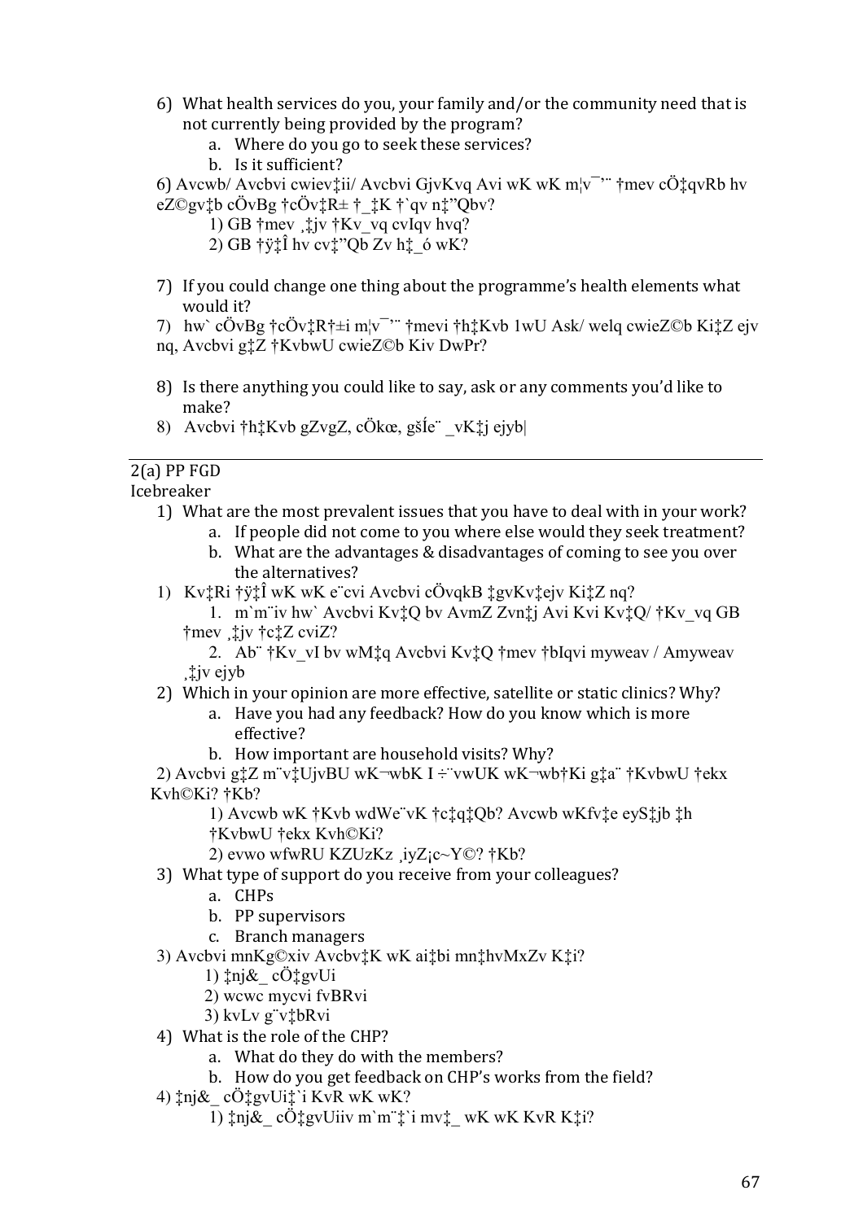6) What health services do you, your family and/or the community need that is not currently being provided by the program?
    a. Where do you go to seek these services?
    b. Is it sufficient?

6) Avcwb/ Avcbvi cwiev‡ii/ Avcbvi GjvKvq Avi wK wK m¦v¯’¨ †mev cÖ‡qvRb hv eZ©gv‡b cÖvBg †cÖv‡R± †_‡K †`qv n‡”Qbv?
    1) GB †mev ,‡jv †Kv_vq cvIqv hvq?
    2) GB †ÿ‡Î hv cv‡”Qb Zv h‡_ó wK?

7) If you could change one thing about the programme's health elements what would it?

7) hw` cÖvBg †cÖv‡R†±i m¦v¯’¨ †mevi †h‡Kvb 1wU Ask/ welq cwieZ©b Ki‡Z ejv nq, Avcbvi g‡Z †KvbwU cwieZ©b Kiv DwPr?

8) Is there anything you could like to say, ask or any comments you'd like to make?

8) Avcbvi †h‡Kvb gZvgZ, cÖkœ, gšÍe¨ _vK‡j ejyb|

---

2(a) PP FGD

Icebreaker

1) What are the most prevalent issues that you have to deal with in your work?
    a. If people did not come to you where else would they seek treatment?
    b. What are the advantages & disadvantages of coming to see you over the alternatives?

1) Kv‡Ri †ÿ‡Î wK wK e¨cvi Avcbvi cÖvqkB ‡gvKv‡ejv Ki‡Z nq?
    1. m`m¨iv hw` Avcbvi Kv‡Q bv AvmZ Zvn‡j Avi Kvi Kv‡Q/ †Kv_vq GB †mev ,‡jv †c‡Z cviZ?
    2. Ab¨ †Kv_vI bv wM‡q Avcbvi Kv‡Q †mev †bIqvi myweav / Amyweav ,‡jv ejyb

2) Which in your opinion are more effective, satellite or static clinics? Why?
    a. Have you had any feedback? How do you know which is more effective?
    b. How important are household visits? Why?

2) Avcbvi g‡Z m¨v‡UjvBU wK¬wbK I ÷¨vwUK wK¬wb†Ki g‡a¨ †KvbwU †ekx Kvh©Ki? †Kb?
    1) Avcwb wK †Kvb wdWe¨vK †c‡q‡Qb? Avcwb wKfv‡e eyS‡jb ‡h †KvbwU †ekx Kvh©Ki?
    2) evwo wfwRU KZUzKz ,iyZ¡c~Y©? †Kb?

3) What type of support do you receive from your colleagues?
    a. CHPs
    b. PP supervisors
    c. Branch managers

3) Avcbvi mnKg©xiv Avcbv‡K wK ai‡bi mn‡hvMxZv K‡i?
    1) ‡nj&_ cÖ‡gvUi
    2) wcwc mycvi fvBRvi
    3) kvLv g¨v‡bRvi

4) What is the role of the CHP?
    a. What do they do with the members?
    b. How do you get feedback on CHP's works from the field?

4) ‡nj&_ cÖ‡gvUi‡`i KvR wK wK?
    1) ‡nj&_ cÖ‡gvUiiv m`m¨‡`i mv‡_ wK wK KvR K‡i?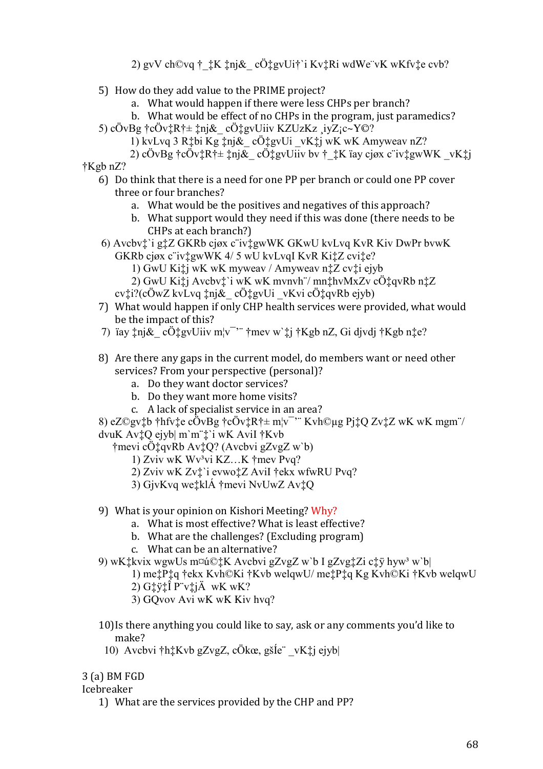2) gvV ch©vq †_‡K ‡nj&_ cÖ‡gvUi†`i Kv‡Ri wdWe¨vK wKfv‡e cvb?

5) How do they add value to the PRIME project?
   a. What would happen if there were less CHPs per branch?
   b. What would be effect of no CHPs in the program, just paramedics?

5) cÖvBg †cÖv‡R†± ‡nj&_ cÖ‡gvUiiv KZUzKz ¸iyZ¡c~Y©?
   1) kvLvq 3 R‡bi Kg ‡nj&_ cÖ‡gvUi _vK‡j wK wK Amyweav nZ?
   2) cÖvBg †cÖv‡R†± ‡nj&_ cÖ‡gvUiiv bv †_‡K ïay cjøx c¨iv‡gwWK _vK‡j †Kgb nZ?

6) Do think that there is a need for one PP per branch or could one PP cover three or four branches?
   a. What would be the positives and negatives of this approach?
   b. What support would they need if this was done (there needs to be CHPs at each branch?)

6) Avcbv‡`i g‡Z GKRb cjøx c¨iv‡gwWK GKwU kvLvq KvR Kiv DwPr bvwK GKRb cjøx c¨iv‡gwWK 4/ 5 wU kvLvqI KvR Ki‡Z cvi‡e?
   1) GwU Ki‡j wK wK myweav / Amyweav n‡Z cv‡i ejyb
   2) GwU Ki‡j Avcbv‡`i wK wK mvnvh¨/ mn‡hvMxZv cÖ‡qvRb n‡Z cv‡i?(cÖwZ kvLvq ‡nj&_ cÖ‡gvUi _vKvi cÖ‡qvRb ejyb)

7) What would happen if only CHP health services were provided, what would be the impact of this?

7) ïay ‡nj&_ cÖ‡gvUiiv m¦v¯’¨ †mev w`‡j †Kgb nZ, Gi djvdj †Kgb n‡e?

8) Are there any gaps in the current model, do members want or need other services? From your perspective (personal)?
   a. Do they want doctor services?
   b. Do they want more home visits?
   c. A lack of specialist service in an area?

8) eZ©gv‡b †hfv‡e cÖvBg †cÖv‡R†± m¦v¯’¨ Kvh©µg Pj‡Q Zv‡Z wK wK mgm¨/ dvuK Av‡Q ejyb| m`m¨‡`i wK AviI †Kvb †mevi cÖ‡qvRb Av‡Q? (Avcbvi gZvgZ w`b)
   1) Zviv wK Wv³vi KZ…K †mev Pvq?
   2) Zviv wK Zv‡`i evwo‡Z AviI †ekx wfwRU Pvq?
   3) GjvKvq we‡klÁ †mevi NvUwZ Av‡Q

9) What is your opinion on Kishori Meeting? Why?
   a. What is most effective? What is least effective?
   b. What are the challenges? (Excluding program)
   c. What can be an alternative?

9) wK‡kvix wgwUs m¤ú©‡K Avcbvi gZvgZ w`b I gZvg‡Zi c‡ÿ hyw³ w`b|
   1) me‡P‡q †ekx Kvh©Ki †Kvb welqwU/ me‡P‡q Kg Kvh©Ki †Kvb welqwU
   2) G‡ÿ‡Î P¨v‡jÄ wK wK?
   3) GQvov Avi wK wK Kiv hvq?

10) Is there anything you could like to say, ask or any comments you'd like to make?

10) Avcbvi †h‡Kvb gZvgZ, cÖkœ, gšÍe¨ _vK‡j ejyb|

3 (a) BM FGD

Icebreaker

1) What are the services provided by the CHP and PP?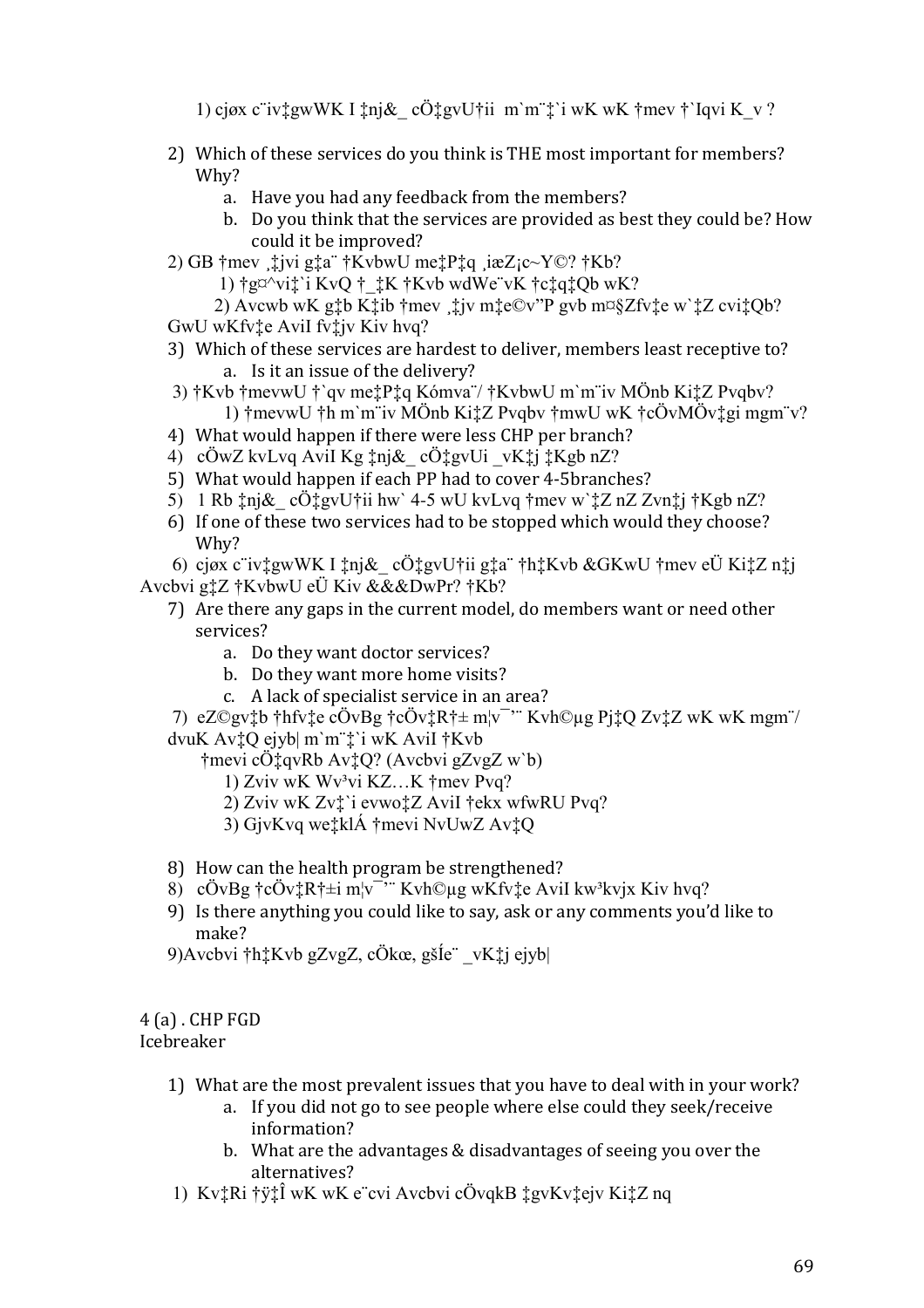1) cjøx c¨iv‡gwWK I ‡nj&_ cÖ‡gvU†ii m`m¨‡`i wK wK †mev †`Iqvi K_v ?

2) Which of these services do you think is THE most important for members? Why?
   a. Have you had any feedback from the members?
   b. Do you think that the services are provided as best they could be? How could it be improved?

2) GB †mev ¸‡jvi g‡a¨ †KvbwU me‡P‡q ¸iæZ¡c~Y©? †Kb?
   1) †g¤^vi‡`i KvQ †_‡K †Kvb wdWe¨vK †c‡q‡Qb wK?
   2) Avcwb wK g‡b K‡ib †mev ¸‡jv m‡e©v"P gvb m¤§Zfv‡e w`‡Z cvi‡Qb? GwU wKfv‡e AviI fv‡jv Kiv hvq?

3) Which of these services are hardest to deliver, members least receptive to?
   a. Is it an issue of the delivery?

3) †Kvb †mevwU †`qv me‡P‡q Kómva¨/ †KvbwU m`m¨iv MÖnb Ki‡Z Pvqbv?
   1) †mevwU †h m`m¨iv MÖnb Ki‡Z Pvqbv †mwU wK †cÖvMÖv‡gi mgm¨v?

4) What would happen if there were less CHP per branch?

4) cÖwZ kvLvq AviI Kg ‡nj&_ cÖ‡gvUi _vK‡j ‡Kgb nZ?

5) What would happen if each PP had to cover 4-5branches?

5) 1 Rb ‡nj&_ cÖ‡gvU†ii hw` 4-5 wU kvLvq †mev w`‡Z nZ Zvn‡j †Kgb nZ?

6) If one of these two services had to be stopped which would they choose? Why?

6) cjøx c¨iv‡gwWK I ‡nj&_ cÖ‡gvU†ii g‡a¨ †h‡Kvb &GKwU †mev eÜ Ki‡Z n‡j Avcbvi g‡Z †KvbwU eÜ Kiv &&&DwPr? †Kb?

7) Are there any gaps in the current model, do members want or need other services?
   a. Do they want doctor services?
   b. Do they want more home visits?
   c. A lack of specialist service in an area?

7) eZ©gv‡b †hfv‡e †cÖvBg †cÖv‡R†± m¦v¯’¨ Kvh©µg Pj‡Q Zv‡Z wK wK mgm¨/ dvuK Av‡Q ejyb| m`m¨‡`i wK AviI †Kvb †mevi cÖ‡qvRb Av‡Q? (Avcbvi gZvgZ w`b)
   1) Zviv wK Wv³vi KZ…K †mev Pvq?
   2) Zviv wK Zv‡`i evwo‡Z AviI †ekx wfwRU Pvq?
   3) GjvKvq we‡klÁ †mevi NvUwZ Av‡Q

8) How can the health program be strengthened?

8) cÖvBg †cÖv‡R†±i m¦v¯’¨ Kvh©µg wKfv‡e AviI kw³kvjx Kiv hvq?

9) Is there anything you could like to say, ask or any comments you'd like to make?

9)Avcbvi †h‡Kvb gZvgZ, cÖkœ, gšÍe¨ _vK‡j ejyb|

4 (a) . CHP FGD

Icebreaker

1) What are the most prevalent issues that you have to deal with in your work?
   a. If you did not go to see people where else could they seek/receive information?
   b. What are the advantages & disadvantages of seeing you over the alternatives?

1) Kv‡Ri †ÿ‡Î wK wK e¨cvi Avcbvi cÖvqkB ‡gvKv‡ejv Ki‡Z nq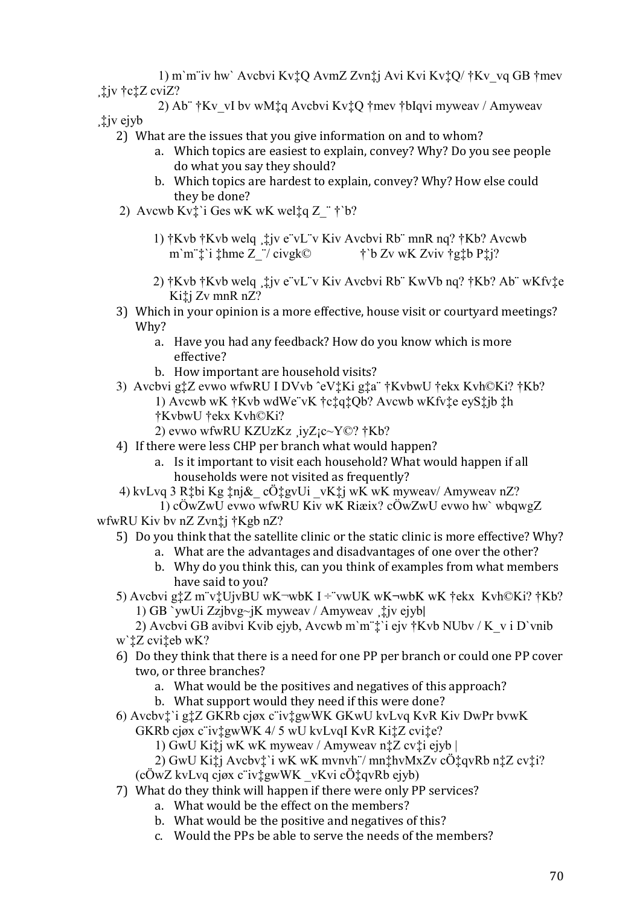1) m`m¨iv hw` Avcbvi Kv‡Q AvmZ Zvn‡j Avi Kvi Kv‡Q/ †Kv_vq GB †mev ‚‡jv †c‡Z cviZ?

2) Ab¨ †Kv_vI bv wM‡q Avcbvi Kv‡Q †mev †bIqvi myweav / Amyweav ‚‡jv ejyb

2) What are the issues that you give information on and to whom?
   a. Which topics are easiest to explain, convey? Why? Do you see people do what you say they should?
   b. Which topics are hardest to explain, convey? Why? How else could they be done?

2) Avcwb Kv‡`i Ges wK wK wel‡q Z_¨ †`b?

   1) †Kvb †Kvb welq ‚‡jv e¨vL¨v Kiv Avcbvi Rb¨ mnR nq? †Kb? Avcwb m`m¨‡`i ‡hme Z_¨/ civgk© †`b Zv wK Zviv †g‡b P‡j?

   2) †Kvb †Kvb welq ‚‡jv e¨vL¨v Kiv Avcbvi Rb¨ KwVb nq? †Kb? Ab¨ wKfv‡e Ki‡j Zv mnR nZ?

3) Which in your opinion is a more effective, house visit or courtyard meetings? Why?
   a. Have you had any feedback? How do you know which is more effective?
   b. How important are household visits?

3) Avcbvi g‡Z evwo wfwRU I DVvb ˆeV‡Ki g‡a¨ †KvbwU †ekx Kvh©Ki? †Kb?

   1) Avcwb wK †Kvb wdWe¨vK †c‡q‡Qb? Avcwb wKfv‡e eyS‡jb ‡h †KvbwU †ekx Kvh©Ki?

   2) evwo wfwRU KZUzKz ‚iyZ¡c~Y©? †Kb?

4) If there were less CHP per branch what would happen?
   a. Is it important to visit each household? What would happen if all households were not visited as frequently?

4) kvLvq 3 R‡bi Kg ‡nj&_ cÖ‡gvUi _vK‡j wK wK myweav/ Amyweav nZ?

   1) cÖwZwU evwo wfwRU Kiv wK Riæix? cÖwZwU evwo hw` wbqwgZ wfwRU Kiv bv nZ Zvn‡j †Kgb nZ?

5) Do you think that the satellite clinic or the static clinic is more effective? Why?
   a. What are the advantages and disadvantages of one over the other?
   b. Why do you think this, can you think of examples from what members have said to you?

5) Avcbvi g‡Z m¨v‡UjvBU wK¬wbK I ÷¨vwUK wK¬wbK wK †ekx Kvh©Ki? †Kb?

   1) GB `ywUi Zzjbvg~jK myweav / Amyweav ‚‡jv ejyb|

   2) Avcbvi GB avibvi Kvib ejyb, Avcwb m`m¨‡`i ejv †Kvb NUbv / K_v i D`vnib w`‡Z cvi‡eb wK?

6) Do they think that there is a need for one PP per branch or could one PP cover two, or three branches?
   a. What would be the positives and negatives of this approach?
   b. What support would they need if this were done?

6) Avcbv‡`i g‡Z GKRb cjøx c¨iv‡gwWK GKwU kvLvq KvR Kiv DwPr bvwK GKRb cjøx c¨iv‡gwWK 4/ 5 wU kvLvqI KvR Ki‡Z cvi‡e?

   1) GwU Ki‡j wK wK myweav / Amyweav n‡Z cv‡i ejyb |

   2) GwU Ki‡j Avcbv‡`i wK wK mvnvh¨/ mn‡hvMxZv cÖ‡qvRb n‡Z cv‡i? (cÖwZ kvLvq cjøx c¨iv‡gwWK _vKvi cÖ‡qvRb ejyb)

7) What do they think will happen if there were only PP services?
   a. What would be the effect on the members?
   b. What would be the positive and negatives of this?
   c. Would the PPs be able to serve the needs of the members?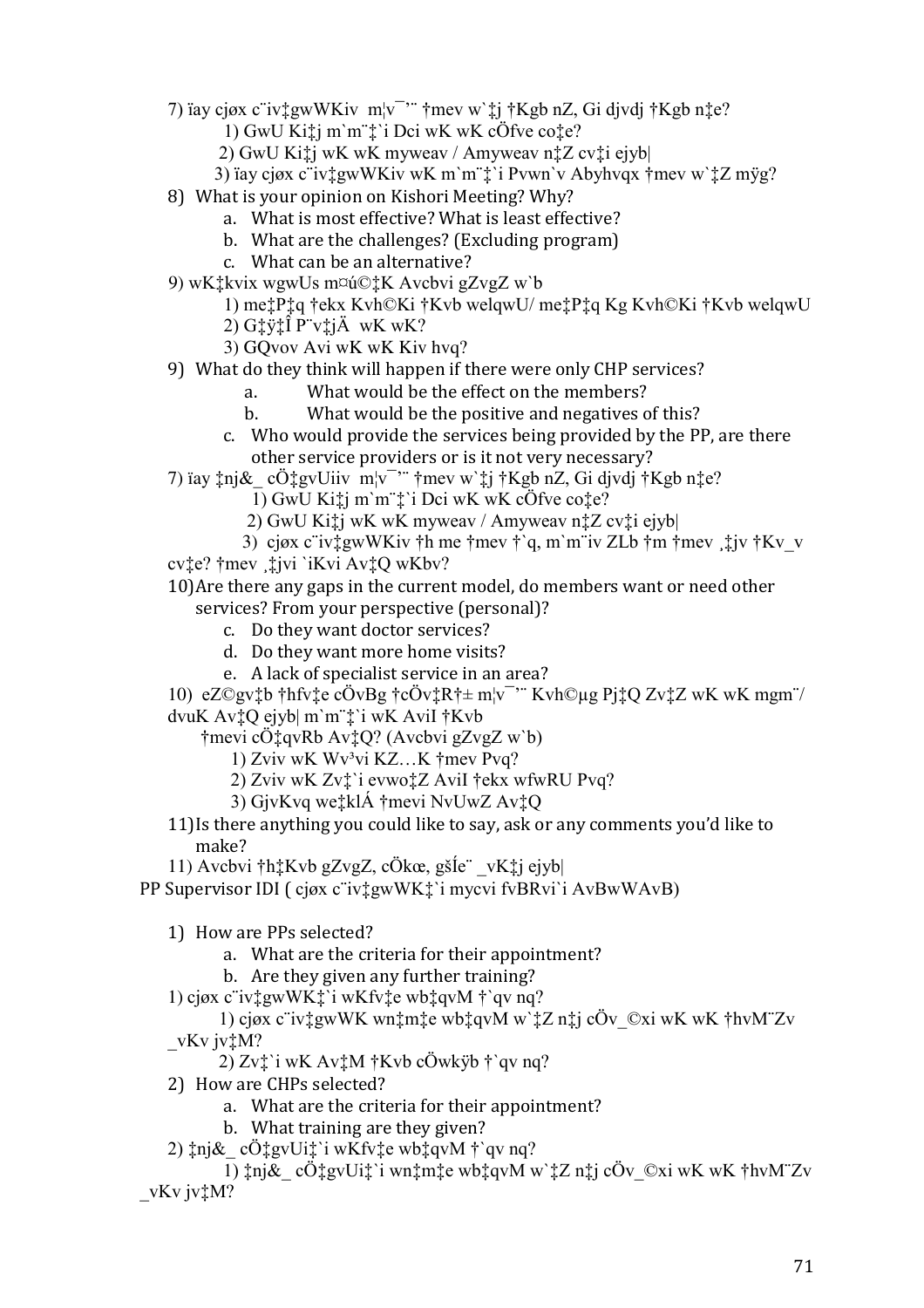7) ïay cjøx c¨iv‡gwWKiv m¦v¯’¨ †mev w`‡j †Kgb nZ, Gi djvdj †Kgb n‡e?

1) GwU Ki‡j m`m¨‡`i Dci wK wK cÖfve co‡e?

2) GwU Ki‡j wK wK myweav / Amyweav n‡Z cv‡i ejyb|

3) ïay cjøx c¨iv‡gwWKiv wK m`m¨‡`i Pvwn`v Abyhvqx †mev w`‡Z mÿg?

8) What is your opinion on Kishori Meeting? Why?
   a. What is most effective? What is least effective?
   b. What are the challenges? (Excluding program)
   c. What can be an alternative?

9) wK‡kvix wgwUs m¤úK©‡K Avcbvi gZvgZ w`b

1) me‡P‡q †ekx Kvh©Ki †Kvb welqwU/ me‡P‡q Kg Kvh©Ki †Kvb welqwU

2) G‡ÿ‡Î P¨v‡jÄ wK wK?

3) GQvov Avi wK wK Kiv hvq?

9) What do they think will happen if there were only CHP services?
   a. What would be the effect on the members?
   b. What would be the positive and negatives of this?
   c. Who would provide the services being provided by the PP, are there other service providers or is it not very necessary?

7) ïay ‡nj&_ cÖ‡gvUiiv m¦v¯’¨ †mev w`‡j †Kgb nZ, Gi djvdj †Kgb n‡e?

1) GwU Ki‡j m`m¨‡`i Dci wK wK cÖfve co‡e?

2) GwU Ki‡j wK wK myweav / Amyweav n‡Z cv‡i ejyb|

3) cjøx c¨iv‡gwWKiv †h me †mev †`q, m`m¨iv ZLb †m †mev ,‡jv †Kv_v cv‡e? †mev ,‡jvi `iKvi Av‡Q wKbv?

10) Are there any gaps in the current model, do members want or need other services? From your perspective (personal)?
   c. Do they want doctor services?
   d. Do they want more home visits?
   e. A lack of specialist service in an area?

10) eZ©gv‡b †hfv‡e cÖvBg †cÖv‡R†± m¦v¯’¨ Kvh©µg Pj‡Q Zv‡Z wK wK mgm¨/ dvuK Av‡Q ejyb| m`m¨‡`i wK AviI †Kvb †mevi cÖ‡qvRb Av‡Q? (Avcbvi gZvgZ w`b)

1) Zviv wK Wv³vi KZ…K †mev Pvq?

2) Zviv wK Zv‡`i evwo‡Z AviI †ekx wfwRU Pvq?

3) GjvKvq we‡klÁ †mevi NvUwZ Av‡Q

11) Is there anything you could like to say, ask or any comments you'd like to make?

11) Avcbvi †h‡Kvb gZvgZ, cÖkœ, gšÍe¨ _vK‡j ejyb|

PP Supervisor IDI ( cjøx c¨iv‡gwWK‡`i mycvi fvBRvi`i AvBwWAvB)

1) How are PPs selected?
   a. What are the criteria for their appointment?
   b. Are they given any further training?

1) cjøx c¨iv‡gwWK‡`i wKfv‡e wb‡qvM †`qv nq?

1) cjøx c¨iv‡gwWK wn‡m‡e wb‡qvM w`‡Z n‡j cÖv_©xi wK wK †hvM¨Zv _vKv jv‡M?

2) Zv‡`i wK Av‡M †Kvb cÖwkÿb †`qv nq?

2) How are CHPs selected?
   a. What are the criteria for their appointment?
   b. What training are they given?

2) ‡nj&_ cÖ‡gvUi‡`i wKfv‡e wb‡qvM †`qv nq?

1) ‡nj&_ cÖ‡gvUi‡`i wn‡m‡e wb‡qvM w`‡Z n‡j cÖv_©xi wK wK †hvM¨Zv _vKv jv‡M?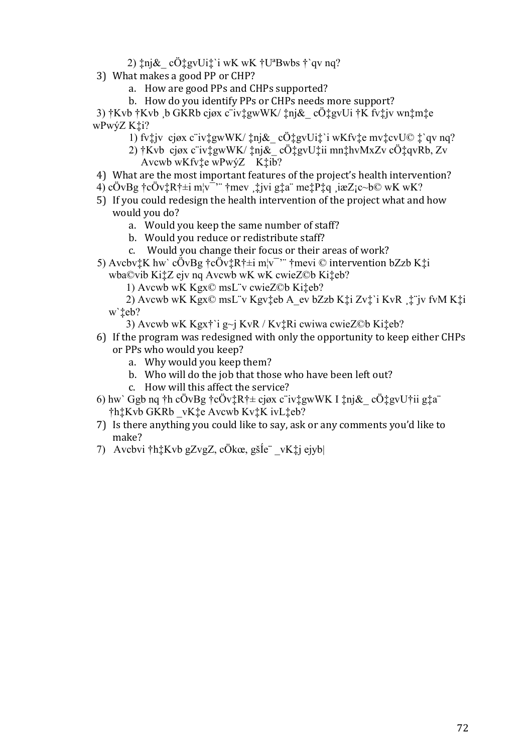2) ‡nj&_ cÖ‡gvUi‡`i wK wK †Uªwbs †`qv nq?

3) What makes a good PP or CHP?
   a. How are good PPs and CHPs supported?
   b. How do you identify PPs or CHPs needs more support?

3) †Kvb †Kvb ¸b GKRb cjøx c¨iv‡gwWK/ ‡nj&_ cÖ‡gvUi †K fv‡jv wn‡m‡e wPwýZ K‡i?
   1) fv‡jv cjøx c¨iv‡gwWK/ ‡nj&_ cÖ‡gvUi‡`i wKfv‡e mv‡cvU© ‡`qv nq?
   2) †Kvb cjøx c¨iv‡gwWK/ ‡nj&_ cÖ‡gvU‡ii mn‡hvMxZv cÖ‡qvRb, Zv Avcwb wKfv‡e wPwýZ K‡ib?

4) What are the most important features of the project's health intervention?

4) cÖvBg †cÖv‡R†±i m¦v¯'¨ †mev ¸‡jvi g‡a¨ me‡P‡q ¸iæZ¡c~b© wK wK?

5) If you could redesign the health intervention of the project what and how would you do?
   a. Would you keep the same number of staff?
   b. Would you reduce or redistribute staff?
   c. Would you change their focus or their areas of work?

5) Avcbv‡K hw` cÖvBg †cÖv‡R†±i m¦v¯'¨ †mevi © intervention bZzb K‡i wba©vib Ki‡Z ejv nq Avcwb wK wK cwieZ©b Ki‡eb?
   1) Avcwb wK Kgx© msL¨v cwieZ©b Ki‡eb?
   2) Avcwb wK Kgx© msL¨v Kgv‡eb A_ev bZzb K‡i Zv‡`i KvR ¸‡¨jv fvM K‡i w`‡eb?
   3) Avcwb wK Kgx†`i g~j KvR / Kv‡Ri cwiwa cwieZ©b Ki‡eb?

6) If the program was redesigned with only the opportunity to keep either CHPs or PPs who would you keep?
   a. Why would you keep them?
   b. Who will do the job that those who have been left out?
   c. How will this affect the service?

6) hw` Ggb nq †h cÖvBg †cÖv‡R†± cjøx c¨iv‡gwWK I ‡nj&_ cÖ‡gvU†ii g‡a¨ †h‡Kvb GKRb _vK‡e Avcwb Kv‡K ivL‡eb?

7) Is there anything you could like to say, ask or any comments you'd like to make?

7) Avcbvi †h‡Kvb gZvgZ, cÖkœ, gšÍe¨ _vK‡j ejyb|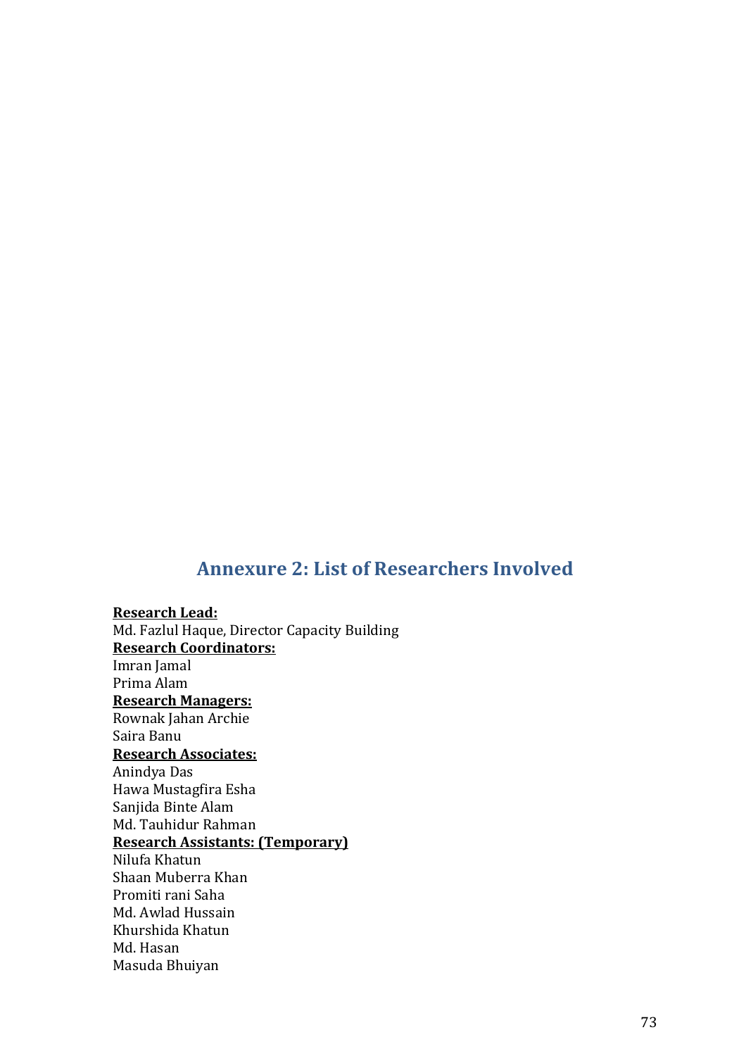## Annexure 2: List of Researchers Involved

**Research Lead:**
Md. Fazlul Haque, Director Capacity Building

**Research Coordinators:**
Imran Jamal
Prima Alam

**Research Managers:**
Rownak Jahan Archie
Saira Banu

**Research Associates:**
Anindya Das
Hawa Mustagfira Esha
Sanjida Binte Alam
Md. Tauhidur Rahman

**Research Assistants: (Temporary)**
Nilufa Khatun
Shaan Muberra Khan
Promiti rani Saha
Md. Awlad Hussain
Khurshida Khatun
Md. Hasan
Masuda Bhuiyan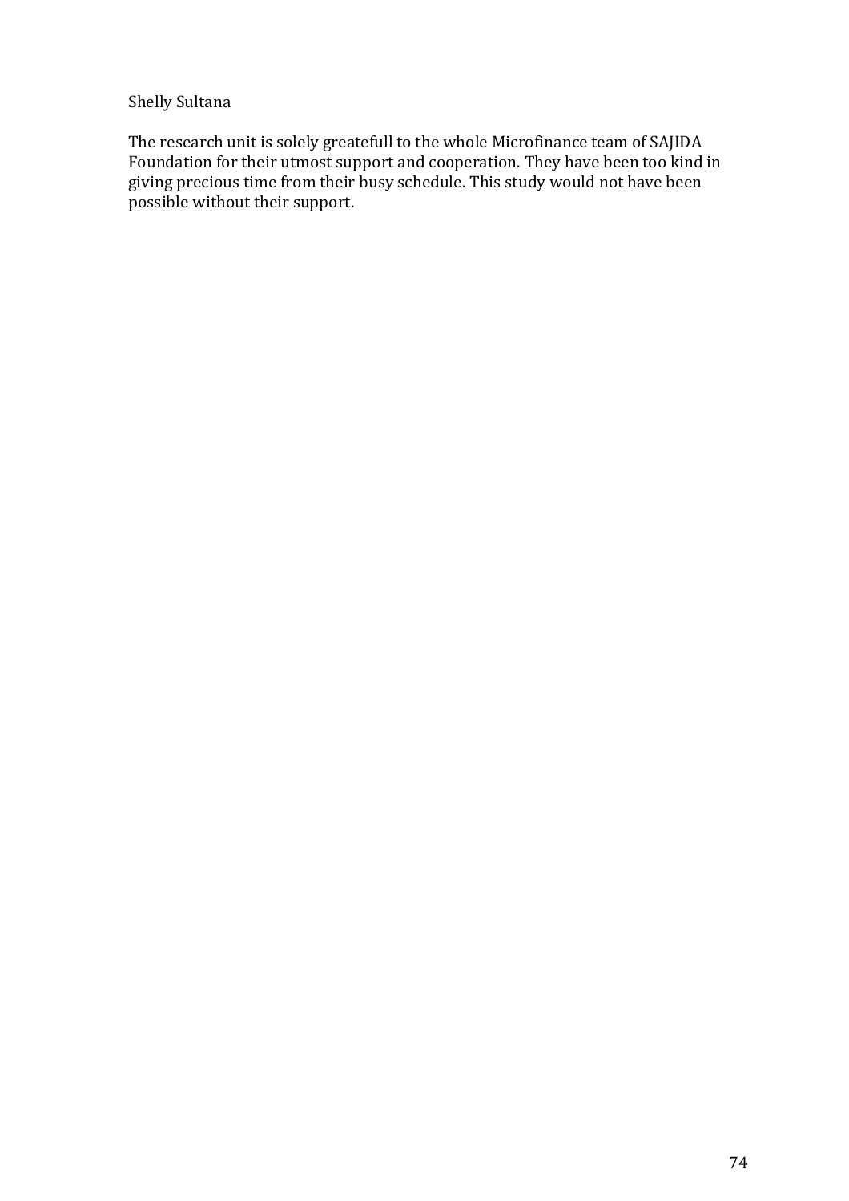Shelly Sultana

The research unit is solely greatefull to the whole Microfinance team of SAJIDA Foundation for their utmost support and cooperation. They have been too kind in giving precious time from their busy schedule. This study would not have been possible without their support.